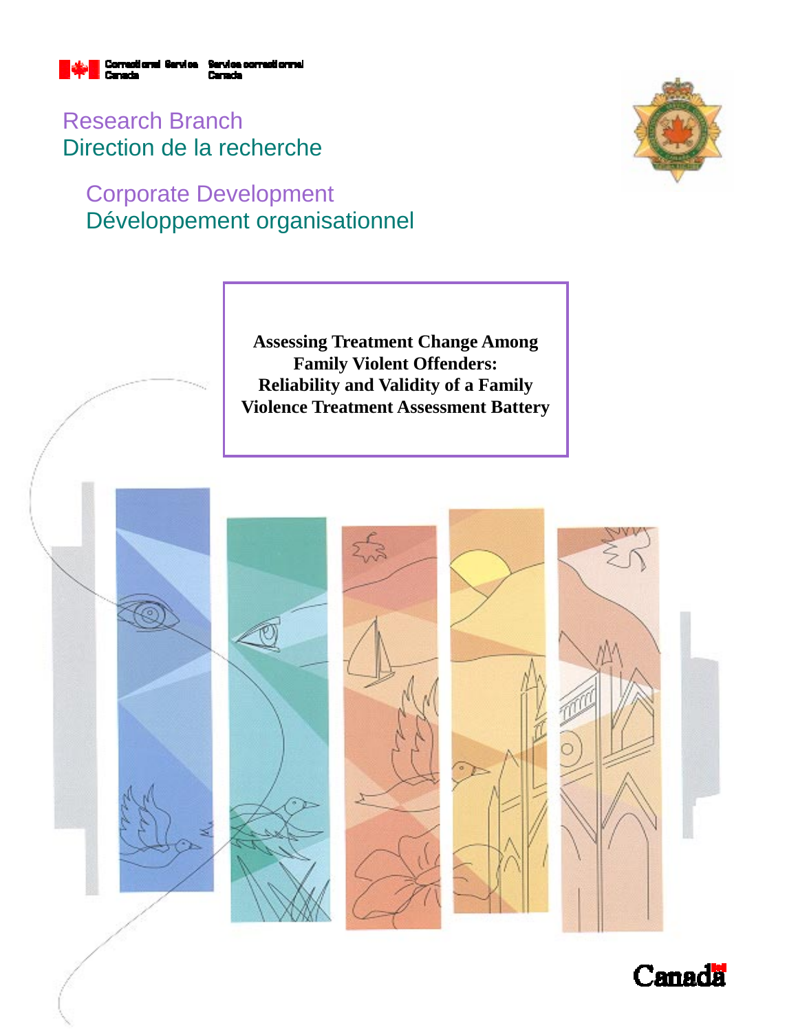Correctional Service Canada | Service correctionnel Canada

Research Branch
Direction de la recherche

Corporate Development
Développement organisationnel

# Assessing Treatment Change Among Family Violent Offenders: Reliability and Validity of a Family Violence Treatment Assessment Battery

Canada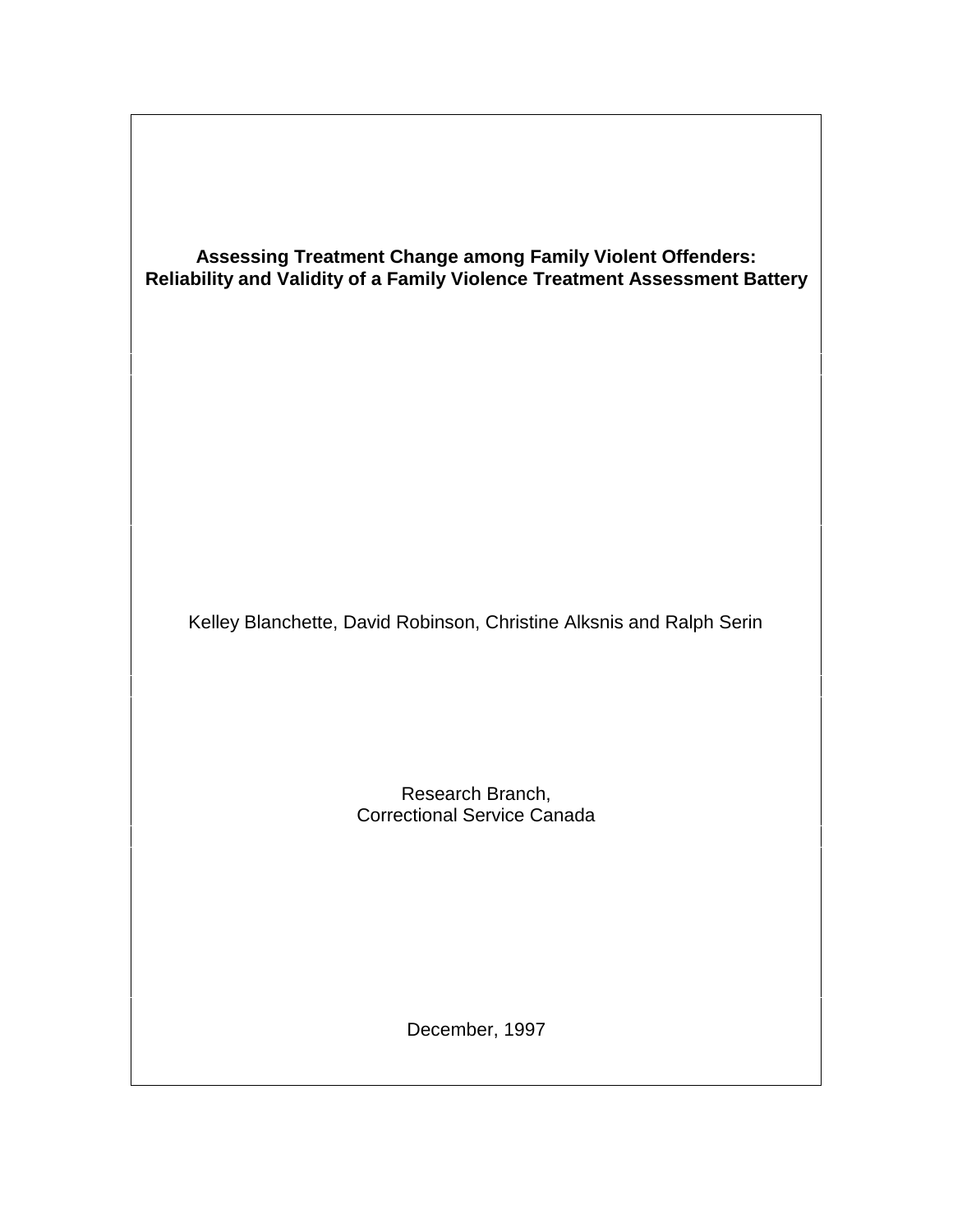# Assessing Treatment Change among Family Violent Offenders: Reliability and Validity of a Family Violence Treatment Assessment Battery

Kelley Blanchette, David Robinson, Christine Alksnis and Ralph Serin

Research Branch,
Correctional Service Canada

December, 1997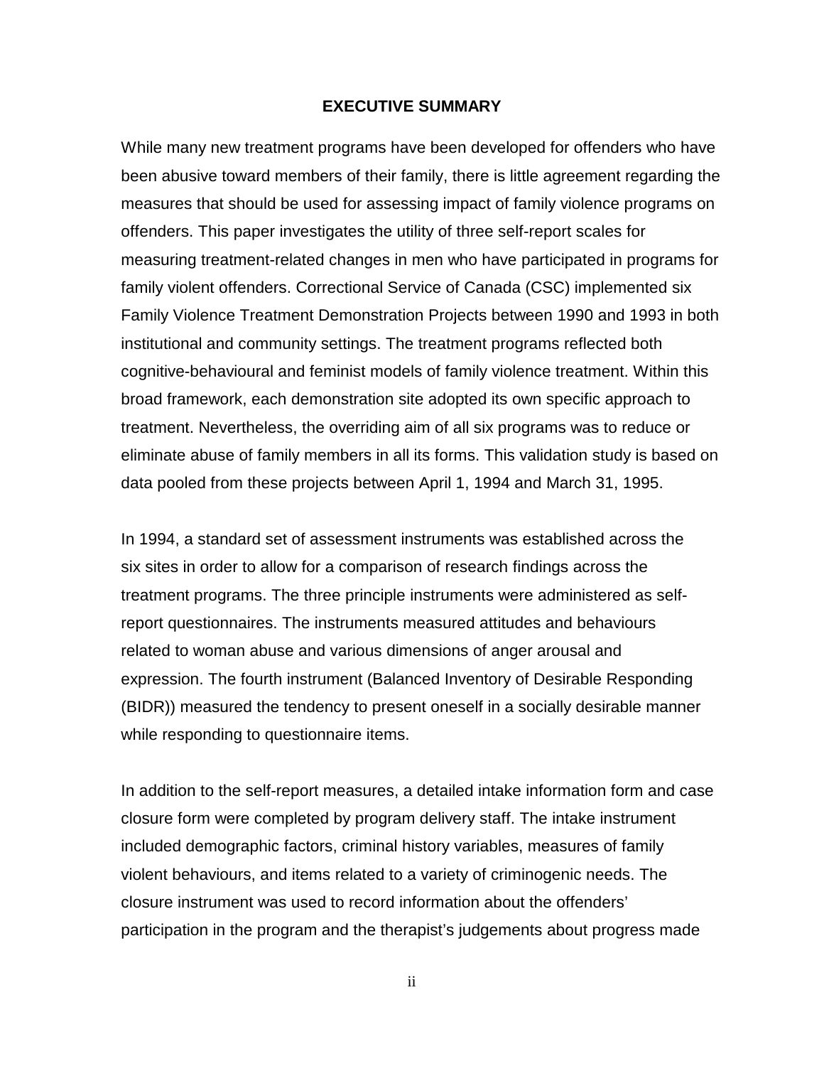## EXECUTIVE SUMMARY

While many new treatment programs have been developed for offenders who have been abusive toward members of their family, there is little agreement regarding the measures that should be used for assessing impact of family violence programs on offenders. This paper investigates the utility of three self-report scales for measuring treatment-related changes in men who have participated in programs for family violent offenders. Correctional Service of Canada (CSC) implemented six Family Violence Treatment Demonstration Projects between 1990 and 1993 in both institutional and community settings. The treatment programs reflected both cognitive-behavioural and feminist models of family violence treatment. Within this broad framework, each demonstration site adopted its own specific approach to treatment. Nevertheless, the overriding aim of all six programs was to reduce or eliminate abuse of family members in all its forms. This validation study is based on data pooled from these projects between April 1, 1994 and March 31, 1995.

In 1994, a standard set of assessment instruments was established across the six sites in order to allow for a comparison of research findings across the treatment programs. The three principle instruments were administered as self-report questionnaires. The instruments measured attitudes and behaviours related to woman abuse and various dimensions of anger arousal and expression. The fourth instrument (Balanced Inventory of Desirable Responding (BIDR)) measured the tendency to present oneself in a socially desirable manner while responding to questionnaire items.

In addition to the self-report measures, a detailed intake information form and case closure form were completed by program delivery staff. The intake instrument included demographic factors, criminal history variables, measures of family violent behaviours, and items related to a variety of criminogenic needs. The closure instrument was used to record information about the offenders' participation in the program and the therapist's judgements about progress made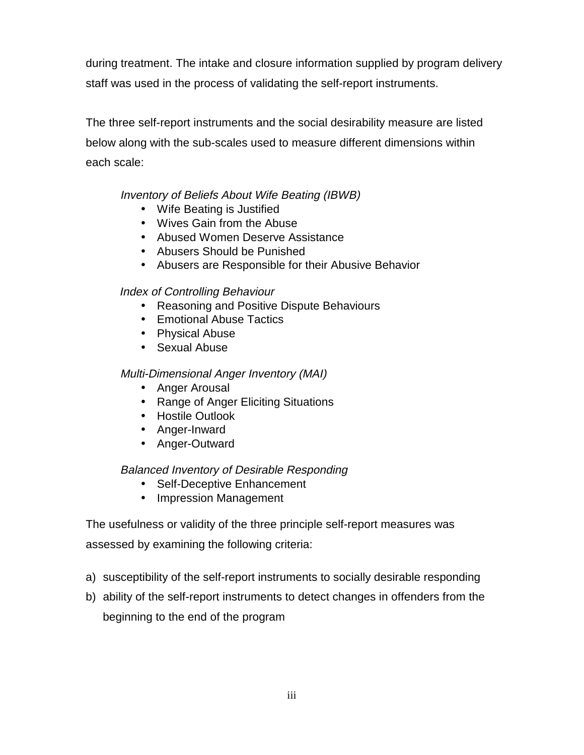during treatment. The intake and closure information supplied by program delivery staff was used in the process of validating the self-report instruments.

The three self-report instruments and the social desirability measure are listed below along with the sub-scales used to measure different dimensions within each scale:

*Inventory of Beliefs About Wife Beating (IBWB)*

- Wife Beating is Justified
- Wives Gain from the Abuse
- Abused Women Deserve Assistance
- Abusers Should be Punished
- Abusers are Responsible for their Abusive Behavior

*Index of Controlling Behaviour*

- Reasoning and Positive Dispute Behaviours
- Emotional Abuse Tactics
- Physical Abuse
- Sexual Abuse

*Multi-Dimensional Anger Inventory (MAI)*

- Anger Arousal
- Range of Anger Eliciting Situations
- Hostile Outlook
- Anger-Inward
- Anger-Outward

*Balanced Inventory of Desirable Responding*

- Self-Deceptive Enhancement
- Impression Management

The usefulness or validity of the three principle self-report measures was assessed by examining the following criteria:

a) susceptibility of the self-report instruments to socially desirable responding
b) ability of the self-report instruments to detect changes in offenders from the beginning to the end of the program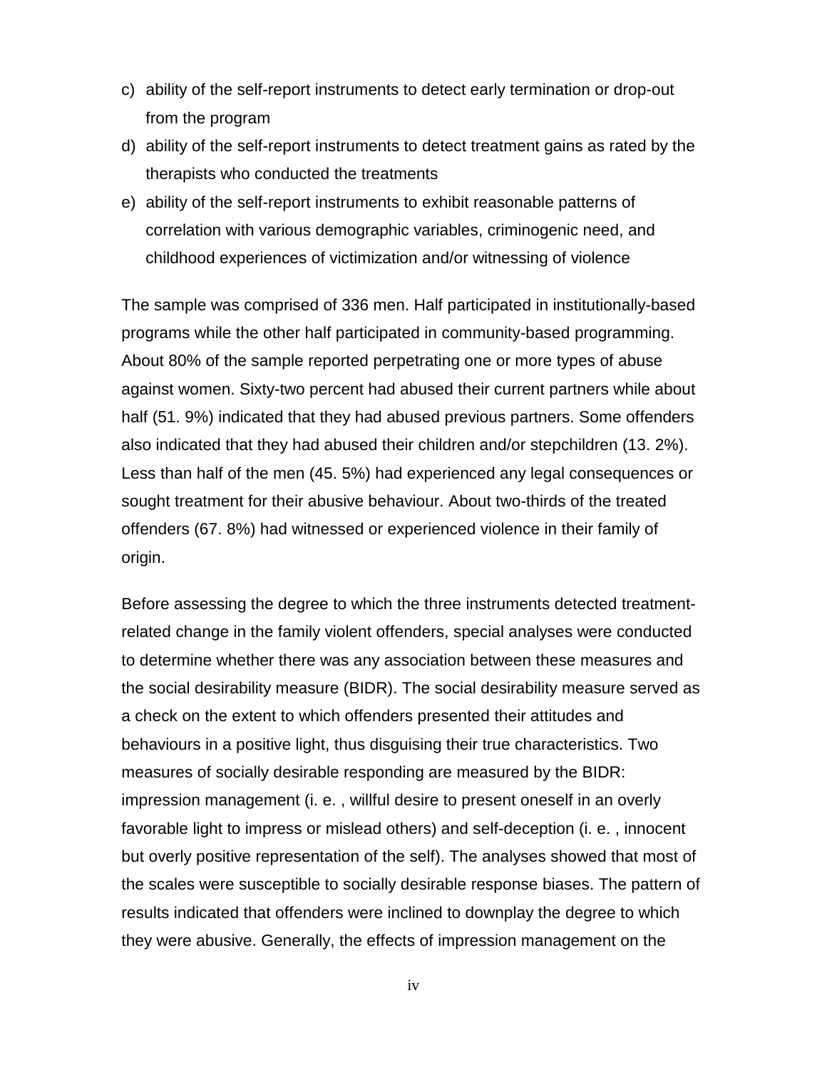c) ability of the self-report instruments to detect early termination or drop-out from the program
d) ability of the self-report instruments to detect treatment gains as rated by the therapists who conducted the treatments
e) ability of the self-report instruments to exhibit reasonable patterns of correlation with various demographic variables, criminogenic need, and childhood experiences of victimization and/or witnessing of violence

The sample was comprised of 336 men. Half participated in institutionally-based programs while the other half participated in community-based programming. About 80% of the sample reported perpetrating one or more types of abuse against women. Sixty-two percent had abused their current partners while about half (51. 9%) indicated that they had abused previous partners. Some offenders also indicated that they had abused their children and/or stepchildren (13. 2%). Less than half of the men (45. 5%) had experienced any legal consequences or sought treatment for their abusive behaviour. About two-thirds of the treated offenders (67. 8%) had witnessed or experienced violence in their family of origin.

Before assessing the degree to which the three instruments detected treatment-related change in the family violent offenders, special analyses were conducted to determine whether there was any association between these measures and the social desirability measure (BIDR). The social desirability measure served as a check on the extent to which offenders presented their attitudes and behaviours in a positive light, thus disguising their true characteristics. Two measures of socially desirable responding are measured by the BIDR: impression management (i. e. , willful desire to present oneself in an overly favorable light to impress or mislead others) and self-deception (i. e. , innocent but overly positive representation of the self). The analyses showed that most of the scales were susceptible to socially desirable response biases. The pattern of results indicated that offenders were inclined to downplay the degree to which they were abusive. Generally, the effects of impression management on the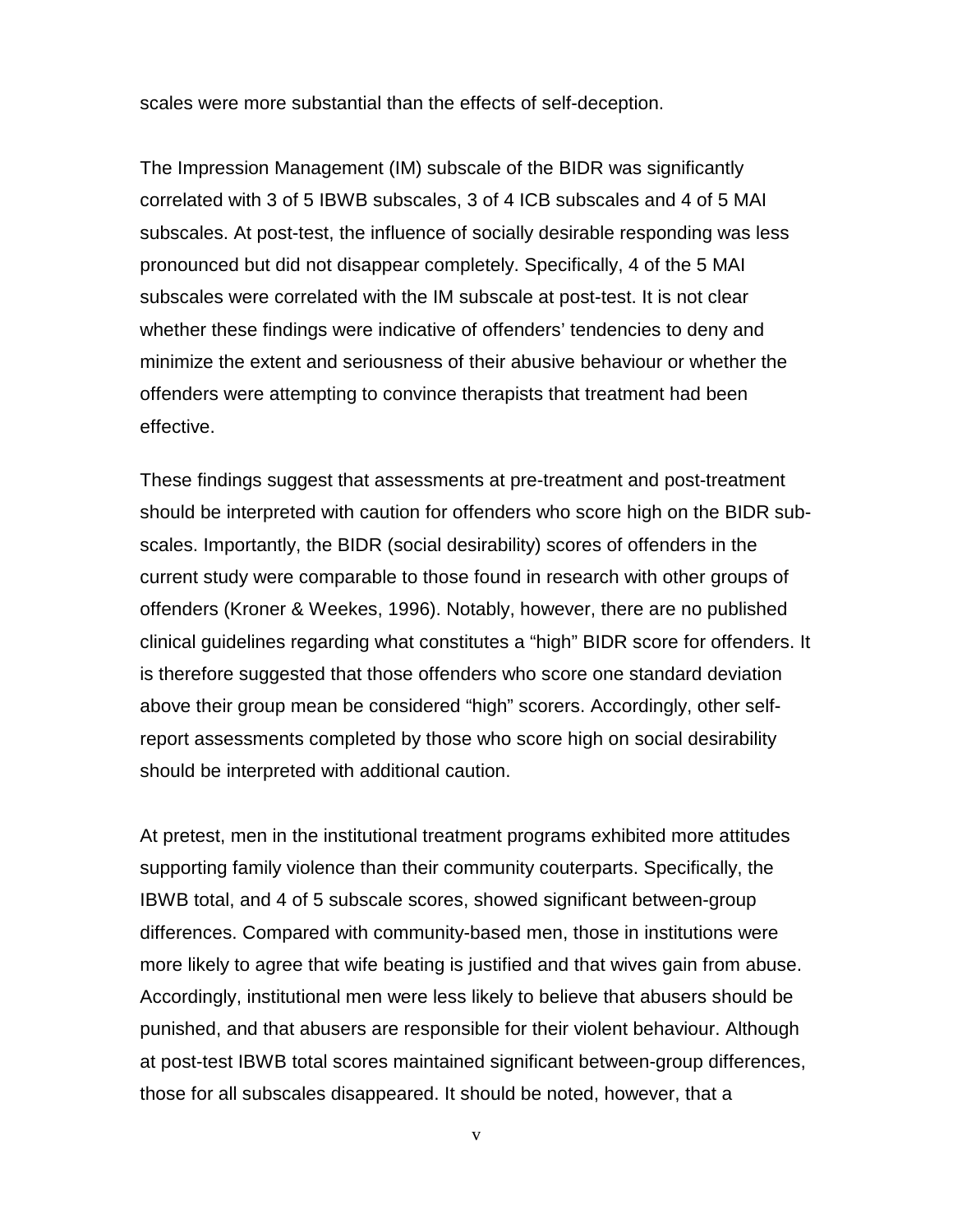scales were more substantial than the effects of self-deception.

The Impression Management (IM) subscale of the BIDR was significantly correlated with 3 of 5 IBWB subscales, 3 of 4 ICB subscales and 4 of 5 MAI subscales. At post-test, the influence of socially desirable responding was less pronounced but did not disappear completely. Specifically, 4 of the 5 MAI subscales were correlated with the IM subscale at post-test. It is not clear whether these findings were indicative of offenders' tendencies to deny and minimize the extent and seriousness of their abusive behaviour or whether the offenders were attempting to convince therapists that treatment had been effective.

These findings suggest that assessments at pre-treatment and post-treatment should be interpreted with caution for offenders who score high on the BIDR sub-scales. Importantly, the BIDR (social desirability) scores of offenders in the current study were comparable to those found in research with other groups of offenders (Kroner & Weekes, 1996). Notably, however, there are no published clinical guidelines regarding what constitutes a "high" BIDR score for offenders. It is therefore suggested that those offenders who score one standard deviation above their group mean be considered "high" scorers. Accordingly, other self-report assessments completed by those who score high on social desirability should be interpreted with additional caution.

At pretest, men in the institutional treatment programs exhibited more attitudes supporting family violence than their community couterparts. Specifically, the IBWB total, and 4 of 5 subscale scores, showed significant between-group differences. Compared with community-based men, those in institutions were more likely to agree that wife beating is justified and that wives gain from abuse. Accordingly, institutional men were less likely to believe that abusers should be punished, and that abusers are responsible for their violent behaviour. Although at post-test IBWB total scores maintained significant between-group differences, those for all subscales disappeared. It should be noted, however, that a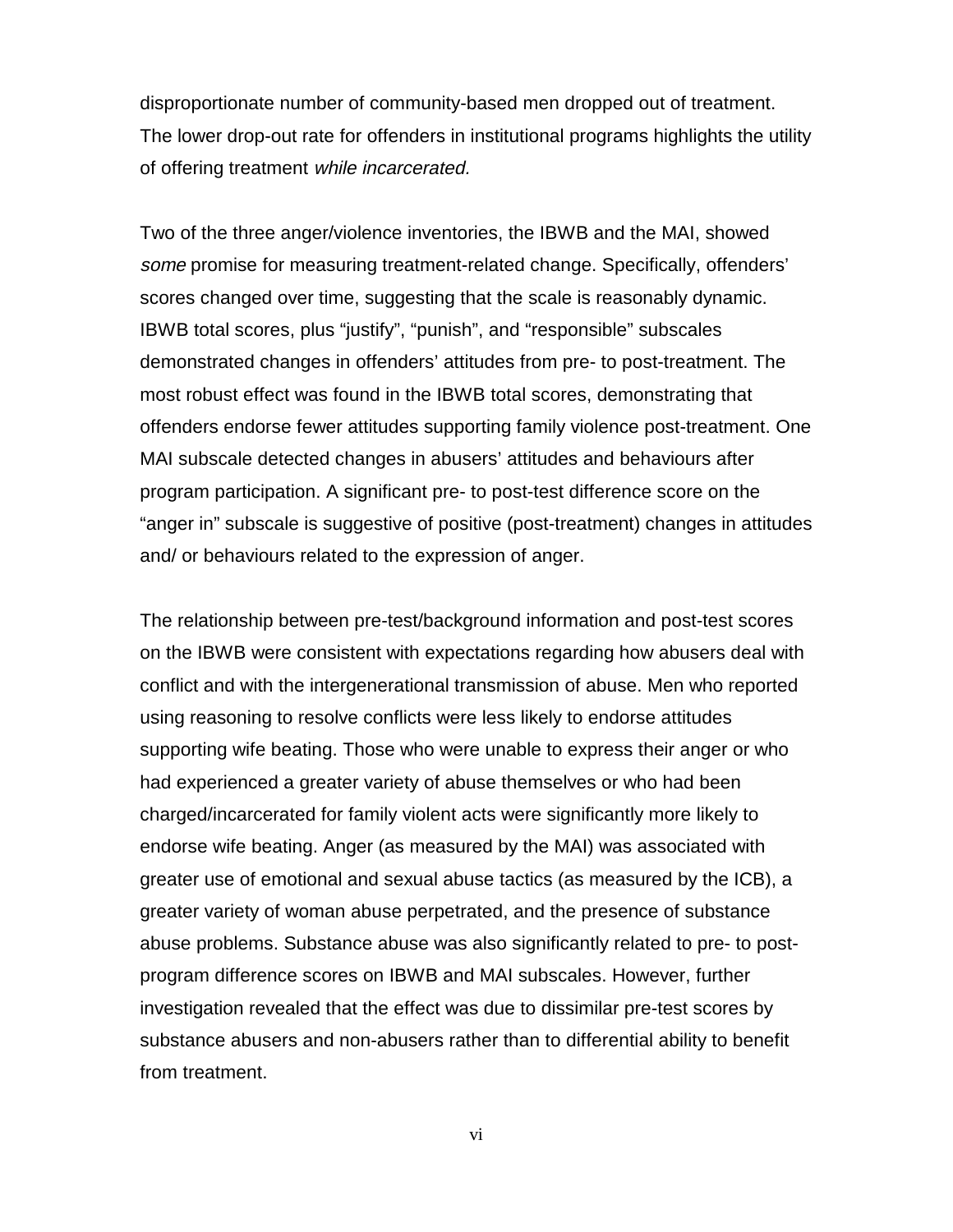disproportionate number of community-based men dropped out of treatment. The lower drop-out rate for offenders in institutional programs highlights the utility of offering treatment *while incarcerated.*

Two of the three anger/violence inventories, the IBWB and the MAI, showed *some* promise for measuring treatment-related change. Specifically, offenders' scores changed over time, suggesting that the scale is reasonably dynamic. IBWB total scores, plus "justify", "punish", and "responsible" subscales demonstrated changes in offenders' attitudes from pre- to post-treatment. The most robust effect was found in the IBWB total scores, demonstrating that offenders endorse fewer attitudes supporting family violence post-treatment. One MAI subscale detected changes in abusers' attitudes and behaviours after program participation. A significant pre- to post-test difference score on the "anger in" subscale is suggestive of positive (post-treatment) changes in attitudes and/ or behaviours related to the expression of anger.

The relationship between pre-test/background information and post-test scores on the IBWB were consistent with expectations regarding how abusers deal with conflict and with the intergenerational transmission of abuse. Men who reported using reasoning to resolve conflicts were less likely to endorse attitudes supporting wife beating. Those who were unable to express their anger or who had experienced a greater variety of abuse themselves or who had been charged/incarcerated for family violent acts were significantly more likely to endorse wife beating. Anger (as measured by the MAI) was associated with greater use of emotional and sexual abuse tactics (as measured by the ICB), a greater variety of woman abuse perpetrated, and the presence of substance abuse problems. Substance abuse was also significantly related to pre- to post-program difference scores on IBWB and MAI subscales. However, further investigation revealed that the effect was due to dissimilar pre-test scores by substance abusers and non-abusers rather than to differential ability to benefit from treatment.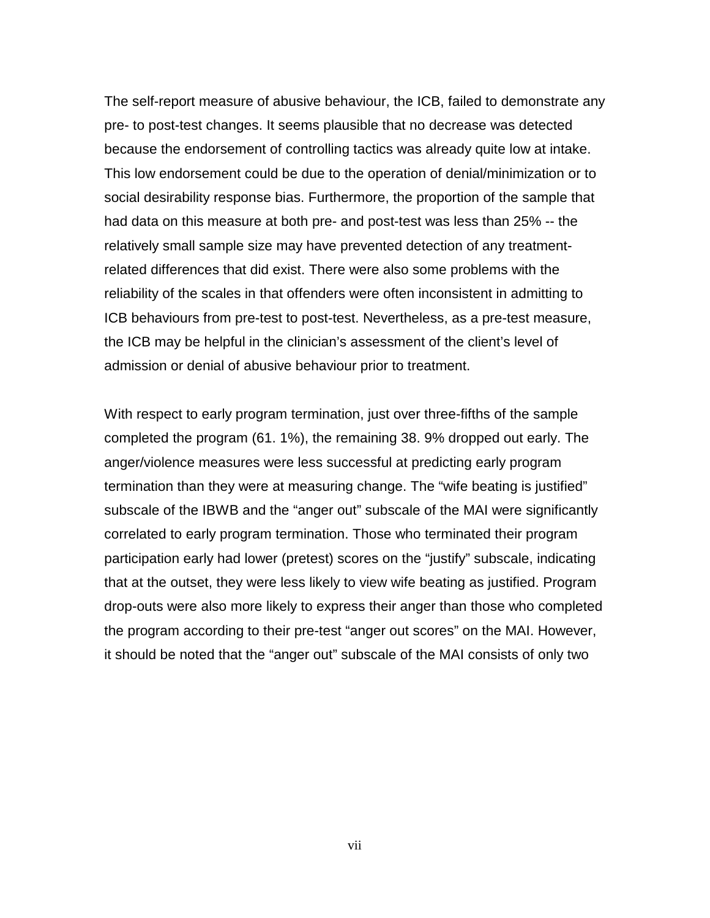The self-report measure of abusive behaviour, the ICB, failed to demonstrate any pre- to post-test changes. It seems plausible that no decrease was detected because the endorsement of controlling tactics was already quite low at intake. This low endorsement could be due to the operation of denial/minimization or to social desirability response bias. Furthermore, the proportion of the sample that had data on this measure at both pre- and post-test was less than 25% -- the relatively small sample size may have prevented detection of any treatment-related differences that did exist. There were also some problems with the reliability of the scales in that offenders were often inconsistent in admitting to ICB behaviours from pre-test to post-test. Nevertheless, as a pre-test measure, the ICB may be helpful in the clinician's assessment of the client's level of admission or denial of abusive behaviour prior to treatment.

With respect to early program termination, just over three-fifths of the sample completed the program (61. 1%), the remaining 38. 9% dropped out early. The anger/violence measures were less successful at predicting early program termination than they were at measuring change. The "wife beating is justified" subscale of the IBWB and the "anger out" subscale of the MAI were significantly correlated to early program termination. Those who terminated their program participation early had lower (pretest) scores on the "justify" subscale, indicating that at the outset, they were less likely to view wife beating as justified. Program drop-outs were also more likely to express their anger than those who completed the program according to their pre-test "anger out scores" on the MAI. However, it should be noted that the "anger out" subscale of the MAI consists of only two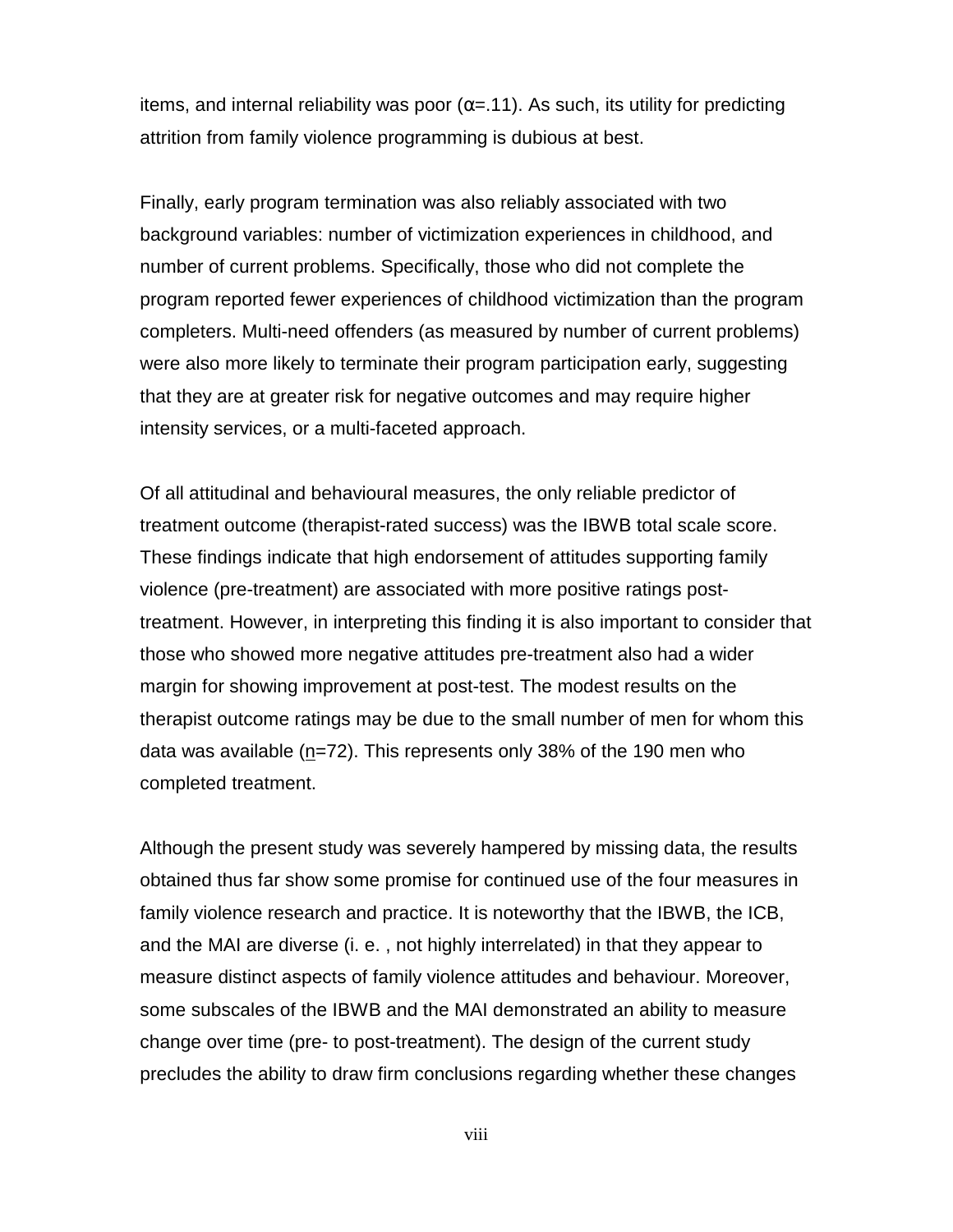items, and internal reliability was poor ($\alpha$=.11). As such, its utility for predicting attrition from family violence programming is dubious at best.

Finally, early program termination was also reliably associated with two background variables: number of victimization experiences in childhood, and number of current problems. Specifically, those who did not complete the program reported fewer experiences of childhood victimization than the program completers. Multi-need offenders (as measured by number of current problems) were also more likely to terminate their program participation early, suggesting that they are at greater risk for negative outcomes and may require higher intensity services, or a multi-faceted approach.

Of all attitudinal and behavioural measures, the only reliable predictor of treatment outcome (therapist-rated success) was the IBWB total scale score. These findings indicate that high endorsement of attitudes supporting family violence (pre-treatment) are associated with more positive ratings post-treatment. However, in interpreting this finding it is also important to consider that those who showed more negative attitudes pre-treatment also had a wider margin for showing improvement at post-test. The modest results on the therapist outcome ratings may be due to the small number of men for whom this data was available ($n$=72). This represents only 38% of the 190 men who completed treatment.

Although the present study was severely hampered by missing data, the results obtained thus far show some promise for continued use of the four measures in family violence research and practice. It is noteworthy that the IBWB, the ICB, and the MAI are diverse (i. e. , not highly interrelated) in that they appear to measure distinct aspects of family violence attitudes and behaviour. Moreover, some subscales of the IBWB and the MAI demonstrated an ability to measure change over time (pre- to post-treatment). The design of the current study precludes the ability to draw firm conclusions regarding whether these changes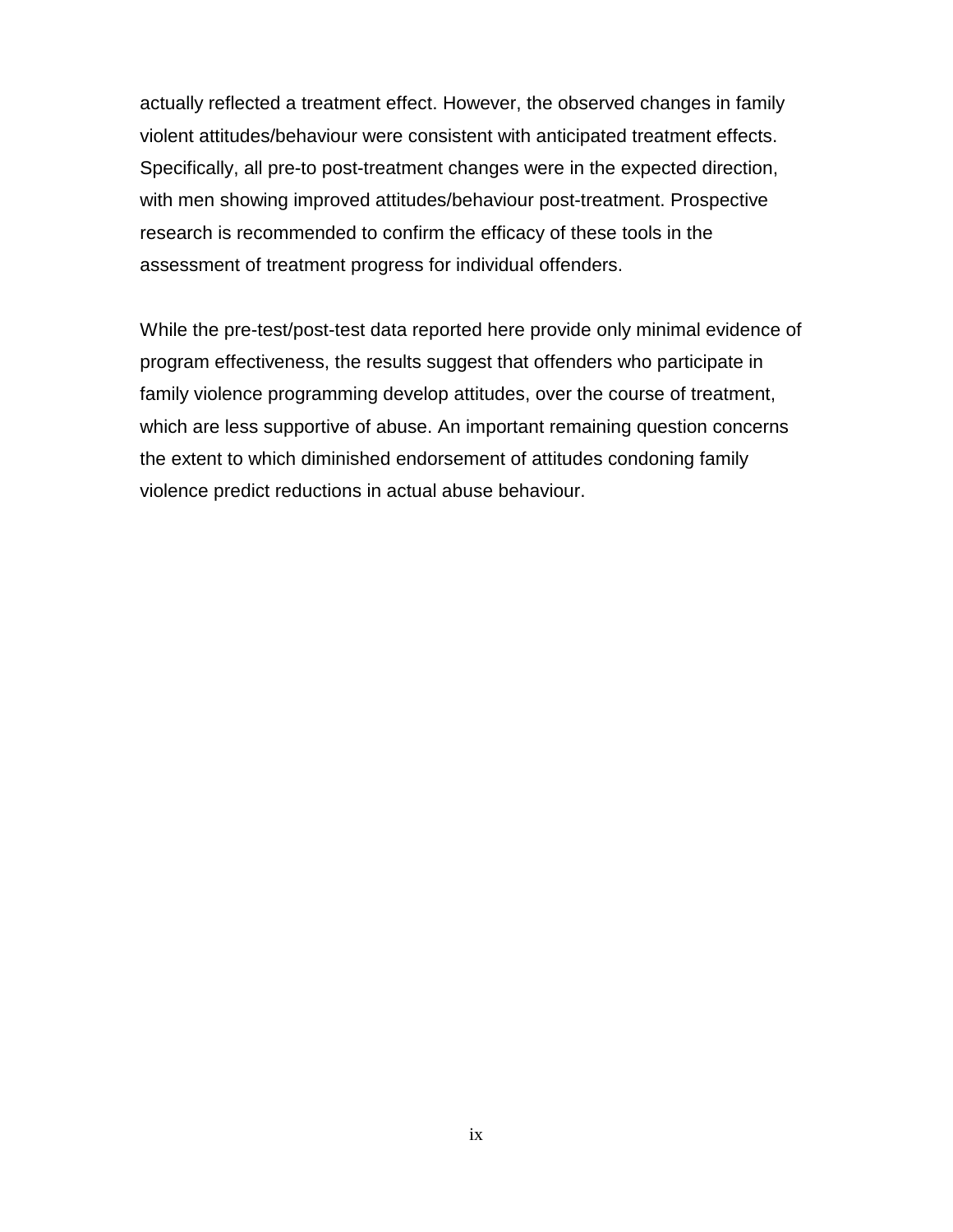actually reflected a treatment effect. However, the observed changes in family violent attitudes/behaviour were consistent with anticipated treatment effects. Specifically, all pre-to post-treatment changes were in the expected direction, with men showing improved attitudes/behaviour post-treatment. Prospective research is recommended to confirm the efficacy of these tools in the assessment of treatment progress for individual offenders.

While the pre-test/post-test data reported here provide only minimal evidence of program effectiveness, the results suggest that offenders who participate in family violence programming develop attitudes, over the course of treatment, which are less supportive of abuse. An important remaining question concerns the extent to which diminished endorsement of attitudes condoning family violence predict reductions in actual abuse behaviour.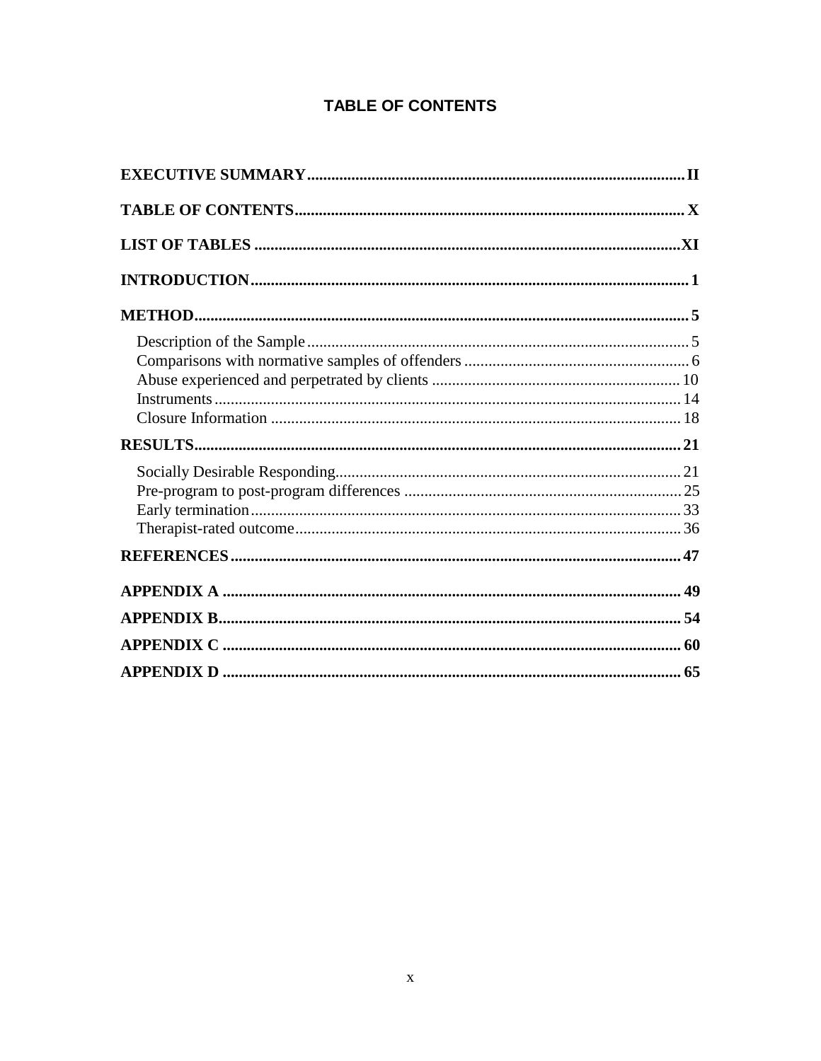# TABLE OF CONTENTS

**EXECUTIVE SUMMARY** .......... II

**TABLE OF CONTENTS** .......... X

**LIST OF TABLES** .......... XI

**INTRODUCTION** .......... 1

**METHOD** .......... 5

- Description of the Sample .......... 5
- Comparisons with normative samples of offenders .......... 6
- Abuse experienced and perpetrated by clients .......... 10
- Instruments .......... 14
- Closure Information .......... 18

**RESULTS** .......... 21

- Socially Desirable Responding .......... 21
- Pre-program to post-program differences .......... 25
- Early termination .......... 33
- Therapist-rated outcome .......... 36

**REFERENCES** .......... 47

**APPENDIX A** .......... 49

**APPENDIX B** .......... 54

**APPENDIX C** .......... 60

**APPENDIX D** .......... 65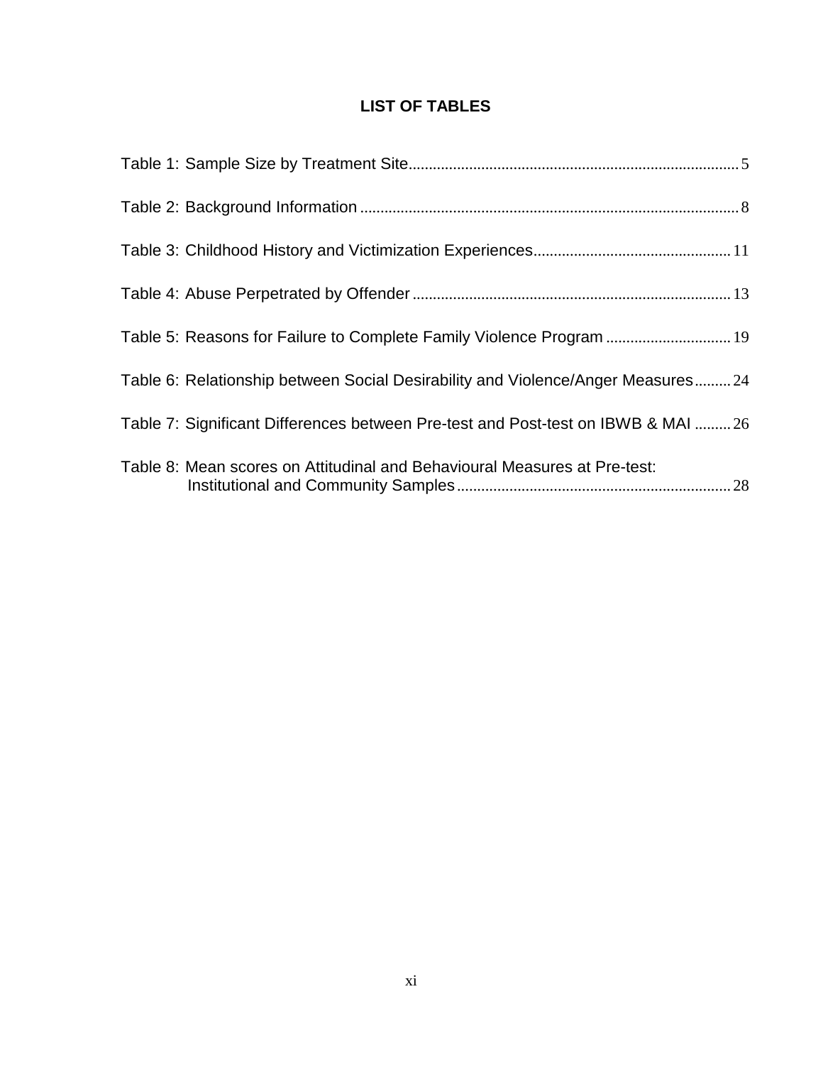## LIST OF TABLES

Table 1: Sample Size by Treatment Site ........................................ 5

Table 2: Background Information ........................................ 8

Table 3: Childhood History and Victimization Experiences ........................................ 11

Table 4: Abuse Perpetrated by Offender ........................................ 13

Table 5: Reasons for Failure to Complete Family Violence Program ........................................ 19

Table 6: Relationship between Social Desirability and Violence/Anger Measures ........................................ 24

Table 7: Significant Differences between Pre-test and Post-test on IBWB & MAI ........................................ 26

Table 8: Mean scores on Attitudinal and Behavioural Measures at Pre-test: Institutional and Community Samples ........................................ 28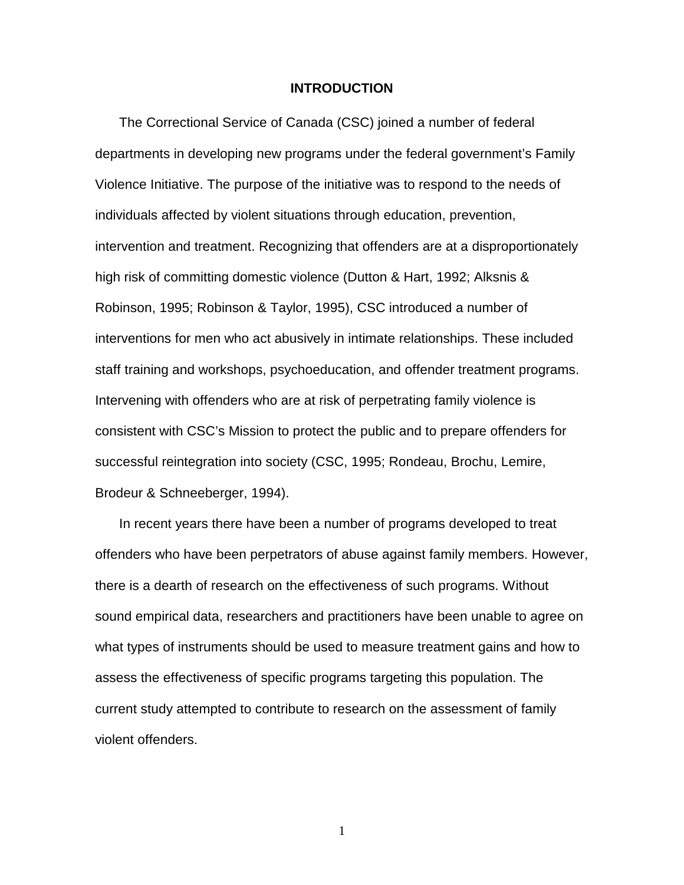# INTRODUCTION

The Correctional Service of Canada (CSC) joined a number of federal departments in developing new programs under the federal government's Family Violence Initiative. The purpose of the initiative was to respond to the needs of individuals affected by violent situations through education, prevention, intervention and treatment. Recognizing that offenders are at a disproportionately high risk of committing domestic violence (Dutton & Hart, 1992; Alksnis & Robinson, 1995; Robinson & Taylor, 1995), CSC introduced a number of interventions for men who act abusively in intimate relationships. These included staff training and workshops, psychoeducation, and offender treatment programs. Intervening with offenders who are at risk of perpetrating family violence is consistent with CSC's Mission to protect the public and to prepare offenders for successful reintegration into society (CSC, 1995; Rondeau, Brochu, Lemire, Brodeur & Schneeberger, 1994).

In recent years there have been a number of programs developed to treat offenders who have been perpetrators of abuse against family members. However, there is a dearth of research on the effectiveness of such programs. Without sound empirical data, researchers and practitioners have been unable to agree on what types of instruments should be used to measure treatment gains and how to assess the effectiveness of specific programs targeting this population. The current study attempted to contribute to research on the assessment of family violent offenders.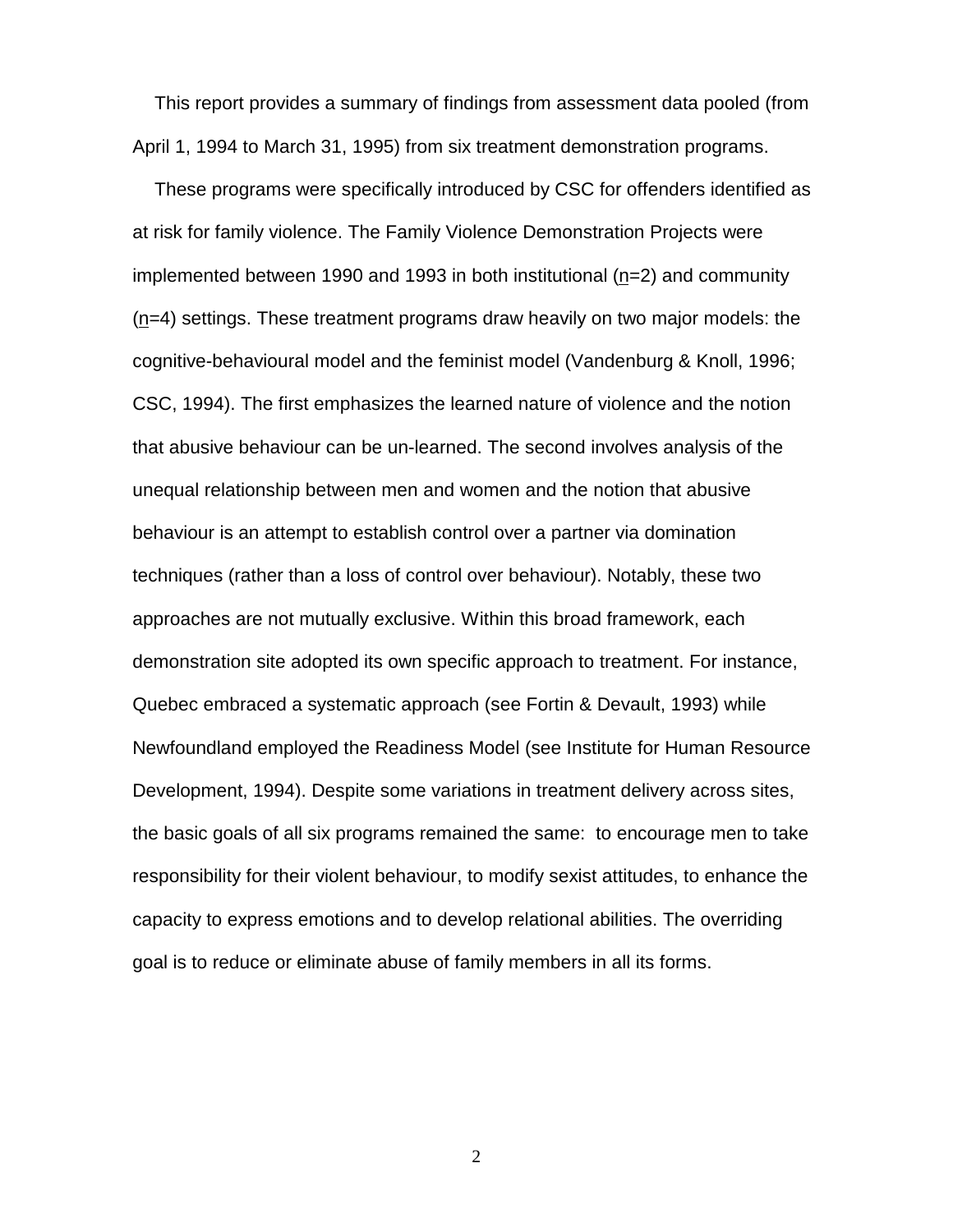This report provides a summary of findings from assessment data pooled (from April 1, 1994 to March 31, 1995) from six treatment demonstration programs.

These programs were specifically introduced by CSC for offenders identified as at risk for family violence. The Family Violence Demonstration Projects were implemented between 1990 and 1993 in both institutional (n=2) and community (n=4) settings. These treatment programs draw heavily on two major models: the cognitive-behavioural model and the feminist model (Vandenburg & Knoll, 1996; CSC, 1994). The first emphasizes the learned nature of violence and the notion that abusive behaviour can be un-learned. The second involves analysis of the unequal relationship between men and women and the notion that abusive behaviour is an attempt to establish control over a partner via domination techniques (rather than a loss of control over behaviour). Notably, these two approaches are not mutually exclusive. Within this broad framework, each demonstration site adopted its own specific approach to treatment. For instance, Quebec embraced a systematic approach (see Fortin & Devault, 1993) while Newfoundland employed the Readiness Model (see Institute for Human Resource Development, 1994). Despite some variations in treatment delivery across sites, the basic goals of all six programs remained the same: to encourage men to take responsibility for their violent behaviour, to modify sexist attitudes, to enhance the capacity to express emotions and to develop relational abilities. The overriding goal is to reduce or eliminate abuse of family members in all its forms.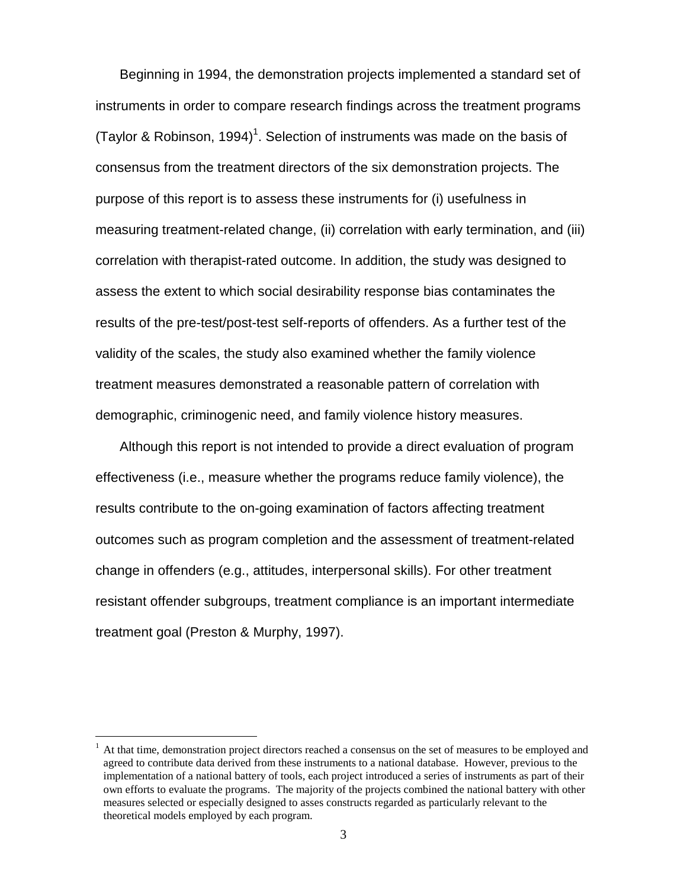Beginning in 1994, the demonstration projects implemented a standard set of instruments in order to compare research findings across the treatment programs (Taylor & Robinson, 1994)[1]. Selection of instruments was made on the basis of consensus from the treatment directors of the six demonstration projects. The purpose of this report is to assess these instruments for (i) usefulness in measuring treatment-related change, (ii) correlation with early termination, and (iii) correlation with therapist-rated outcome. In addition, the study was designed to assess the extent to which social desirability response bias contaminates the results of the pre-test/post-test self-reports of offenders. As a further test of the validity of the scales, the study also examined whether the family violence treatment measures demonstrated a reasonable pattern of correlation with demographic, criminogenic need, and family violence history measures.

Although this report is not intended to provide a direct evaluation of program effectiveness (i.e., measure whether the programs reduce family violence), the results contribute to the on-going examination of factors affecting treatment outcomes such as program completion and the assessment of treatment-related change in offenders (e.g., attitudes, interpersonal skills). For other treatment resistant offender subgroups, treatment compliance is an important intermediate treatment goal (Preston & Murphy, 1997).

---

[1] At that time, demonstration project directors reached a consensus on the set of measures to be employed and agreed to contribute data derived from these instruments to a national database. However, previous to the implementation of a national battery of tools, each project introduced a series of instruments as part of their own efforts to evaluate the programs. The majority of the projects combined the national battery with other measures selected or especially designed to asses constructs regarded as particularly relevant to the theoretical models employed by each program.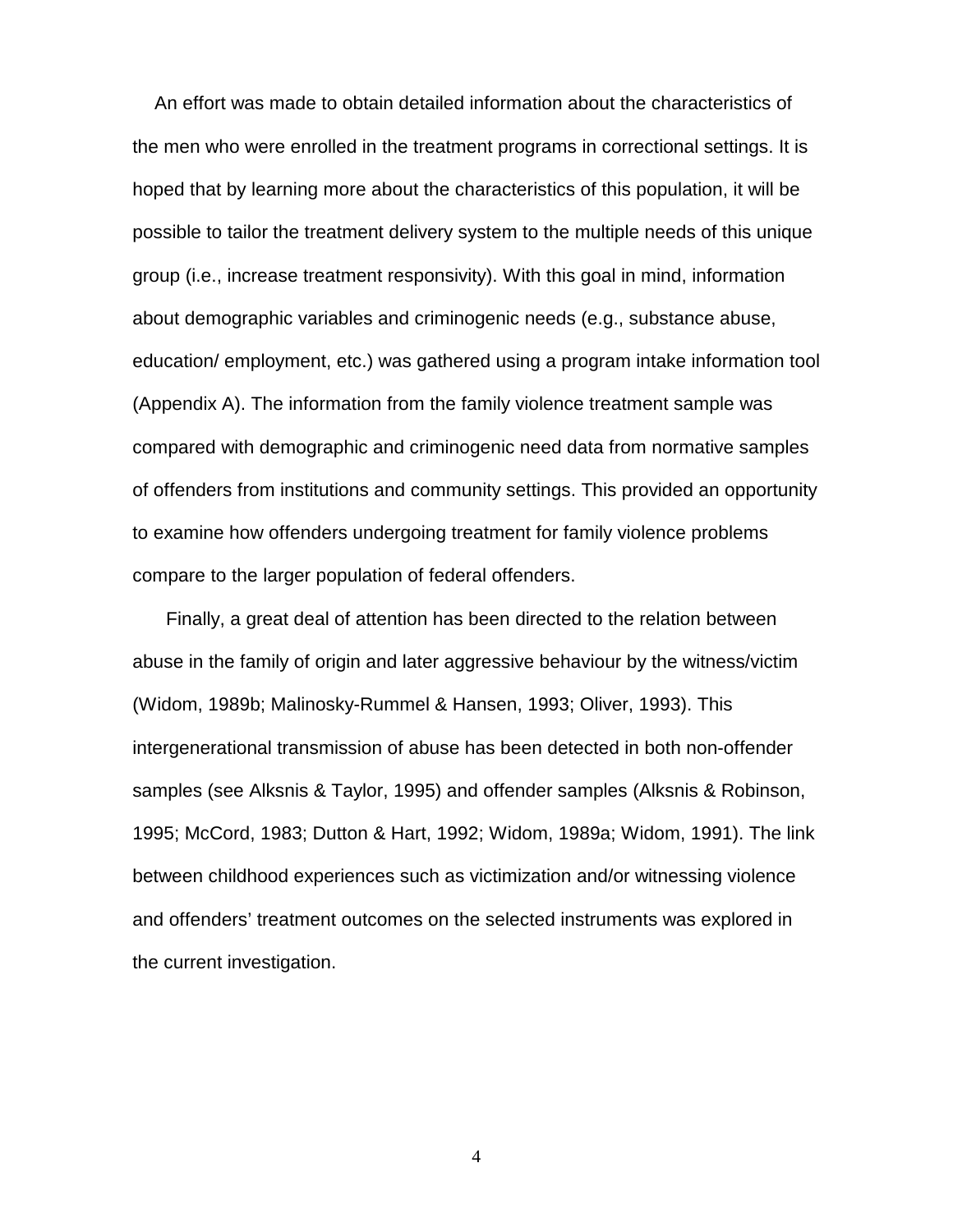An effort was made to obtain detailed information about the characteristics of the men who were enrolled in the treatment programs in correctional settings. It is hoped that by learning more about the characteristics of this population, it will be possible to tailor the treatment delivery system to the multiple needs of this unique group (i.e., increase treatment responsivity). With this goal in mind, information about demographic variables and criminogenic needs (e.g., substance abuse, education/ employment, etc.) was gathered using a program intake information tool (Appendix A). The information from the family violence treatment sample was compared with demographic and criminogenic need data from normative samples of offenders from institutions and community settings. This provided an opportunity to examine how offenders undergoing treatment for family violence problems compare to the larger population of federal offenders.

Finally, a great deal of attention has been directed to the relation between abuse in the family of origin and later aggressive behaviour by the witness/victim (Widom, 1989b; Malinosky-Rummel & Hansen, 1993; Oliver, 1993). This intergenerational transmission of abuse has been detected in both non-offender samples (see Alksnis & Taylor, 1995) and offender samples (Alksnis & Robinson, 1995; McCord, 1983; Dutton & Hart, 1992; Widom, 1989a; Widom, 1991). The link between childhood experiences such as victimization and/or witnessing violence and offenders' treatment outcomes on the selected instruments was explored in the current investigation.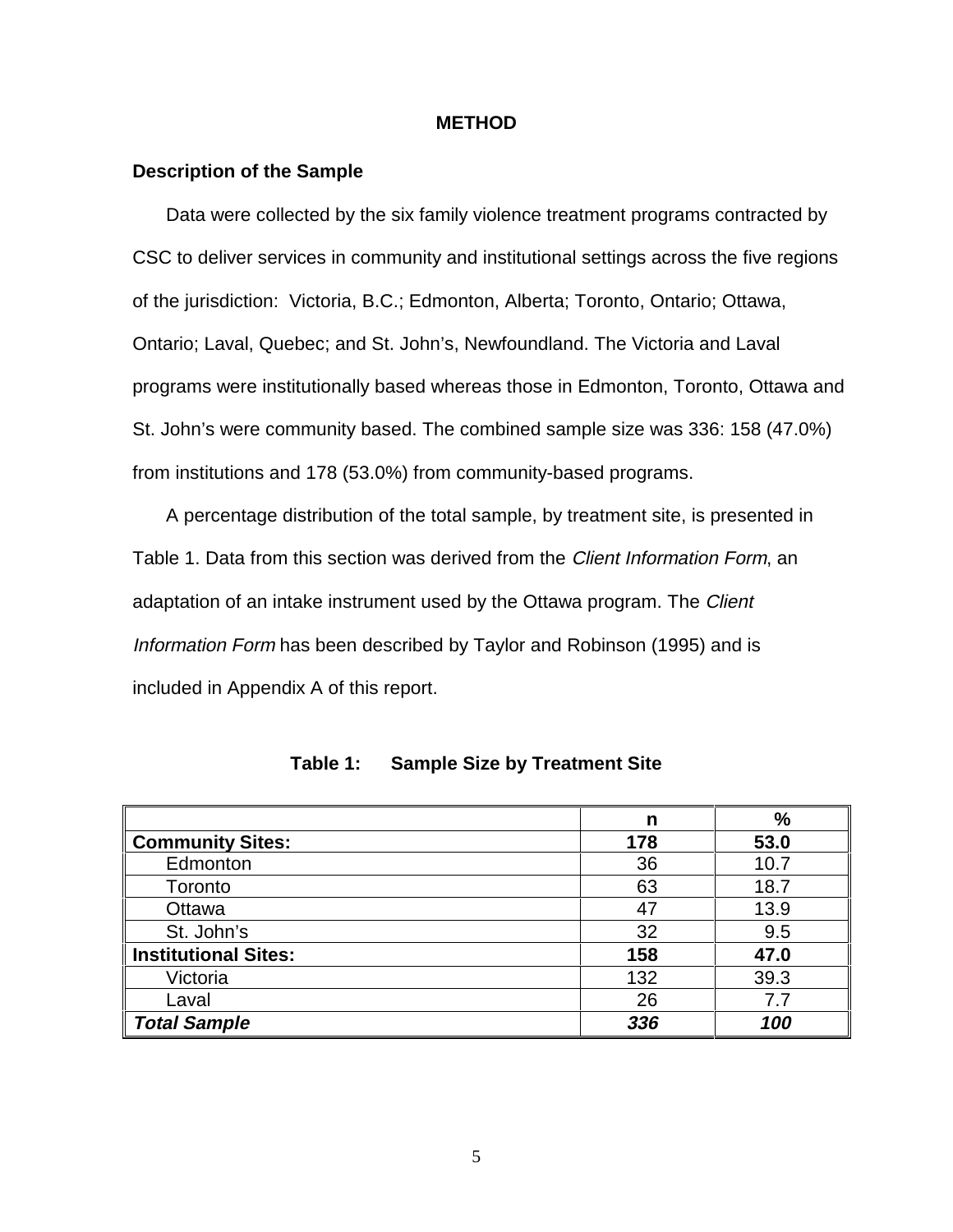# METHOD

## Description of the Sample

Data were collected by the six family violence treatment programs contracted by CSC to deliver services in community and institutional settings across the five regions of the jurisdiction: Victoria, B.C.; Edmonton, Alberta; Toronto, Ontario; Ottawa, Ontario; Laval, Quebec; and St. John's, Newfoundland. The Victoria and Laval programs were institutionally based whereas those in Edmonton, Toronto, Ottawa and St. John's were community based. The combined sample size was 336: 158 (47.0%) from institutions and 178 (53.0%) from community-based programs.

A percentage distribution of the total sample, by treatment site, is presented in Table 1. Data from this section was derived from the *Client Information Form*, an adaptation of an intake instrument used by the Ottawa program. The *Client Information Form* has been described by Taylor and Robinson (1995) and is included in Appendix A of this report.

**Table 1: Sample Size by Treatment Site**

| | n | % |
|---|---|---|
| **Community Sites:** | **178** | **53.0** |
| Edmonton | 36 | 10.7 |
| Toronto | 63 | 18.7 |
| Ottawa | 47 | 13.9 |
| St. John's | 32 | 9.5 |
| **Institutional Sites:** | **158** | **47.0** |
| Victoria | 132 | 39.3 |
| Laval | 26 | 7.7 |
| ***Total Sample*** | ***336*** | ***100*** |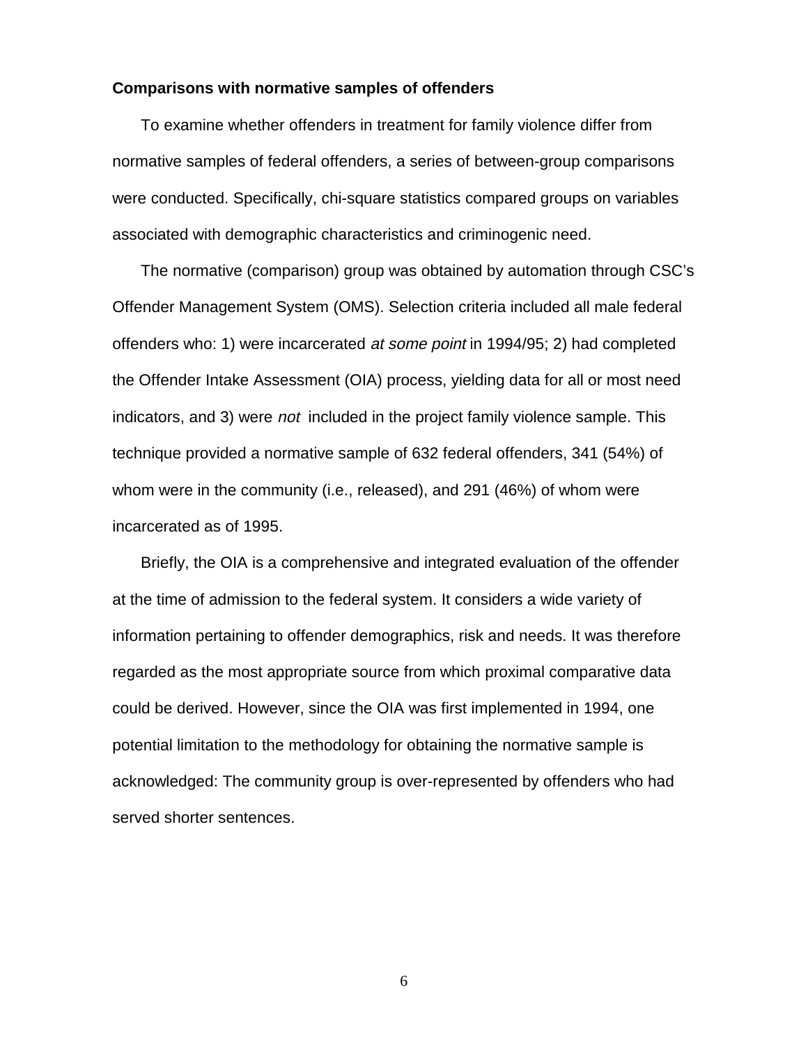**Comparisons with normative samples of offenders**

To examine whether offenders in treatment for family violence differ from normative samples of federal offenders, a series of between-group comparisons were conducted. Specifically, chi-square statistics compared groups on variables associated with demographic characteristics and criminogenic need.

The normative (comparison) group was obtained by automation through CSC's Offender Management System (OMS). Selection criteria included all male federal offenders who: 1) were incarcerated *at some point* in 1994/95; 2) had completed the Offender Intake Assessment (OIA) process, yielding data for all or most need indicators, and 3) were *not* included in the project family violence sample. This technique provided a normative sample of 632 federal offenders, 341 (54%) of whom were in the community (i.e., released), and 291 (46%) of whom were incarcerated as of 1995.

Briefly, the OIA is a comprehensive and integrated evaluation of the offender at the time of admission to the federal system. It considers a wide variety of information pertaining to offender demographics, risk and needs. It was therefore regarded as the most appropriate source from which proximal comparative data could be derived. However, since the OIA was first implemented in 1994, one potential limitation to the methodology for obtaining the normative sample is acknowledged: The community group is over-represented by offenders who had served shorter sentences.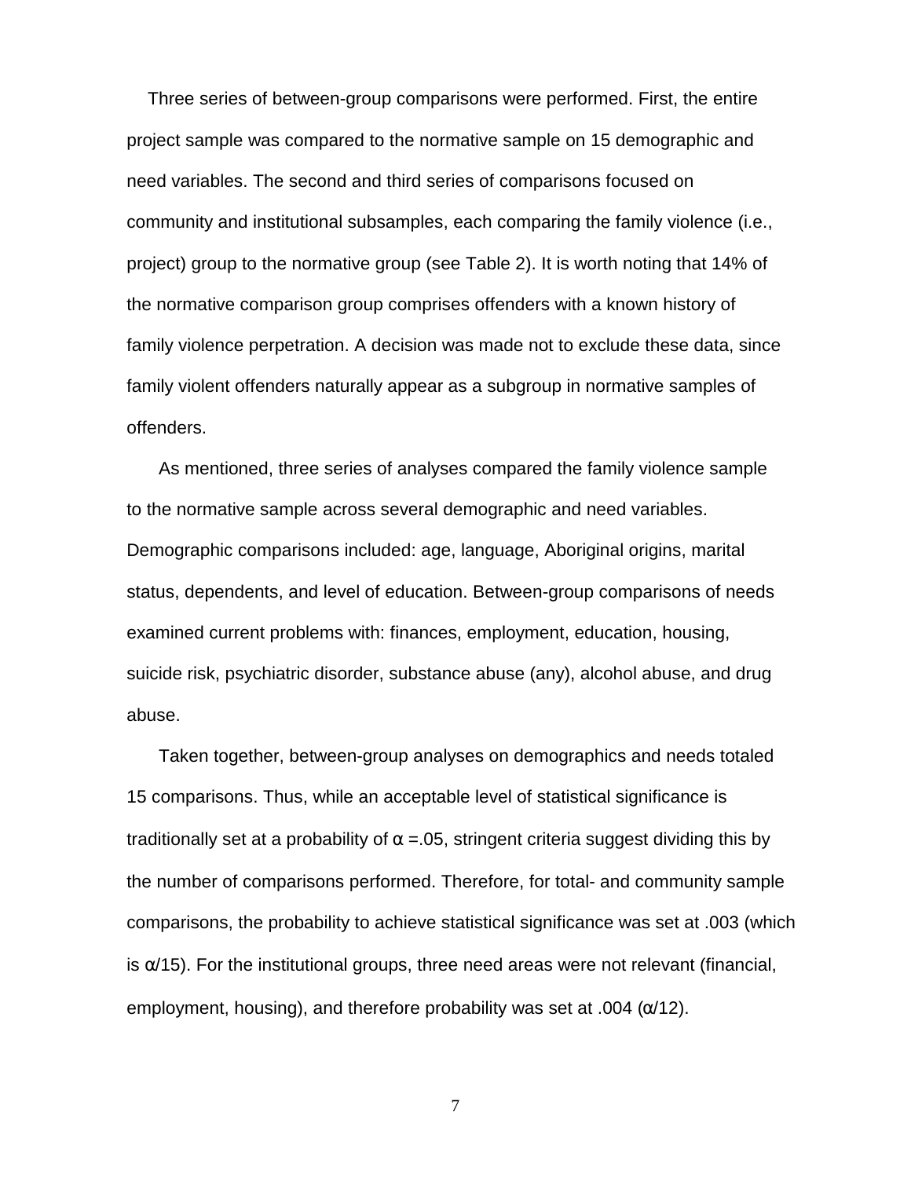Three series of between-group comparisons were performed. First, the entire project sample was compared to the normative sample on 15 demographic and need variables. The second and third series of comparisons focused on community and institutional subsamples, each comparing the family violence (i.e., project) group to the normative group (see Table 2). It is worth noting that 14% of the normative comparison group comprises offenders with a known history of family violence perpetration. A decision was made not to exclude these data, since family violent offenders naturally appear as a subgroup in normative samples of offenders.

As mentioned, three series of analyses compared the family violence sample to the normative sample across several demographic and need variables. Demographic comparisons included: age, language, Aboriginal origins, marital status, dependents, and level of education. Between-group comparisons of needs examined current problems with: finances, employment, education, housing, suicide risk, psychiatric disorder, substance abuse (any), alcohol abuse, and drug abuse.

Taken together, between-group analyses on demographics and needs totaled 15 comparisons. Thus, while an acceptable level of statistical significance is traditionally set at a probability of $\alpha = .05$, stringent criteria suggest dividing this by the number of comparisons performed. Therefore, for total- and community sample comparisons, the probability to achieve statistical significance was set at .003 (which is $\alpha/15$). For the institutional groups, three need areas were not relevant (financial, employment, housing), and therefore probability was set at .004 ($\alpha/12$).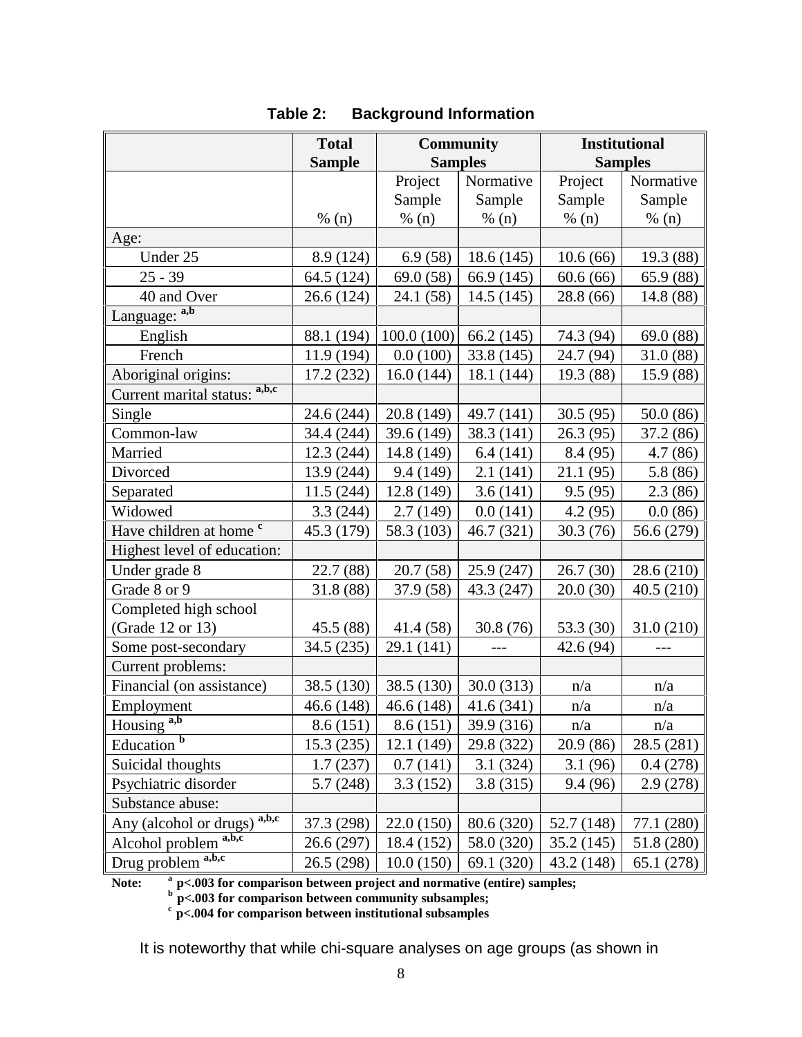**Table 2: Background Information**

| | Total Sample | Community Samples | | Institutional Samples | |
|---|---|---|---|---|---|
| | | Project Sample | Normative Sample | Project Sample | Normative Sample |
| | % (n) | % (n) | % (n) | % (n) | % (n) |
| Age: | | | | | |
| Under 25 | 8.9 (124) | 6.9 (58) | 18.6 (145) | 10.6 (66) | 19.3 (88) |
| 25 - 39 | 64.5 (124) | 69.0 (58) | 66.9 (145) | 60.6 (66) | 65.9 (88) |
| 40 and Over | 26.6 (124) | 24.1 (58) | 14.5 (145) | 28.8 (66) | 14.8 (88) |
| Language: [a,b] | | | | | |
| English | 88.1 (194) | 100.0 (100) | 66.2 (145) | 74.3 (94) | 69.0 (88) |
| French | 11.9 (194) | 0.0 (100) | 33.8 (145) | 24.7 (94) | 31.0 (88) |
| Aboriginal origins: | 17.2 (232) | 16.0 (144) | 18.1 (144) | 19.3 (88) | 15.9 (88) |
| Current marital status: [a,b,c] | | | | | |
| Single | 24.6 (244) | 20.8 (149) | 49.7 (141) | 30.5 (95) | 50.0 (86) |
| Common-law | 34.4 (244) | 39.6 (149) | 38.3 (141) | 26.3 (95) | 37.2 (86) |
| Married | 12.3 (244) | 14.8 (149) | 6.4 (141) | 8.4 (95) | 4.7 (86) |
| Divorced | 13.9 (244) | 9.4 (149) | 2.1 (141) | 21.1 (95) | 5.8 (86) |
| Separated | 11.5 (244) | 12.8 (149) | 3.6 (141) | 9.5 (95) | 2.3 (86) |
| Widowed | 3.3 (244) | 2.7 (149) | 0.0 (141) | 4.2 (95) | 0.0 (86) |
| Have children at home [c] | 45.3 (179) | 58.3 (103) | 46.7 (321) | 30.3 (76) | 56.6 (279) |
| Highest level of education: | | | | | |
| Under grade 8 | 22.7 (88) | 20.7 (58) | 25.9 (247) | 26.7 (30) | 28.6 (210) |
| Grade 8 or 9 | 31.8 (88) | 37.9 (58) | 43.3 (247) | 20.0 (30) | 40.5 (210) |
| Completed high school (Grade 12 or 13) | 45.5 (88) | 41.4 (58) | 30.8 (76) | 53.3 (30) | 31.0 (210) |
| Some post-secondary | 34.5 (235) | 29.1 (141) | --- | 42.6 (94) | --- |
| Current problems: | | | | | |
| Financial (on assistance) | 38.5 (130) | 38.5 (130) | 30.0 (313) | n/a | n/a |
| Employment | 46.6 (148) | 46.6 (148) | 41.6 (341) | n/a | n/a |
| Housing [a,b] | 8.6 (151) | 8.6 (151) | 39.9 (316) | n/a | n/a |
| Education [b] | 15.3 (235) | 12.1 (149) | 29.8 (322) | 20.9 (86) | 28.5 (281) |
| Suicidal thoughts | 1.7 (237) | 0.7 (141) | 3.1 (324) | 3.1 (96) | 0.4 (278) |
| Psychiatric disorder | 5.7 (248) | 3.3 (152) | 3.8 (315) | 9.4 (96) | 2.9 (278) |
| Substance abuse: | | | | | |
| Any (alcohol or drugs) [a,b,c] | 37.3 (298) | 22.0 (150) | 80.6 (320) | 52.7 (148) | 77.1 (280) |
| Alcohol problem [a,b,c] | 26.6 (297) | 18.4 (152) | 58.0 (320) | 35.2 (145) | 51.8 (280) |
| Drug problem [a,b,c] | 26.5 (298) | 10.0 (150) | 69.1 (320) | 43.2 (148) | 65.1 (278) |

**Note:** [a] $p<.003$ for comparison between project and normative (entire) samples;
[b] $p<.003$ for comparison between community subsamples;
[c] $p<.004$ for comparison between institutional subsamples

It is noteworthy that while chi-square analyses on age groups (as shown in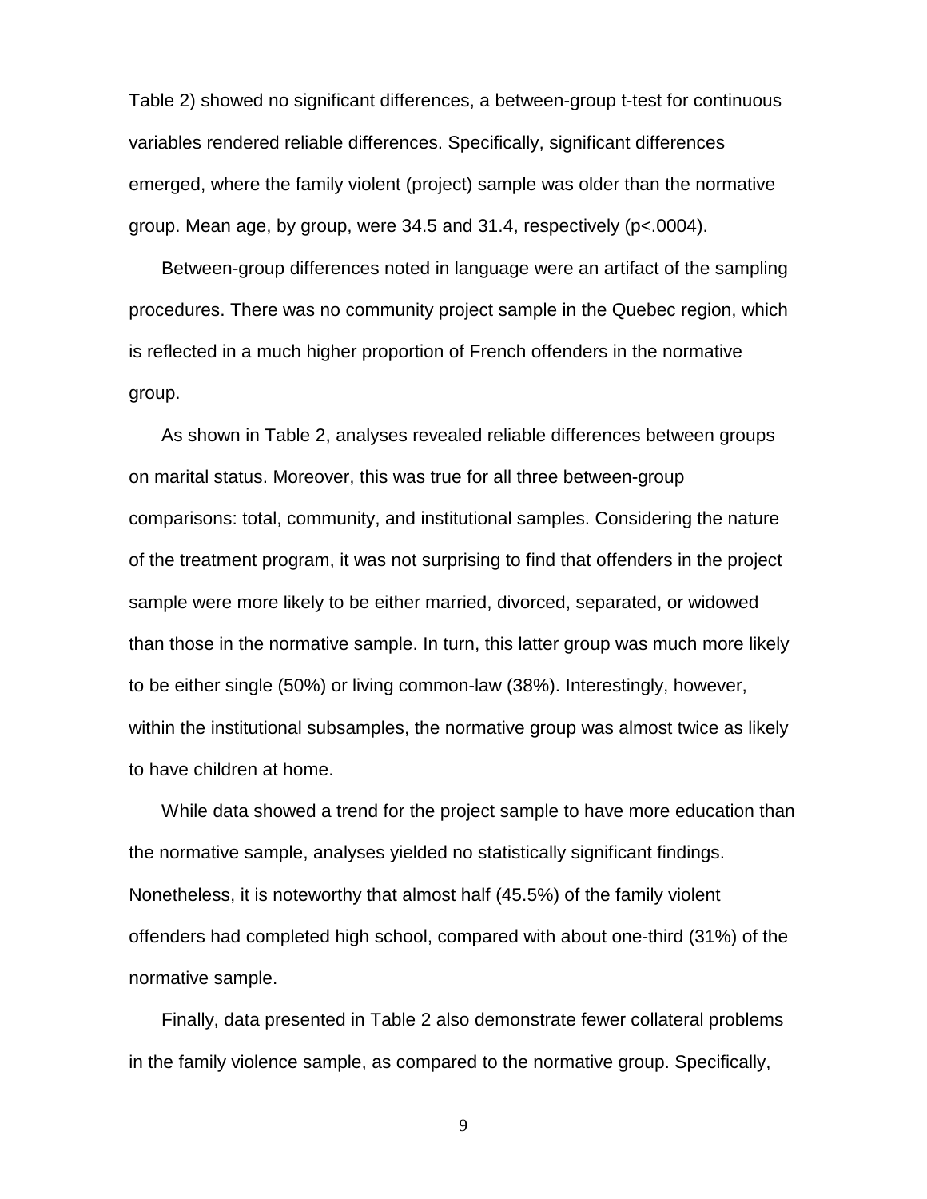Table 2) showed no significant differences, a between-group t-test for continuous variables rendered reliable differences. Specifically, significant differences emerged, where the family violent (project) sample was older than the normative group. Mean age, by group, were 34.5 and 31.4, respectively ($p<.0004$).

Between-group differences noted in language were an artifact of the sampling procedures. There was no community project sample in the Quebec region, which is reflected in a much higher proportion of French offenders in the normative group.

As shown in Table 2, analyses revealed reliable differences between groups on marital status. Moreover, this was true for all three between-group comparisons: total, community, and institutional samples. Considering the nature of the treatment program, it was not surprising to find that offenders in the project sample were more likely to be either married, divorced, separated, or widowed than those in the normative sample. In turn, this latter group was much more likely to be either single (50%) or living common-law (38%). Interestingly, however, within the institutional subsamples, the normative group was almost twice as likely to have children at home.

While data showed a trend for the project sample to have more education than the normative sample, analyses yielded no statistically significant findings. Nonetheless, it is noteworthy that almost half (45.5%) of the family violent offenders had completed high school, compared with about one-third (31%) of the normative sample.

Finally, data presented in Table 2 also demonstrate fewer collateral problems in the family violence sample, as compared to the normative group. Specifically,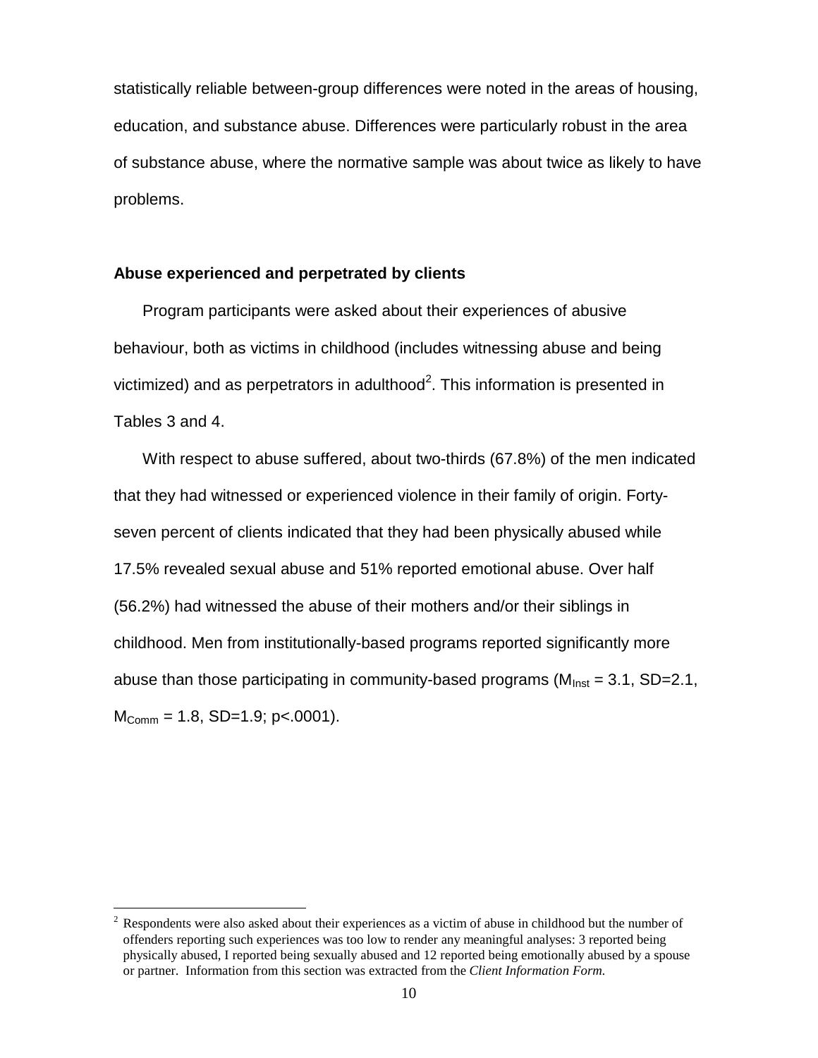statistically reliable between-group differences were noted in the areas of housing, education, and substance abuse. Differences were particularly robust in the area of substance abuse, where the normative sample was about twice as likely to have problems.

### Abuse experienced and perpetrated by clients

Program participants were asked about their experiences of abusive behaviour, both as victims in childhood (includes witnessing abuse and being victimized) and as perpetrators in adulthood[2]. This information is presented in Tables 3 and 4.

With respect to abuse suffered, about two-thirds (67.8%) of the men indicated that they had witnessed or experienced violence in their family of origin. Forty-seven percent of clients indicated that they had been physically abused while 17.5% revealed sexual abuse and 51% reported emotional abuse. Over half (56.2%) had witnessed the abuse of their mothers and/or their siblings in childhood. Men from institutionally-based programs reported significantly more abuse than those participating in community-based programs ($M_{Inst}$ = 3.1, SD=2.1, $M_{Comm}$ = 1.8, SD=1.9; $p<.0001$).

[2] Respondents were also asked about their experiences as a victim of abuse in childhood but the number of offenders reporting such experiences was too low to render any meaningful analyses: 3 reported being physically abused, I reported being sexually abused and 12 reported being emotionally abused by a spouse or partner. Information from this section was extracted from the *Client Information Form.*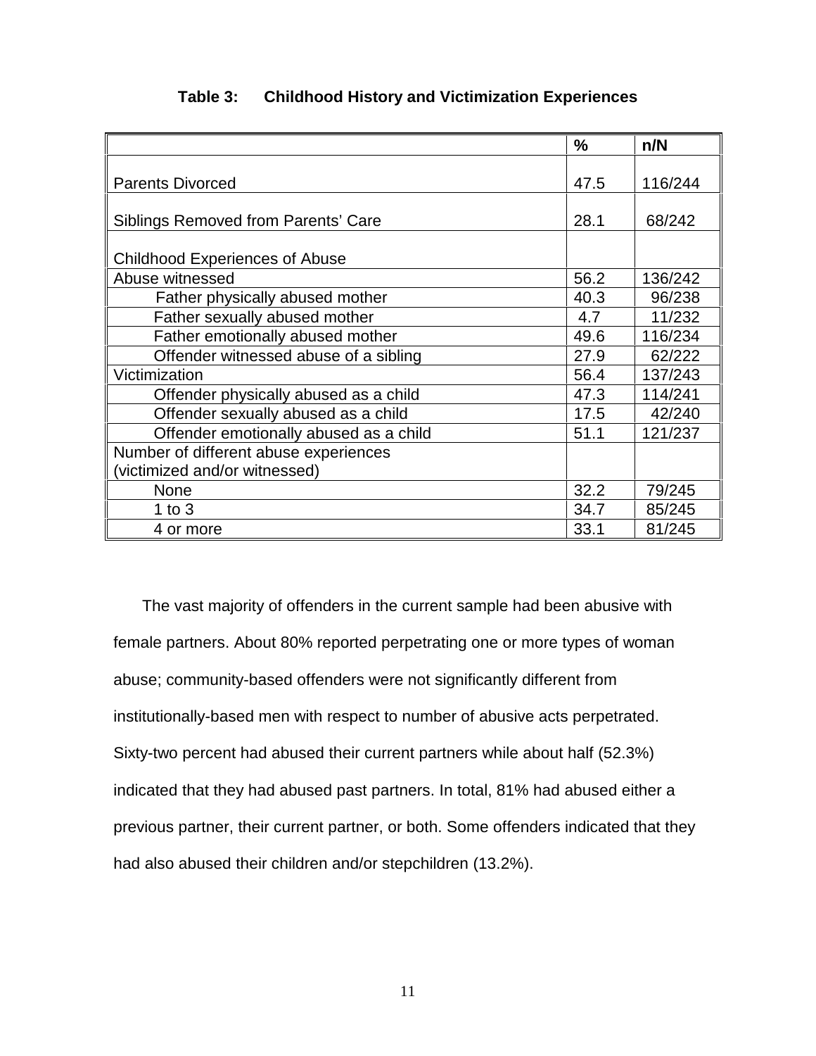**Table 3: Childhood History and Victimization Experiences**

| | % | n/N |
|---|---|---|
| Parents Divorced | 47.5 | 116/244 |
| Siblings Removed from Parents' Care | 28.1 | 68/242 |
| Childhood Experiences of Abuse | | |
| Abuse witnessed | 56.2 | 136/242 |
| Father physically abused mother | 40.3 | 96/238 |
| Father sexually abused mother | 4.7 | 11/232 |
| Father emotionally abused mother | 49.6 | 116/234 |
| Offender witnessed abuse of a sibling | 27.9 | 62/222 |
| Victimization | 56.4 | 137/243 |
| Offender physically abused as a child | 47.3 | 114/241 |
| Offender sexually abused as a child | 17.5 | 42/240 |
| Offender emotionally abused as a child | 51.1 | 121/237 |
| Number of different abuse experiences (victimized and/or witnessed) | | |
| None | 32.2 | 79/245 |
| 1 to 3 | 34.7 | 85/245 |
| 4 or more | 33.1 | 81/245 |

The vast majority of offenders in the current sample had been abusive with female partners. About 80% reported perpetrating one or more types of woman abuse; community-based offenders were not significantly different from institutionally-based men with respect to number of abusive acts perpetrated. Sixty-two percent had abused their current partners while about half (52.3%) indicated that they had abused past partners. In total, 81% had abused either a previous partner, their current partner, or both. Some offenders indicated that they had also abused their children and/or stepchildren (13.2%).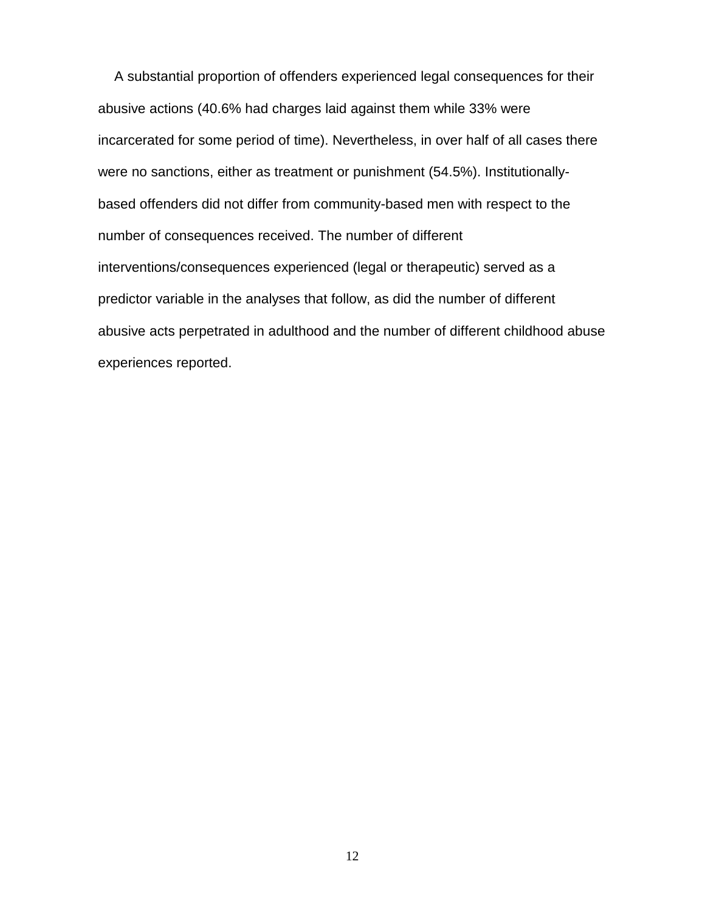A substantial proportion of offenders experienced legal consequences for their abusive actions (40.6% had charges laid against them while 33% were incarcerated for some period of time). Nevertheless, in over half of all cases there were no sanctions, either as treatment or punishment (54.5%). Institutionally-based offenders did not differ from community-based men with respect to the number of consequences received. The number of different interventions/consequences experienced (legal or therapeutic) served as a predictor variable in the analyses that follow, as did the number of different abusive acts perpetrated in adulthood and the number of different childhood abuse experiences reported.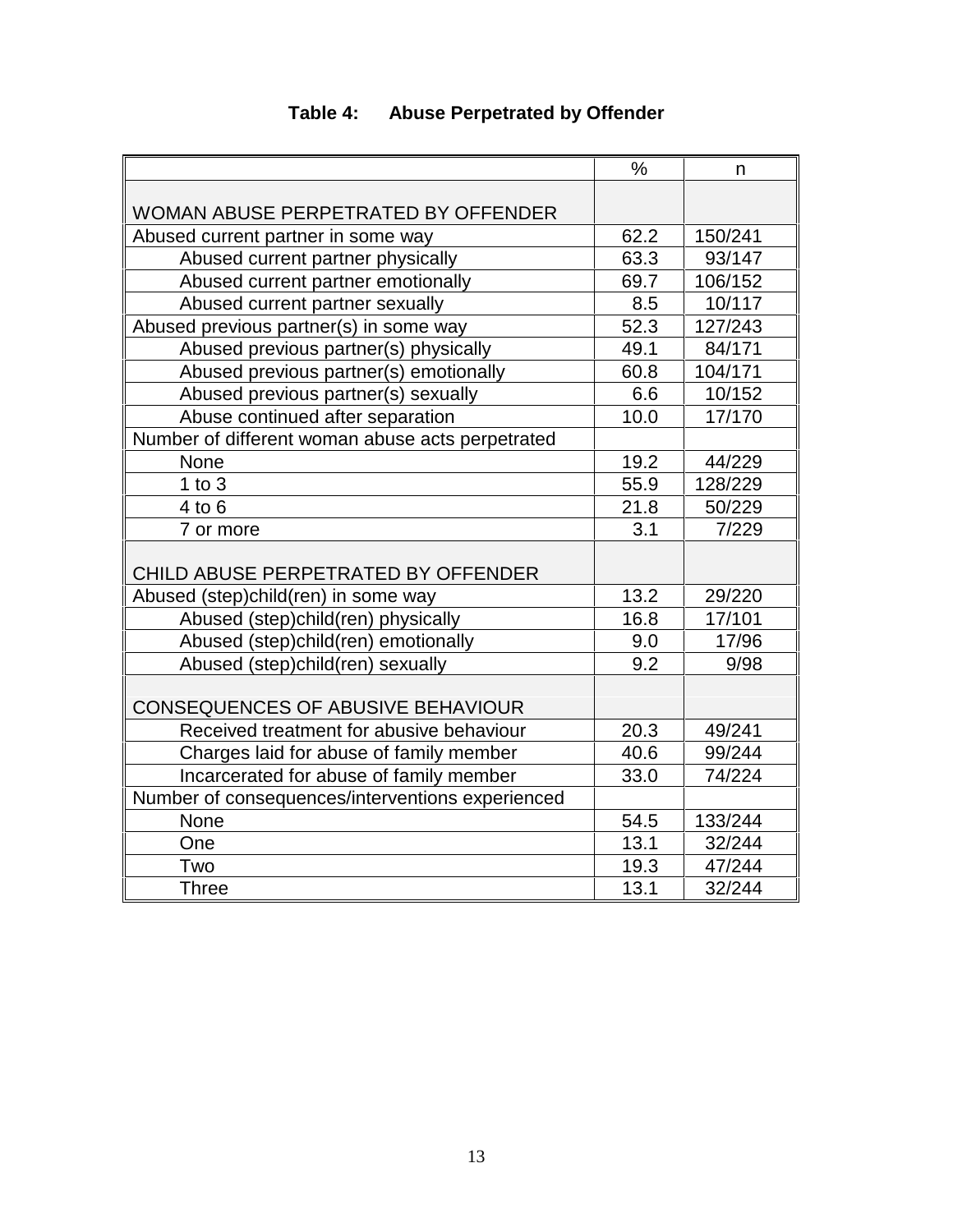**Table 4: Abuse Perpetrated by Offender**

| | % | n |
|---|---|---|
| WOMAN ABUSE PERPETRATED BY OFFENDER | | |
| Abused current partner in some way | 62.2 | 150/241 |
| Abused current partner physically | 63.3 | 93/147 |
| Abused current partner emotionally | 69.7 | 106/152 |
| Abused current partner sexually | 8.5 | 10/117 |
| Abused previous partner(s) in some way | 52.3 | 127/243 |
| Abused previous partner(s) physically | 49.1 | 84/171 |
| Abused previous partner(s) emotionally | 60.8 | 104/171 |
| Abused previous partner(s) sexually | 6.6 | 10/152 |
| Abuse continued after separation | 10.0 | 17/170 |
| Number of different woman abuse acts perpetrated | | |
| None | 19.2 | 44/229 |
| 1 to 3 | 55.9 | 128/229 |
| 4 to 6 | 21.8 | 50/229 |
| 7 or more | 3.1 | 7/229 |
| CHILD ABUSE PERPETRATED BY OFFENDER | | |
| Abused (step)child(ren) in some way | 13.2 | 29/220 |
| Abused (step)child(ren) physically | 16.8 | 17/101 |
| Abused (step)child(ren) emotionally | 9.0 | 17/96 |
| Abused (step)child(ren) sexually | 9.2 | 9/98 |
| CONSEQUENCES OF ABUSIVE BEHAVIOUR | | |
| Received treatment for abusive behaviour | 20.3 | 49/241 |
| Charges laid for abuse of family member | 40.6 | 99/244 |
| Incarcerated for abuse of family member | 33.0 | 74/224 |
| Number of consequences/interventions experienced | | |
| None | 54.5 | 133/244 |
| One | 13.1 | 32/244 |
| Two | 19.3 | 47/244 |
| Three | 13.1 | 32/244 |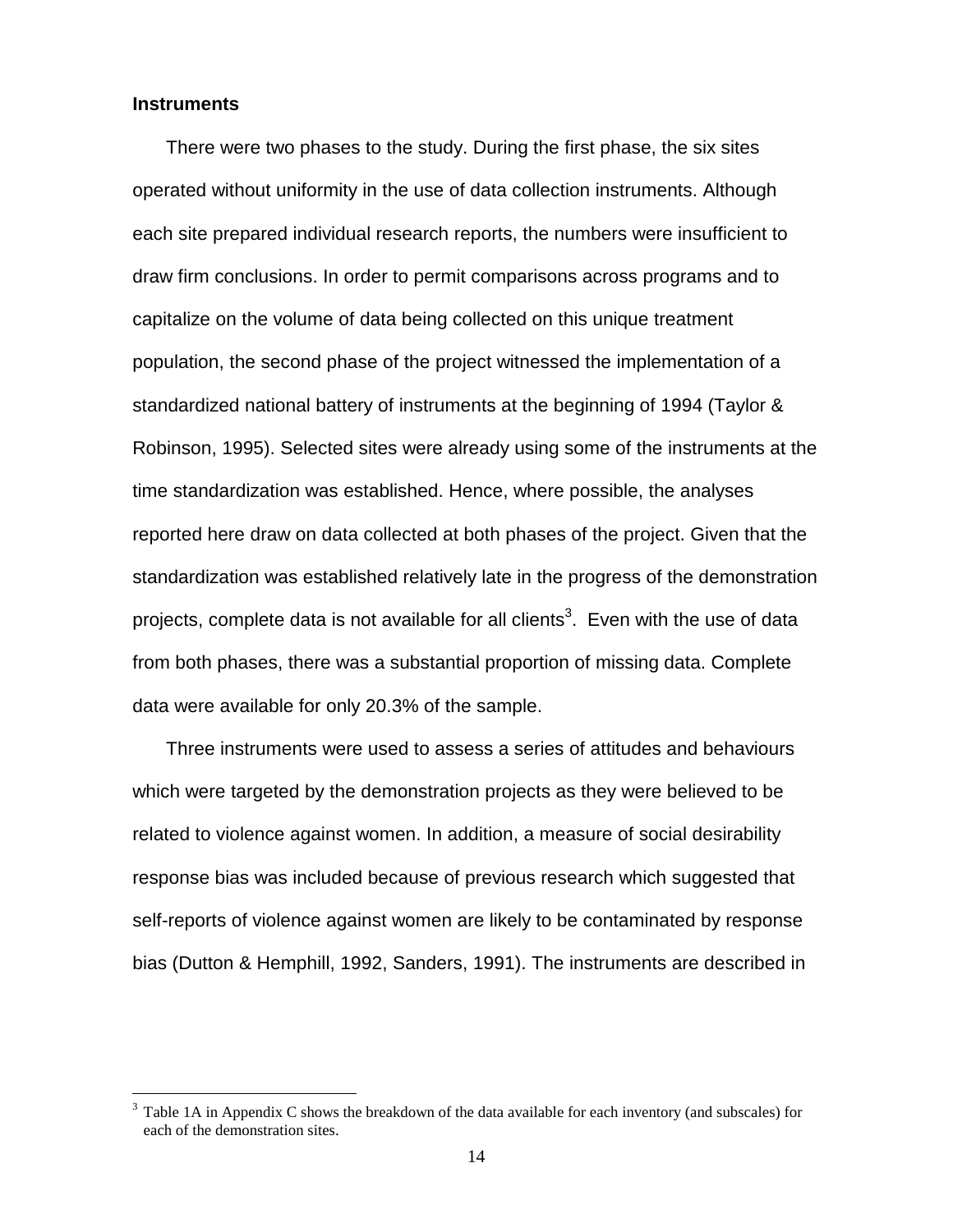**Instruments**

There were two phases to the study. During the first phase, the six sites operated without uniformity in the use of data collection instruments. Although each site prepared individual research reports, the numbers were insufficient to draw firm conclusions. In order to permit comparisons across programs and to capitalize on the volume of data being collected on this unique treatment population, the second phase of the project witnessed the implementation of a standardized national battery of instruments at the beginning of 1994 (Taylor & Robinson, 1995). Selected sites were already using some of the instruments at the time standardization was established. Hence, where possible, the analyses reported here draw on data collected at both phases of the project. Given that the standardization was established relatively late in the progress of the demonstration projects, complete data is not available for all clients[3]. Even with the use of data from both phases, there was a substantial proportion of missing data. Complete data were available for only 20.3% of the sample.

Three instruments were used to assess a series of attitudes and behaviours which were targeted by the demonstration projects as they were believed to be related to violence against women. In addition, a measure of social desirability response bias was included because of previous research which suggested that self-reports of violence against women are likely to be contaminated by response bias (Dutton & Hemphill, 1992, Sanders, 1991). The instruments are described in

---

[3] Table 1A in Appendix C shows the breakdown of the data available for each inventory (and subscales) for each of the demonstration sites.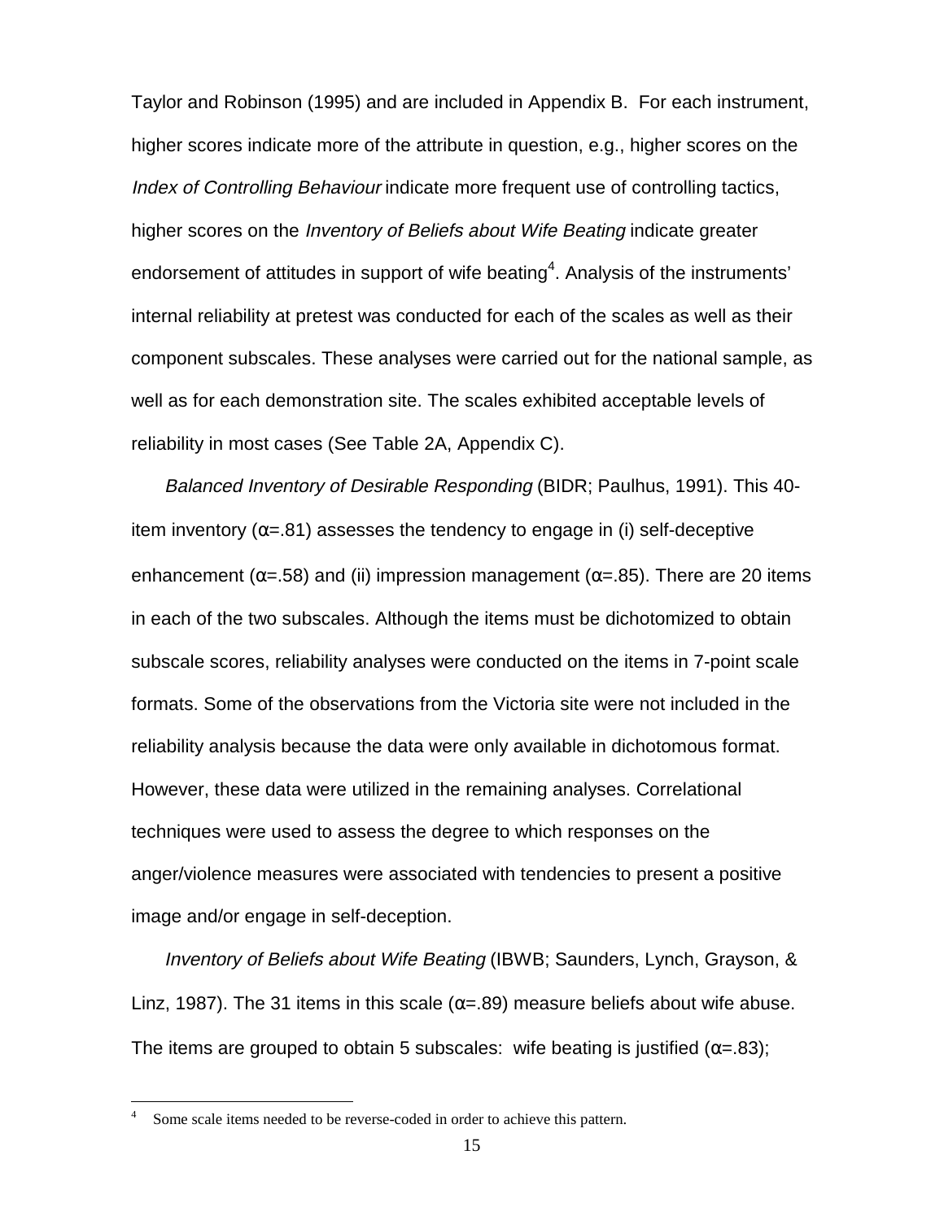Taylor and Robinson (1995) and are included in Appendix B. For each instrument, higher scores indicate more of the attribute in question, e.g., higher scores on the *Index of Controlling Behaviour* indicate more frequent use of controlling tactics, higher scores on the *Inventory of Beliefs about Wife Beating* indicate greater endorsement of attitudes in support of wife beating[4]. Analysis of the instruments' internal reliability at pretest was conducted for each of the scales as well as their component subscales. These analyses were carried out for the national sample, as well as for each demonstration site. The scales exhibited acceptable levels of reliability in most cases (See Table 2A, Appendix C).

*Balanced Inventory of Desirable Responding* (BIDR; Paulhus, 1991). This 40-item inventory (α=.81) assesses the tendency to engage in (i) self-deceptive enhancement (α=.58) and (ii) impression management (α=.85). There are 20 items in each of the two subscales. Although the items must be dichotomized to obtain subscale scores, reliability analyses were conducted on the items in 7-point scale formats. Some of the observations from the Victoria site were not included in the reliability analysis because the data were only available in dichotomous format. However, these data were utilized in the remaining analyses. Correlational techniques were used to assess the degree to which responses on the anger/violence measures were associated with tendencies to present a positive image and/or engage in self-deception.

*Inventory of Beliefs about Wife Beating* (IBWB; Saunders, Lynch, Grayson, & Linz, 1987). The 31 items in this scale (α=.89) measure beliefs about wife abuse. The items are grouped to obtain 5 subscales: wife beating is justified (α=.83);

---

[4] Some scale items needed to be reverse-coded in order to achieve this pattern.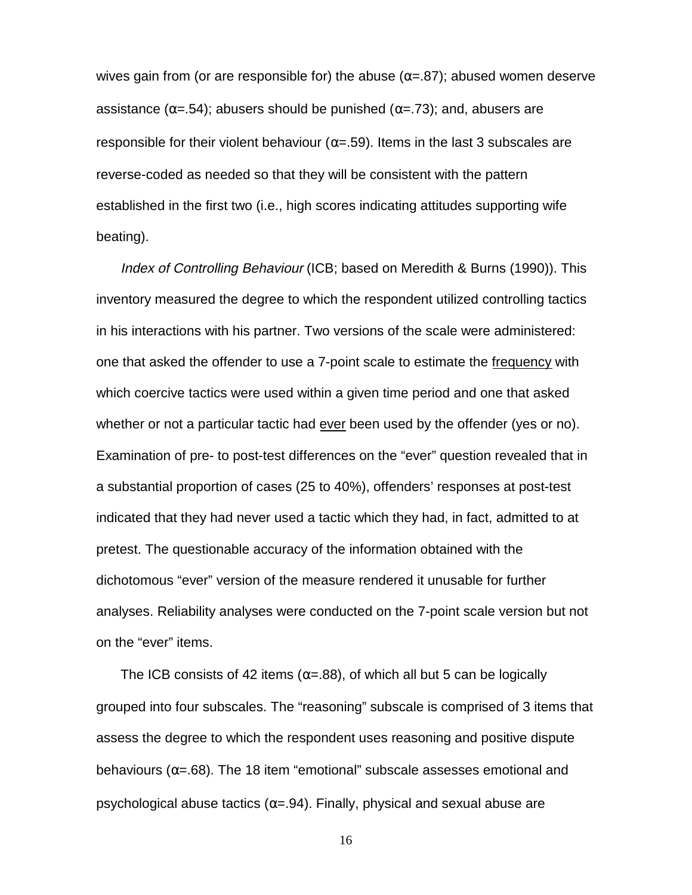wives gain from (or are responsible for) the abuse (α=.87); abused women deserve assistance (α=.54); abusers should be punished (α=.73); and, abusers are responsible for their violent behaviour (α=.59). Items in the last 3 subscales are reverse-coded as needed so that they will be consistent with the pattern established in the first two (i.e., high scores indicating attitudes supporting wife beating).

*Index of Controlling Behaviour* (ICB; based on Meredith & Burns (1990)). This inventory measured the degree to which the respondent utilized controlling tactics in his interactions with his partner. Two versions of the scale were administered: one that asked the offender to use a 7-point scale to estimate the <u>frequency</u> with which coercive tactics were used within a given time period and one that asked whether or not a particular tactic had <u>ever</u> been used by the offender (yes or no). Examination of pre- to post-test differences on the "ever" question revealed that in a substantial proportion of cases (25 to 40%), offenders' responses at post-test indicated that they had never used a tactic which they had, in fact, admitted to at pretest. The questionable accuracy of the information obtained with the dichotomous "ever" version of the measure rendered it unusable for further analyses. Reliability analyses were conducted on the 7-point scale version but not on the "ever" items.

The ICB consists of 42 items (α=.88), of which all but 5 can be logically grouped into four subscales. The "reasoning" subscale is comprised of 3 items that assess the degree to which the respondent uses reasoning and positive dispute behaviours (α=.68). The 18 item "emotional" subscale assesses emotional and psychological abuse tactics (α=.94). Finally, physical and sexual abuse are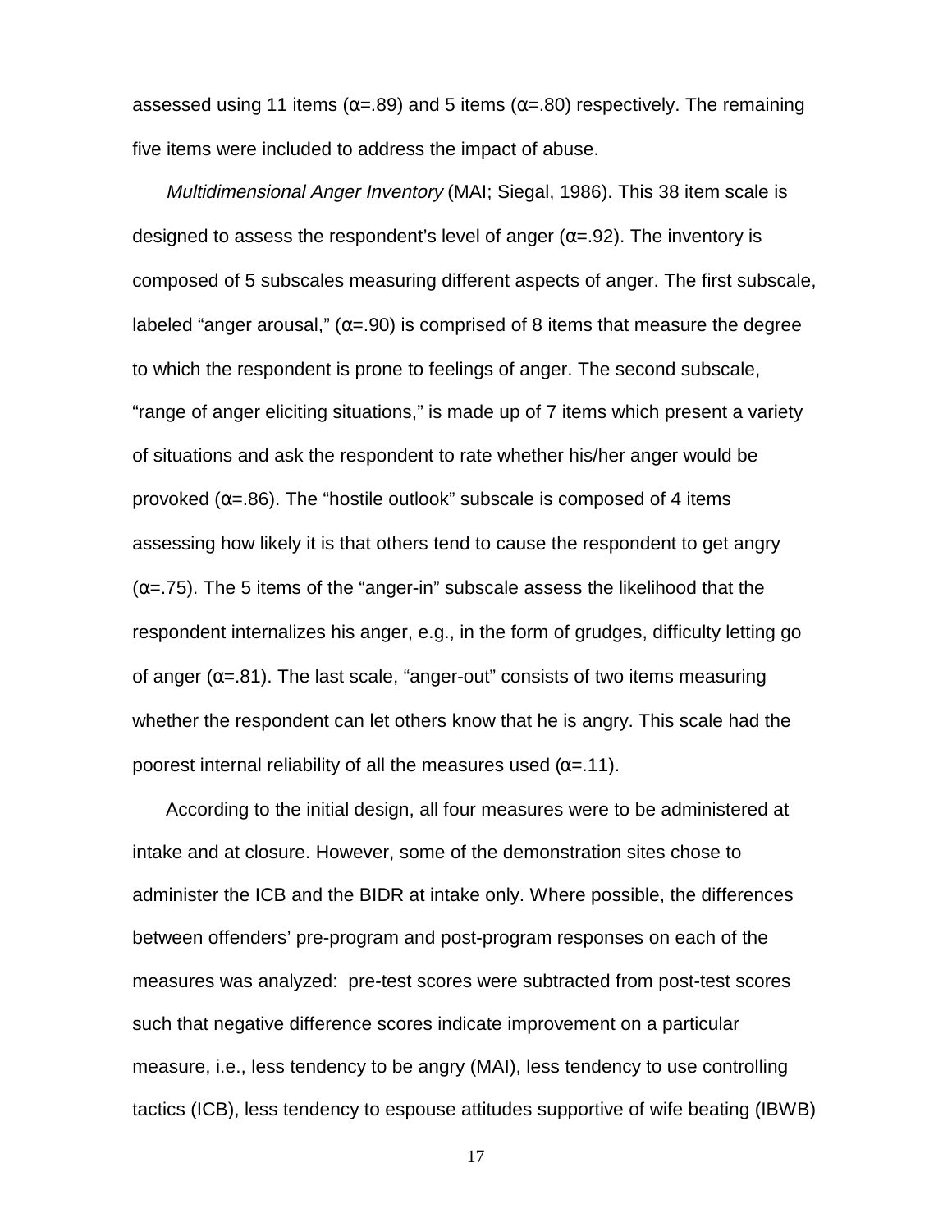assessed using 11 items (α=.89) and 5 items (α=.80) respectively. The remaining five items were included to address the impact of abuse.

*Multidimensional Anger Inventory* (MAI; Siegal, 1986). This 38 item scale is designed to assess the respondent's level of anger (α=.92). The inventory is composed of 5 subscales measuring different aspects of anger. The first subscale, labeled "anger arousal," (α=.90) is comprised of 8 items that measure the degree to which the respondent is prone to feelings of anger. The second subscale, "range of anger eliciting situations," is made up of 7 items which present a variety of situations and ask the respondent to rate whether his/her anger would be provoked (α=.86). The "hostile outlook" subscale is composed of 4 items assessing how likely it is that others tend to cause the respondent to get angry (α=.75). The 5 items of the "anger-in" subscale assess the likelihood that the respondent internalizes his anger, e.g., in the form of grudges, difficulty letting go of anger (α=.81). The last scale, "anger-out" consists of two items measuring whether the respondent can let others know that he is angry. This scale had the poorest internal reliability of all the measures used (α=.11).

According to the initial design, all four measures were to be administered at intake and at closure. However, some of the demonstration sites chose to administer the ICB and the BIDR at intake only. Where possible, the differences between offenders' pre-program and post-program responses on each of the measures was analyzed: pre-test scores were subtracted from post-test scores such that negative difference scores indicate improvement on a particular measure, i.e., less tendency to be angry (MAI), less tendency to use controlling tactics (ICB), less tendency to espouse attitudes supportive of wife beating (IBWB)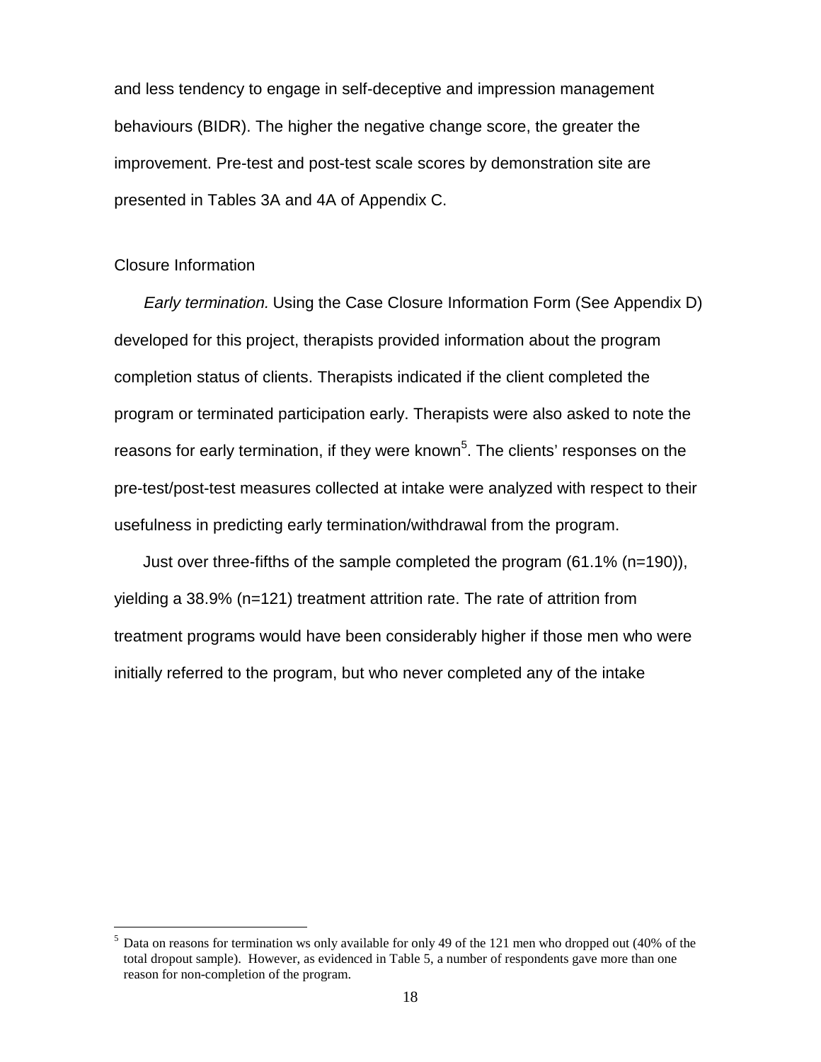and less tendency to engage in self-deceptive and impression management behaviours (BIDR). The higher the negative change score, the greater the improvement. Pre-test and post-test scale scores by demonstration site are presented in Tables 3A and 4A of Appendix C.

## Closure Information

*Early termination.* Using the Case Closure Information Form (See Appendix D) developed for this project, therapists provided information about the program completion status of clients. Therapists indicated if the client completed the program or terminated participation early. Therapists were also asked to note the reasons for early termination, if they were known[5]. The clients' responses on the pre-test/post-test measures collected at intake were analyzed with respect to their usefulness in predicting early termination/withdrawal from the program.

Just over three-fifths of the sample completed the program (61.1% (n=190)), yielding a 38.9% (n=121) treatment attrition rate. The rate of attrition from treatment programs would have been considerably higher if those men who were initially referred to the program, but who never completed any of the intake

---

[5] Data on reasons for termination ws only available for only 49 of the 121 men who dropped out (40% of the total dropout sample). However, as evidenced in Table 5, a number of respondents gave more than one reason for non-completion of the program.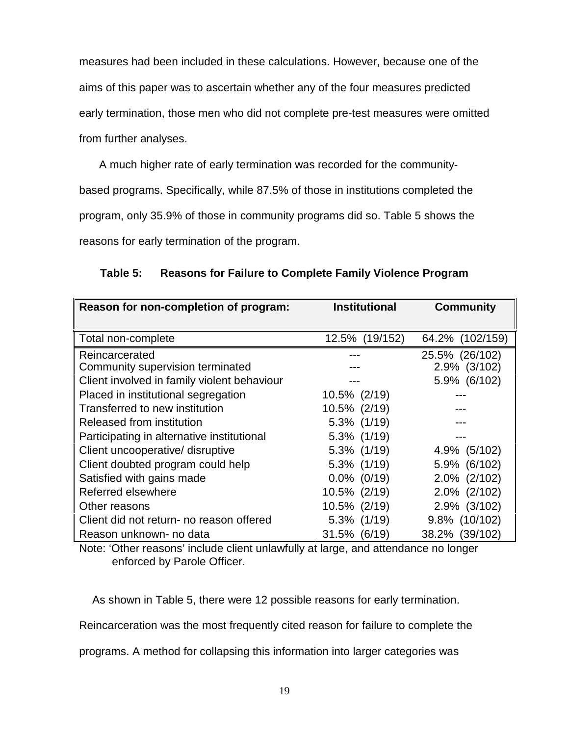measures had been included in these calculations. However, because one of the aims of this paper was to ascertain whether any of the four measures predicted early termination, those men who did not complete pre-test measures were omitted from further analyses.

A much higher rate of early termination was recorded for the community-based programs. Specifically, while 87.5% of those in institutions completed the program, only 35.9% of those in community programs did so. Table 5 shows the reasons for early termination of the program.

**Table 5: Reasons for Failure to Complete Family Violence Program**

| Reason for non-completion of program: | Institutional | Community |
|---|---|---|
| Total non-complete | 12.5% (19/152) | 64.2% (102/159) |
| Reincarcerated | --- | 25.5% (26/102) |
| Community supervision terminated | --- | 2.9% (3/102) |
| Client involved in family violent behaviour | --- | 5.9% (6/102) |
| Placed in institutional segregation | 10.5% (2/19) | --- |
| Transferred to new institution | 10.5% (2/19) | --- |
| Released from institution | 5.3% (1/19) | --- |
| Participating in alternative institutional | 5.3% (1/19) | --- |
| Client uncooperative/ disruptive | 5.3% (1/19) | 4.9% (5/102) |
| Client doubted program could help | 5.3% (1/19) | 5.9% (6/102) |
| Satisfied with gains made | 0.0% (0/19) | 2.0% (2/102) |
| Referred elsewhere | 10.5% (2/19) | 2.0% (2/102) |
| Other reasons | 10.5% (2/19) | 2.9% (3/102) |
| Client did not return- no reason offered | 5.3% (1/19) | 9.8% (10/102) |
| Reason unknown- no data | 31.5% (6/19) | 38.2% (39/102) |

Note: 'Other reasons' include client unlawfully at large, and attendance no longer enforced by Parole Officer.

As shown in Table 5, there were 12 possible reasons for early termination. Reincarceration was the most frequently cited reason for failure to complete the programs. A method for collapsing this information into larger categories was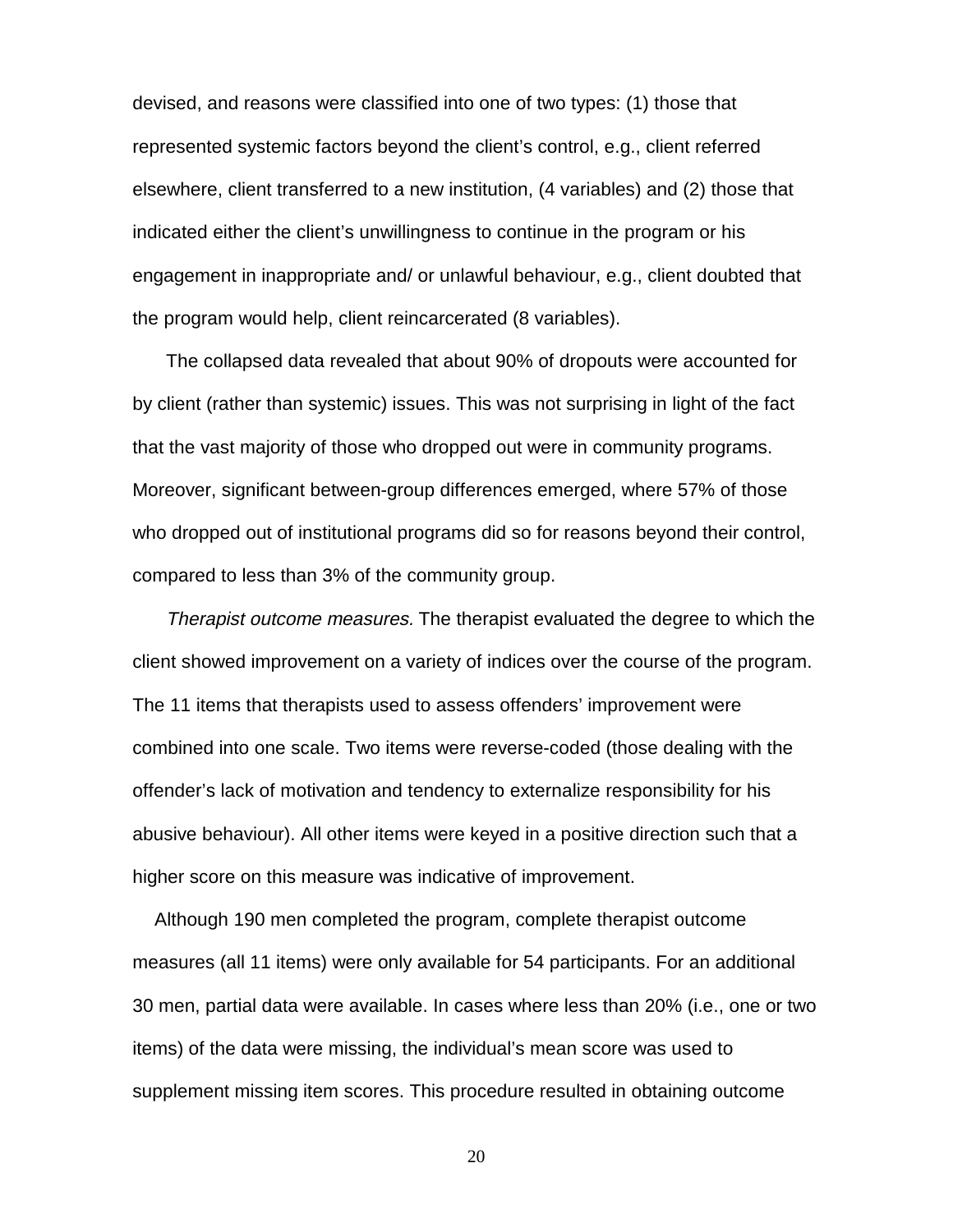devised, and reasons were classified into one of two types: (1) those that represented systemic factors beyond the client's control, e.g., client referred elsewhere, client transferred to a new institution, (4 variables) and (2) those that indicated either the client's unwillingness to continue in the program or his engagement in inappropriate and/ or unlawful behaviour, e.g., client doubted that the program would help, client reincarcerated (8 variables).

The collapsed data revealed that about 90% of dropouts were accounted for by client (rather than systemic) issues. This was not surprising in light of the fact that the vast majority of those who dropped out were in community programs. Moreover, significant between-group differences emerged, where 57% of those who dropped out of institutional programs did so for reasons beyond their control, compared to less than 3% of the community group.

*Therapist outcome measures.* The therapist evaluated the degree to which the client showed improvement on a variety of indices over the course of the program. The 11 items that therapists used to assess offenders' improvement were combined into one scale. Two items were reverse-coded (those dealing with the offender's lack of motivation and tendency to externalize responsibility for his abusive behaviour). All other items were keyed in a positive direction such that a higher score on this measure was indicative of improvement.

Although 190 men completed the program, complete therapist outcome measures (all 11 items) were only available for 54 participants. For an additional 30 men, partial data were available. In cases where less than 20% (i.e., one or two items) of the data were missing, the individual's mean score was used to supplement missing item scores. This procedure resulted in obtaining outcome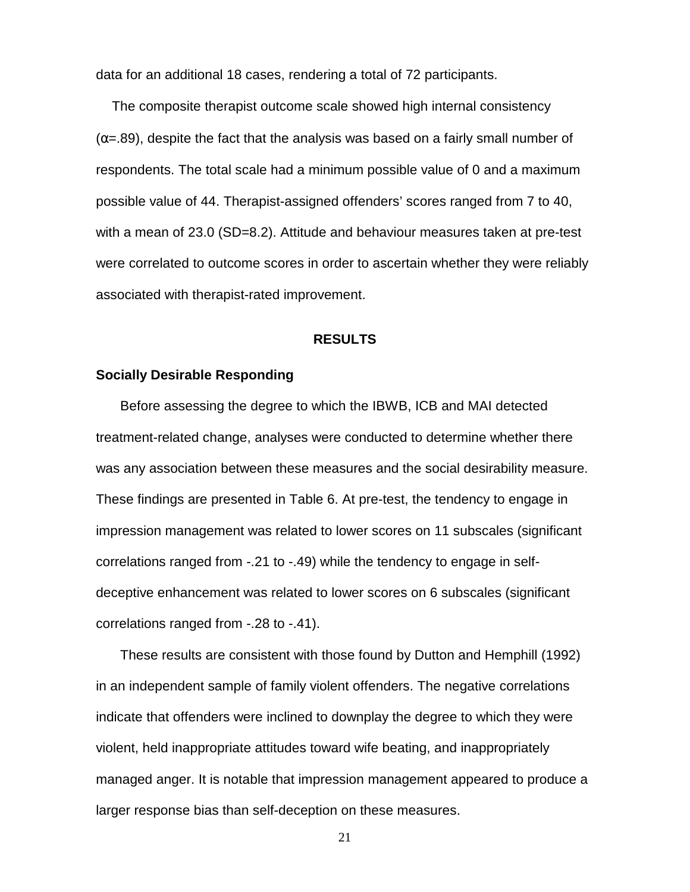data for an additional 18 cases, rendering a total of 72 participants.

The composite therapist outcome scale showed high internal consistency (α=.89), despite the fact that the analysis was based on a fairly small number of respondents. The total scale had a minimum possible value of 0 and a maximum possible value of 44. Therapist-assigned offenders' scores ranged from 7 to 40, with a mean of 23.0 (SD=8.2). Attitude and behaviour measures taken at pre-test were correlated to outcome scores in order to ascertain whether they were reliably associated with therapist-rated improvement.

## RESULTS

### Socially Desirable Responding

Before assessing the degree to which the IBWB, ICB and MAI detected treatment-related change, analyses were conducted to determine whether there was any association between these measures and the social desirability measure. These findings are presented in Table 6. At pre-test, the tendency to engage in impression management was related to lower scores on 11 subscales (significant correlations ranged from -.21 to -.49) while the tendency to engage in self-deceptive enhancement was related to lower scores on 6 subscales (significant correlations ranged from -.28 to -.41).

These results are consistent with those found by Dutton and Hemphill (1992) in an independent sample of family violent offenders. The negative correlations indicate that offenders were inclined to downplay the degree to which they were violent, held inappropriate attitudes toward wife beating, and inappropriately managed anger. It is notable that impression management appeared to produce a larger response bias than self-deception on these measures.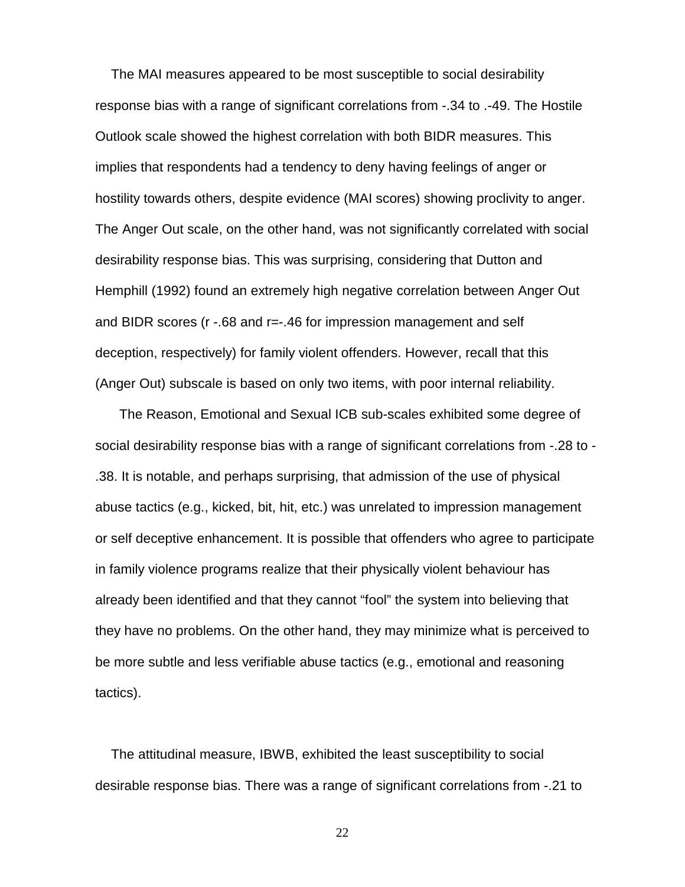The MAI measures appeared to be most susceptible to social desirability response bias with a range of significant correlations from -.34 to .-49. The Hostile Outlook scale showed the highest correlation with both BIDR measures. This implies that respondents had a tendency to deny having feelings of anger or hostility towards others, despite evidence (MAI scores) showing proclivity to anger. The Anger Out scale, on the other hand, was not significantly correlated with social desirability response bias. This was surprising, considering that Dutton and Hemphill (1992) found an extremely high negative correlation between Anger Out and BIDR scores (r -.68 and r=-.46 for impression management and self deception, respectively) for family violent offenders. However, recall that this (Anger Out) subscale is based on only two items, with poor internal reliability.

The Reason, Emotional and Sexual ICB sub-scales exhibited some degree of social desirability response bias with a range of significant correlations from -.28 to -.38. It is notable, and perhaps surprising, that admission of the use of physical abuse tactics (e.g., kicked, bit, hit, etc.) was unrelated to impression management or self deceptive enhancement. It is possible that offenders who agree to participate in family violence programs realize that their physically violent behaviour has already been identified and that they cannot “fool” the system into believing that they have no problems. On the other hand, they may minimize what is perceived to be more subtle and less verifiable abuse tactics (e.g., emotional and reasoning tactics).

The attitudinal measure, IBWB, exhibited the least susceptibility to social desirable response bias. There was a range of significant correlations from -.21 to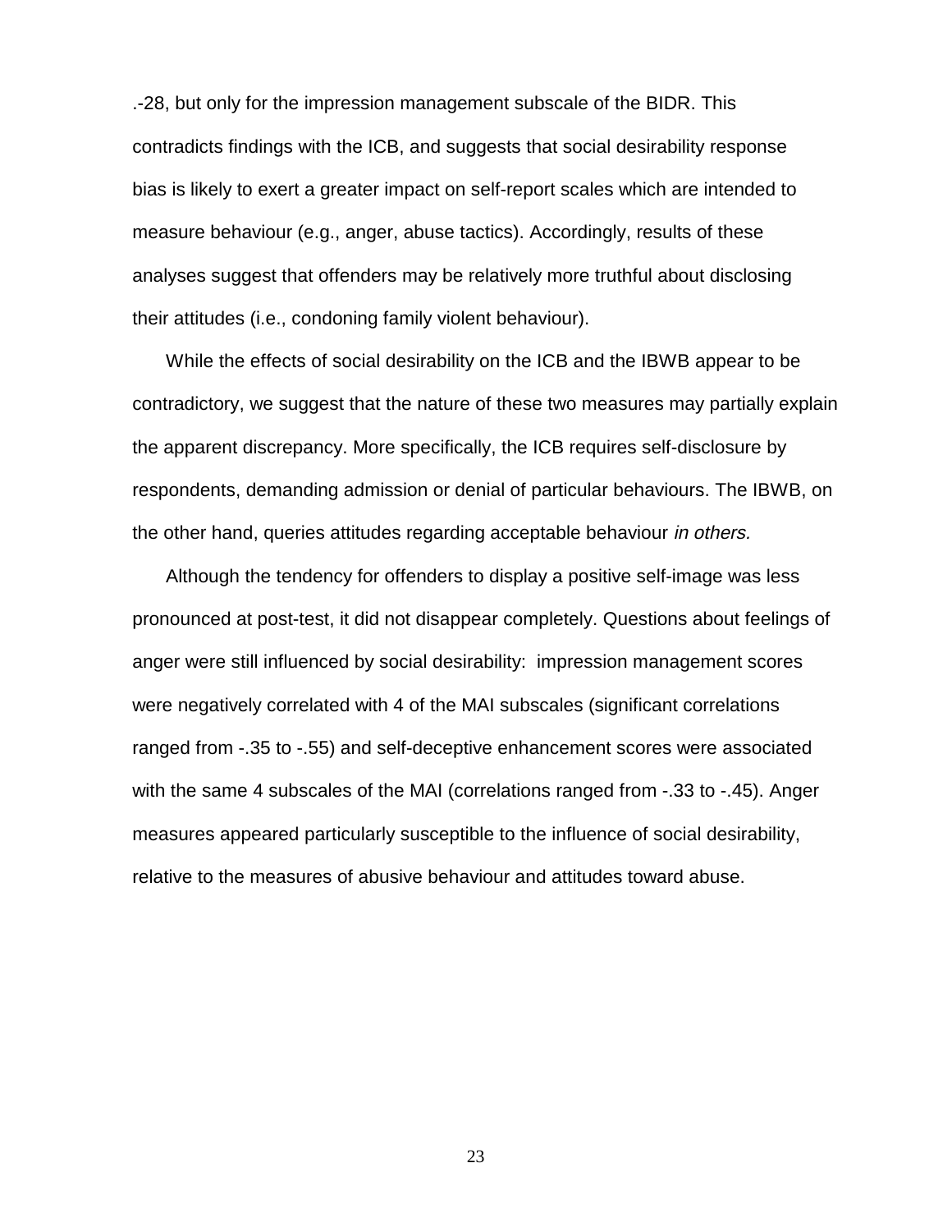.-28, but only for the impression management subscale of the BIDR. This contradicts findings with the ICB, and suggests that social desirability response bias is likely to exert a greater impact on self-report scales which are intended to measure behaviour (e.g., anger, abuse tactics). Accordingly, results of these analyses suggest that offenders may be relatively more truthful about disclosing their attitudes (i.e., condoning family violent behaviour).

While the effects of social desirability on the ICB and the IBWB appear to be contradictory, we suggest that the nature of these two measures may partially explain the apparent discrepancy. More specifically, the ICB requires self-disclosure by respondents, demanding admission or denial of particular behaviours. The IBWB, on the other hand, queries attitudes regarding acceptable behaviour *in others.*

Although the tendency for offenders to display a positive self-image was less pronounced at post-test, it did not disappear completely. Questions about feelings of anger were still influenced by social desirability: impression management scores were negatively correlated with 4 of the MAI subscales (significant correlations ranged from -.35 to -.55) and self-deceptive enhancement scores were associated with the same 4 subscales of the MAI (correlations ranged from -.33 to -.45). Anger measures appeared particularly susceptible to the influence of social desirability, relative to the measures of abusive behaviour and attitudes toward abuse.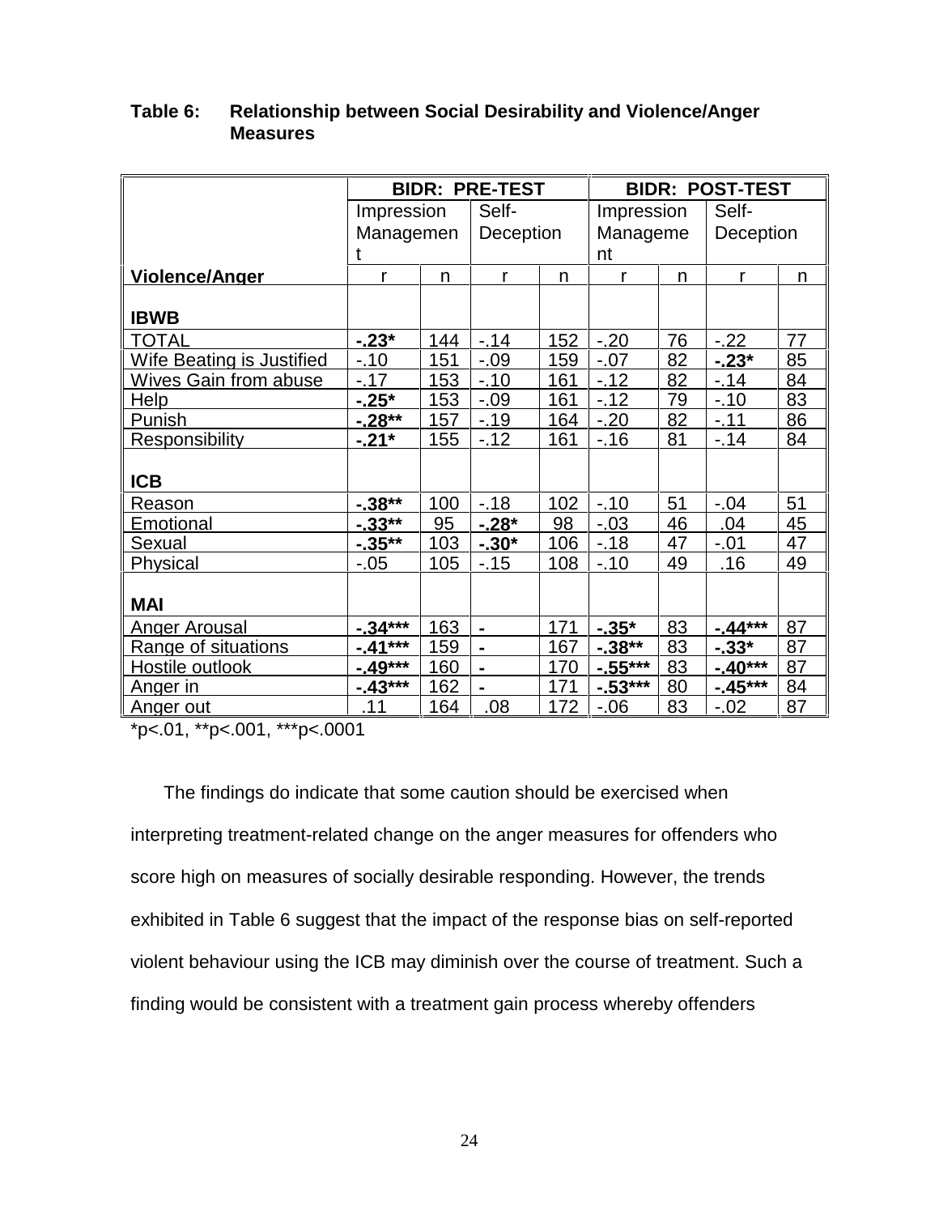**Table 6: Relationship between Social Desirability and Violence/Anger Measures**

| | BIDR: PRE-TEST | | | | BIDR: POST-TEST | | | |
|---|---|---|---|---|---|---|---|---|
| | Impression Management | | Self-Deception | | Impression Management | | Self-Deception | |
| **Violence/Anger** | r | n | r | n | r | n | r | n |
| **IBWB** | | | | | | | | |
| TOTAL | **-.23*** | 144 | -.14 | 152 | -.20 | 76 | -.22 | 77 |
| Wife Beating is Justified | -.10 | 151 | -.09 | 159 | -.07 | 82 | **-.23*** | 85 |
| Wives Gain from abuse | -.17 | 153 | -.10 | 161 | -.12 | 82 | -.14 | 84 |
| Help | **-.25*** | 153 | -.09 | 161 | -.12 | 79 | -.10 | 83 |
| Punish | **-.28**** | 157 | -.19 | 164 | -.20 | 82 | -.11 | 86 |
| Responsibility | **-.21*** | 155 | -.12 | 161 | -.16 | 81 | -.14 | 84 |
| **ICB** | | | | | | | | |
| Reason | **-.38**** | 100 | -.18 | 102 | -.10 | 51 | -.04 | 51 |
| Emotional | **-.33**** | 95 | **-.28*** | 98 | -.03 | 46 | .04 | 45 |
| Sexual | **-.35**** | 103 | **-.30*** | 106 | -.18 | 47 | -.01 | 47 |
| Physical | -.05 | 105 | -.15 | 108 | -.10 | 49 | .16 | 49 |
| **MAI** | | | | | | | | |
| Anger Arousal | **-.34***** | 163 | **-** | 171 | **-.35*** | 83 | **-.44***** | 87 |
| Range of situations | **-.41***** | 159 | **-** | 167 | **-.38**** | 83 | **-.33*** | 87 |
| Hostile outlook | **-.49***** | 160 | **-** | 170 | **-.55***** | 83 | **-.40***** | 87 |
| Anger in | **-.43***** | 162 | **-** | 171 | **-.53***** | 80 | **-.45***** | 84 |
| Anger out | .11 | 164 | .08 | 172 | -.06 | 83 | -.02 | 87 |

*p<.01, **p<.001, ***p<.0001

The findings do indicate that some caution should be exercised when interpreting treatment-related change on the anger measures for offenders who score high on measures of socially desirable responding. However, the trends exhibited in Table 6 suggest that the impact of the response bias on self-reported violent behaviour using the ICB may diminish over the course of treatment. Such a finding would be consistent with a treatment gain process whereby offenders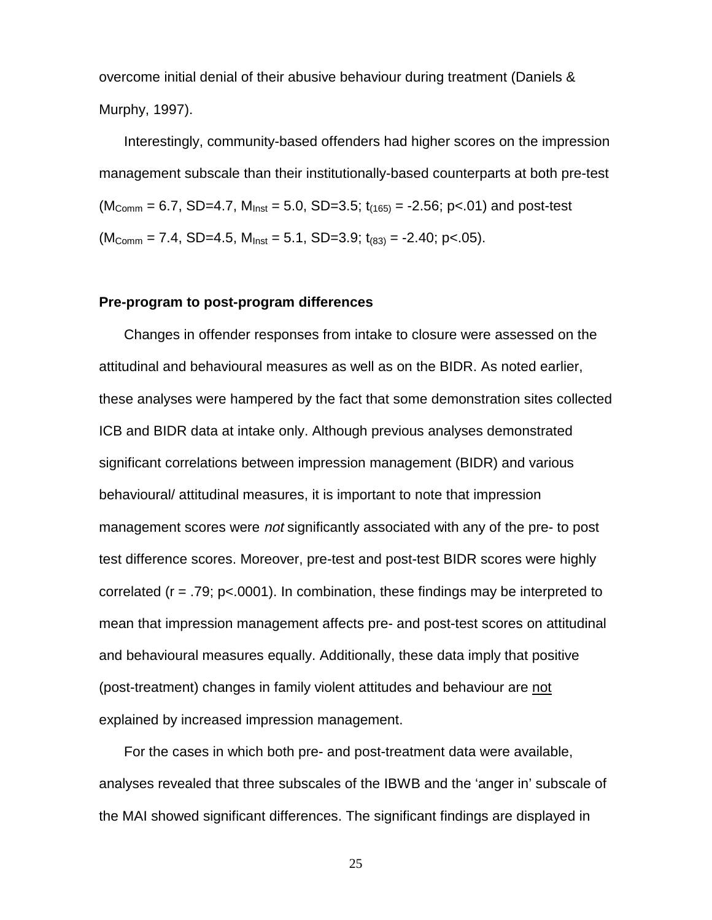overcome initial denial of their abusive behaviour during treatment (Daniels & Murphy, 1997).

Interestingly, community-based offenders had higher scores on the impression management subscale than their institutionally-based counterparts at both pre-test ($M_{Comm}$ = 6.7, SD=4.7, $M_{Inst}$ = 5.0, SD=3.5; $t_{(165)}$ = -2.56; p<.01) and post-test ($M_{Comm}$ = 7.4, SD=4.5, $M_{Inst}$ = 5.1, SD=3.9; $t_{(83)}$ = -2.40; p<.05).

**Pre-program to post-program differences**

Changes in offender responses from intake to closure were assessed on the attitudinal and behavioural measures as well as on the BIDR. As noted earlier, these analyses were hampered by the fact that some demonstration sites collected ICB and BIDR data at intake only. Although previous analyses demonstrated significant correlations between impression management (BIDR) and various behavioural/ attitudinal measures, it is important to note that impression management scores were *not* significantly associated with any of the pre- to post test difference scores. Moreover, pre-test and post-test BIDR scores were highly correlated (r = .79; p<.0001). In combination, these findings may be interpreted to mean that impression management affects pre- and post-test scores on attitudinal and behavioural measures equally. Additionally, these data imply that positive (post-treatment) changes in family violent attitudes and behaviour are not explained by increased impression management.

For the cases in which both pre- and post-treatment data were available, analyses revealed that three subscales of the IBWB and the 'anger in' subscale of the MAI showed significant differences. The significant findings are displayed in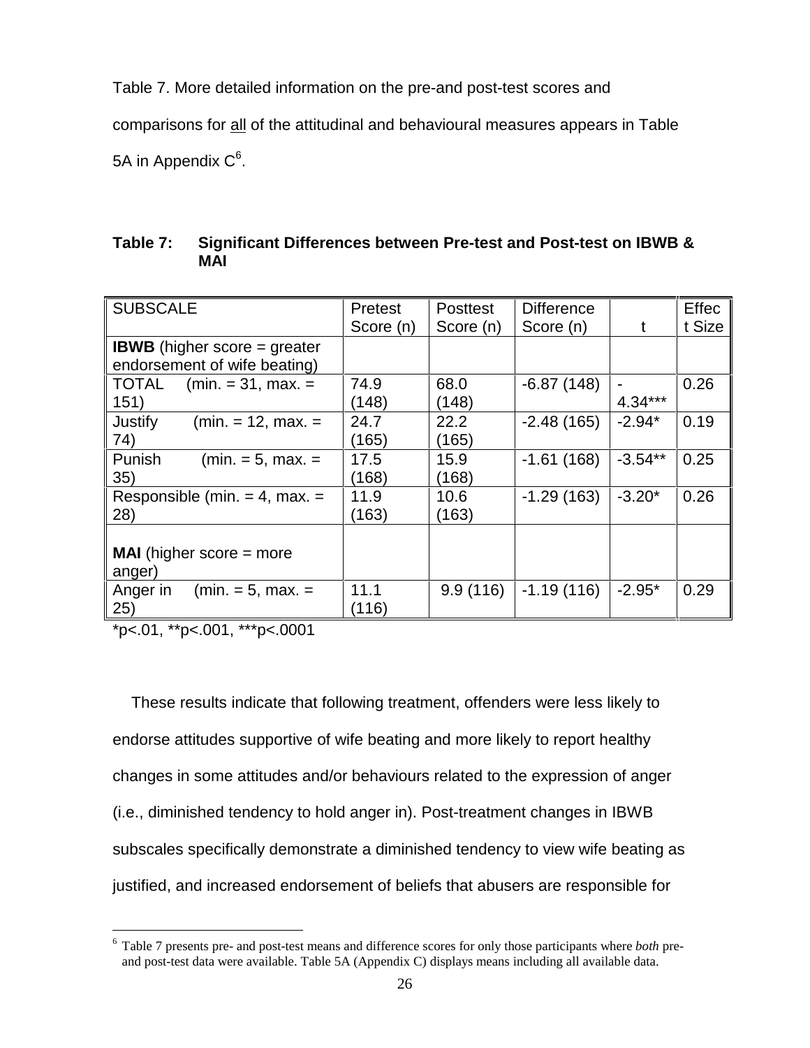Table 7. More detailed information on the pre-and post-test scores and comparisons for all of the attitudinal and behavioural measures appears in Table 5A in Appendix C[6].

**Table 7: Significant Differences between Pre-test and Post-test on IBWB & MAI**

| SUBSCALE | Pretest Score (n) | Posttest Score (n) | Difference Score (n) | t | Effect Size |
|---|---|---|---|---|---|
| **IBWB** (higher score = greater endorsement of wife beating) | | | | | |
| TOTAL (min. = 31, max. = 151) | 74.9 (148) | 68.0 (148) | -6.87 (148) | -4.34*** | 0.26 |
| Justify (min. = 12, max. = 74) | 24.7 (165) | 22.2 (165) | -2.48 (165) | -2.94* | 0.19 |
| Punish (min. = 5, max. = 35) | 17.5 (168) | 15.9 (168) | -1.61 (168) | -3.54** | 0.25 |
| Responsible (min. = 4, max. = 28) | 11.9 (163) | 10.6 (163) | -1.29 (163) | -3.20* | 0.26 |
| **MAI** (higher score = more anger) | | | | | |
| Anger in (min. = 5, max. = 25) | 11.1 (116) | 9.9 (116) | -1.19 (116) | -2.95* | 0.29 |

*p<.01, **p<.001, ***p<.0001

These results indicate that following treatment, offenders were less likely to endorse attitudes supportive of wife beating and more likely to report healthy changes in some attitudes and/or behaviours related to the expression of anger (i.e., diminished tendency to hold anger in). Post-treatment changes in IBWB subscales specifically demonstrate a diminished tendency to view wife beating as justified, and increased endorsement of beliefs that abusers are responsible for

[6] Table 7 presents pre- and post-test means and difference scores for only those participants where *both* pre- and post-test data were available. Table 5A (Appendix C) displays means including all available data.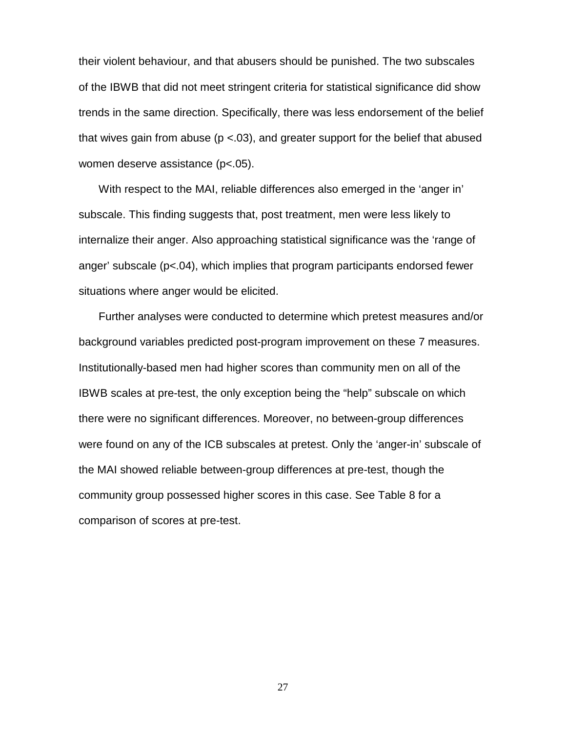their violent behaviour, and that abusers should be punished. The two subscales of the IBWB that did not meet stringent criteria for statistical significance did show trends in the same direction. Specifically, there was less endorsement of the belief that wives gain from abuse ($p < .03$), and greater support for the belief that abused women deserve assistance ($p < .05$).

With respect to the MAI, reliable differences also emerged in the 'anger in' subscale. This finding suggests that, post treatment, men were less likely to internalize their anger. Also approaching statistical significance was the 'range of anger' subscale ($p < .04$), which implies that program participants endorsed fewer situations where anger would be elicited.

Further analyses were conducted to determine which pretest measures and/or background variables predicted post-program improvement on these 7 measures. Institutionally-based men had higher scores than community men on all of the IBWB scales at pre-test, the only exception being the "help" subscale on which there were no significant differences. Moreover, no between-group differences were found on any of the ICB subscales at pretest. Only the 'anger-in' subscale of the MAI showed reliable between-group differences at pre-test, though the community group possessed higher scores in this case. See Table 8 for a comparison of scores at pre-test.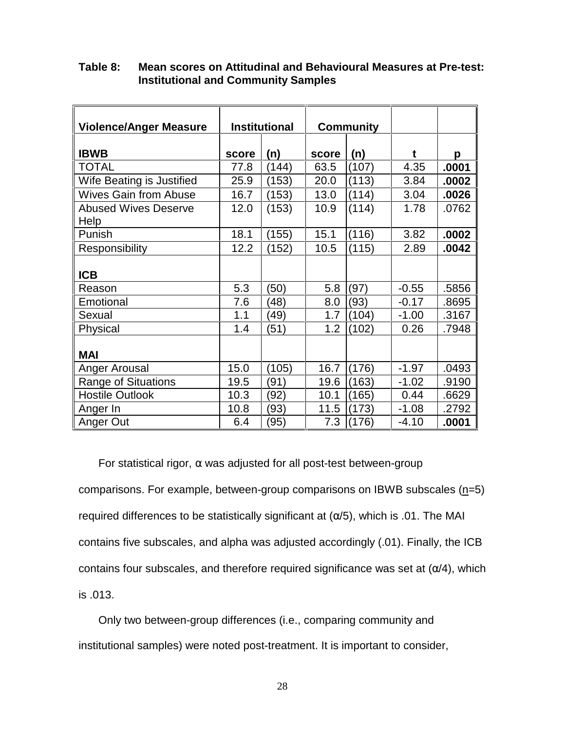**Table 8: Mean scores on Attitudinal and Behavioural Measures at Pre-test: Institutional and Community Samples**

| Violence/Anger Measure | Institutional | | Community | | | |
|---|---|---|---|---|---|---|
| **IBWB** | **score** | **(n)** | **score** | **(n)** | **t** | **p** |
| TOTAL | 77.8 | (144) | 63.5 | (107) | 4.35 | **.0001** |
| Wife Beating is Justified | 25.9 | (153) | 20.0 | (113) | 3.84 | **.0002** |
| Wives Gain from Abuse | 16.7 | (153) | 13.0 | (114) | 3.04 | **.0026** |
| Abused Wives Deserve Help | 12.0 | (153) | 10.9 | (114) | 1.78 | .0762 |
| Punish | 18.1 | (155) | 15.1 | (116) | 3.82 | **.0002** |
| Responsibility | 12.2 | (152) | 10.5 | (115) | 2.89 | **.0042** |
| **ICB** | | | | | | |
| Reason | 5.3 | (50) | 5.8 | (97) | -0.55 | .5856 |
| Emotional | 7.6 | (48) | 8.0 | (93) | -0.17 | .8695 |
| Sexual | 1.1 | (49) | 1.7 | (104) | -1.00 | .3167 |
| Physical | 1.4 | (51) | 1.2 | (102) | 0.26 | .7948 |
| **MAI** | | | | | | |
| Anger Arousal | 15.0 | (105) | 16.7 | (176) | -1.97 | .0493 |
| Range of Situations | 19.5 | (91) | 19.6 | (163) | -1.02 | .9190 |
| Hostile Outlook | 10.3 | (92) | 10.1 | (165) | 0.44 | .6629 |
| Anger In | 10.8 | (93) | 11.5 | (173) | -1.08 | .2792 |
| Anger Out | 6.4 | (95) | 7.3 | (176) | -4.10 | **.0001** |

For statistical rigor, α was adjusted for all post-test between-group comparisons. For example, between-group comparisons on IBWB subscales (n=5) required differences to be statistically significant at (α/5), which is .01. The MAI contains five subscales, and alpha was adjusted accordingly (.01). Finally, the ICB contains four subscales, and therefore required significance was set at (α/4), which is .013.

Only two between-group differences (i.e., comparing community and institutional samples) were noted post-treatment. It is important to consider,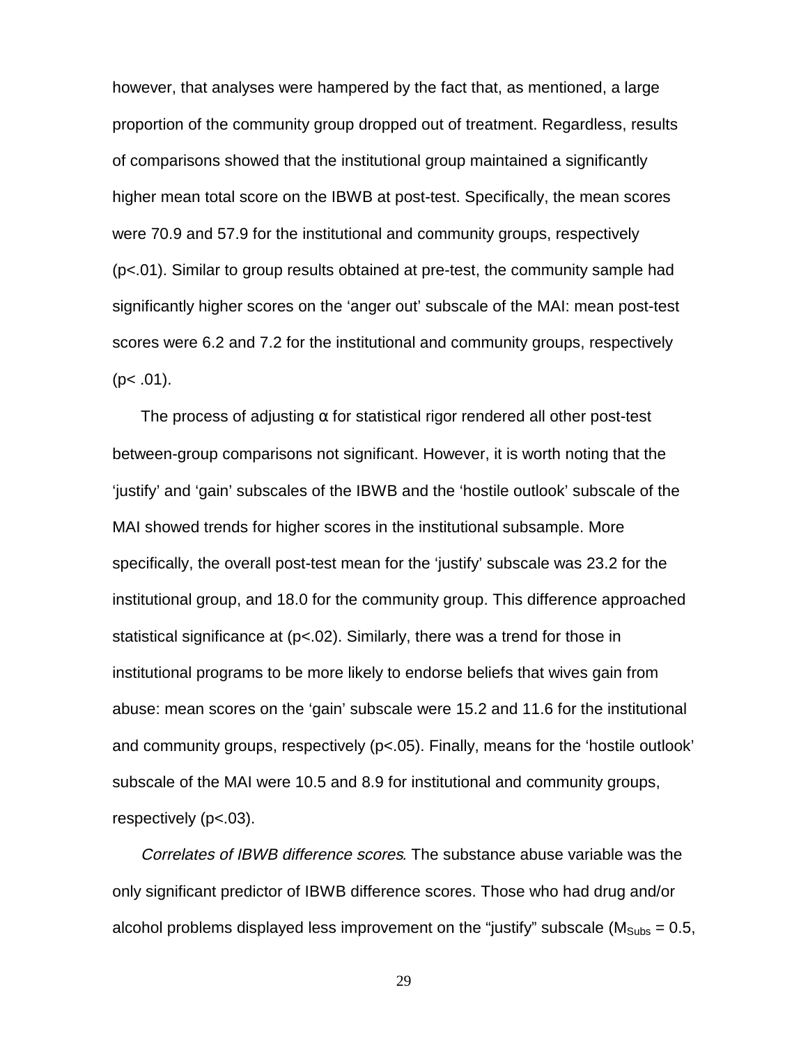however, that analyses were hampered by the fact that, as mentioned, a large proportion of the community group dropped out of treatment. Regardless, results of comparisons showed that the institutional group maintained a significantly higher mean total score on the IBWB at post-test. Specifically, the mean scores were 70.9 and 57.9 for the institutional and community groups, respectively ($p<.01$). Similar to group results obtained at pre-test, the community sample had significantly higher scores on the 'anger out' subscale of the MAI: mean post-test scores were 6.2 and 7.2 for the institutional and community groups, respectively ($p< .01$).

The process of adjusting α for statistical rigor rendered all other post-test between-group comparisons not significant. However, it is worth noting that the 'justify' and 'gain' subscales of the IBWB and the 'hostile outlook' subscale of the MAI showed trends for higher scores in the institutional subsample. More specifically, the overall post-test mean for the 'justify' subscale was 23.2 for the institutional group, and 18.0 for the community group. This difference approached statistical significance at ($p<.02$). Similarly, there was a trend for those in institutional programs to be more likely to endorse beliefs that wives gain from abuse: mean scores on the 'gain' subscale were 15.2 and 11.6 for the institutional and community groups, respectively ($p<.05$). Finally, means for the 'hostile outlook' subscale of the MAI were 10.5 and 8.9 for institutional and community groups, respectively ($p<.03$).

*Correlates of IBWB difference scores*. The substance abuse variable was the only significant predictor of IBWB difference scores. Those who had drug and/or alcohol problems displayed less improvement on the "justify" subscale ($M_{Subs} = 0.5$,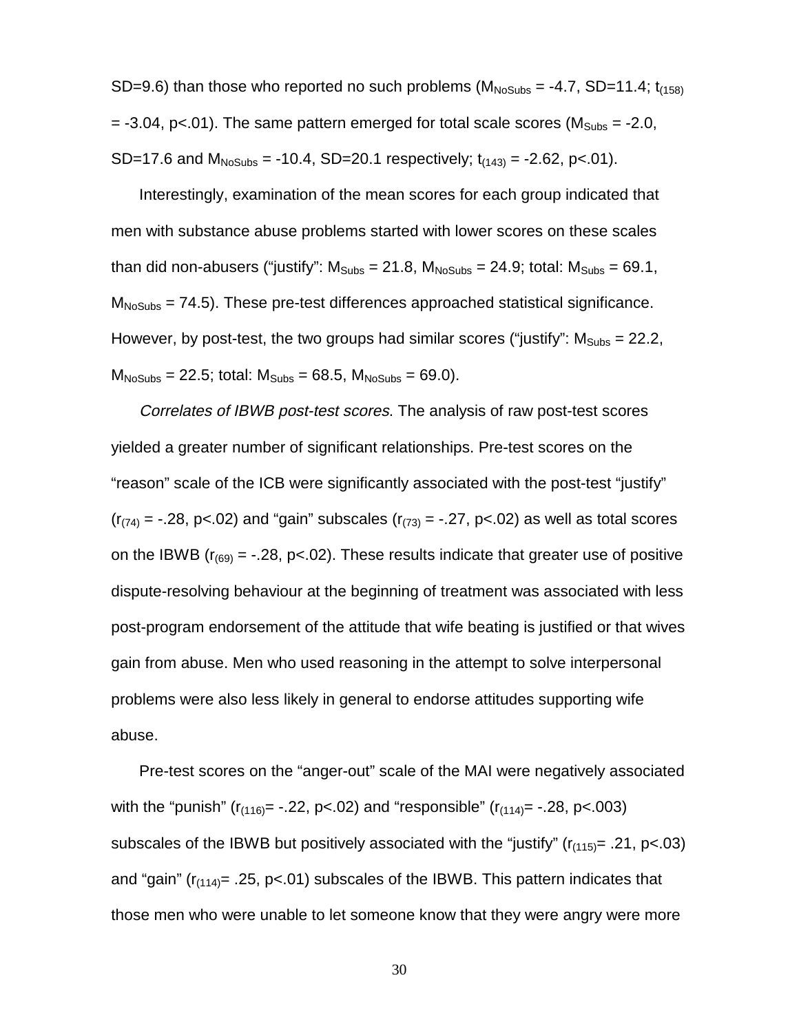SD=9.6) than those who reported no such problems ($M_{NoSubs}$ = -4.7, SD=11.4; $t_{(158)}$ = -3.04, p<.01). The same pattern emerged for total scale scores ($M_{Subs}$ = -2.0, SD=17.6 and $M_{NoSubs}$ = -10.4, SD=20.1 respectively; $t_{(143)}$ = -2.62, p<.01).

Interestingly, examination of the mean scores for each group indicated that men with substance abuse problems started with lower scores on these scales than did non-abusers ("justify": $M_{Subs}$ = 21.8, $M_{NoSubs}$ = 24.9; total: $M_{Subs}$ = 69.1, $M_{NoSubs}$ = 74.5). These pre-test differences approached statistical significance. However, by post-test, the two groups had similar scores ("justify": $M_{Subs}$ = 22.2, $M_{NoSubs}$ = 22.5; total: $M_{Subs}$ = 68.5, $M_{NoSubs}$ = 69.0).

*Correlates of IBWB post-test scores*. The analysis of raw post-test scores yielded a greater number of significant relationships. Pre-test scores on the "reason" scale of the ICB were significantly associated with the post-test "justify" ($r_{(74)}$ = -.28, p<.02) and "gain" subscales ($r_{(73)}$ = -.27, p<.02) as well as total scores on the IBWB ($r_{(69)}$ = -.28, p<.02). These results indicate that greater use of positive dispute-resolving behaviour at the beginning of treatment was associated with less post-program endorsement of the attitude that wife beating is justified or that wives gain from abuse. Men who used reasoning in the attempt to solve interpersonal problems were also less likely in general to endorse attitudes supporting wife abuse.

Pre-test scores on the "anger-out" scale of the MAI were negatively associated with the "punish" ($r_{(116)}$= -.22, p<.02) and "responsible" ($r_{(114)}$= -.28, p<.003) subscales of the IBWB but positively associated with the "justify" ($r_{(115)}$= .21, p<.03) and "gain" ($r_{(114)}$= .25, p<.01) subscales of the IBWB. This pattern indicates that those men who were unable to let someone know that they were angry were more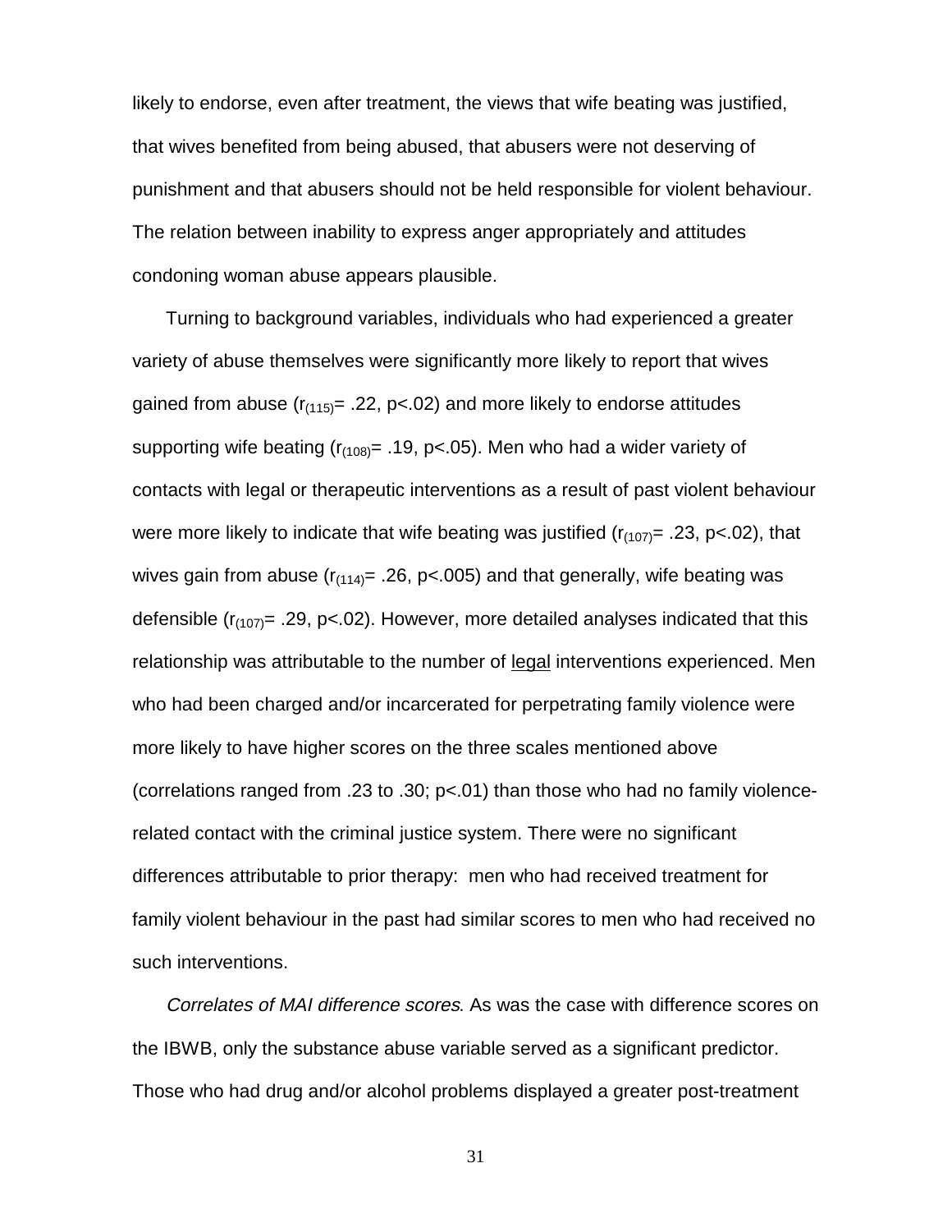likely to endorse, even after treatment, the views that wife beating was justified, that wives benefited from being abused, that abusers were not deserving of punishment and that abusers should not be held responsible for violent behaviour. The relation between inability to express anger appropriately and attitudes condoning woman abuse appears plausible.

Turning to background variables, individuals who had experienced a greater variety of abuse themselves were significantly more likely to report that wives gained from abuse ($r_{(115)} = .22$, $p < .02$) and more likely to endorse attitudes supporting wife beating ($r_{(108)} = .19$, $p < .05$). Men who had a wider variety of contacts with legal or therapeutic interventions as a result of past violent behaviour were more likely to indicate that wife beating was justified ($r_{(107)} = .23$, $p < .02$), that wives gain from abuse ($r_{(114)} = .26$, $p < .005$) and that generally, wife beating was defensible ($r_{(107)} = .29$, $p < .02$). However, more detailed analyses indicated that this relationship was attributable to the number of legal interventions experienced. Men who had been charged and/or incarcerated for perpetrating family violence were more likely to have higher scores on the three scales mentioned above (correlations ranged from .23 to .30; $p < .01$) than those who had no family violence-related contact with the criminal justice system. There were no significant differences attributable to prior therapy: men who had received treatment for family violent behaviour in the past had similar scores to men who had received no such interventions.

*Correlates of MAI difference scores*. As was the case with difference scores on the IBWB, only the substance abuse variable served as a significant predictor. Those who had drug and/or alcohol problems displayed a greater post-treatment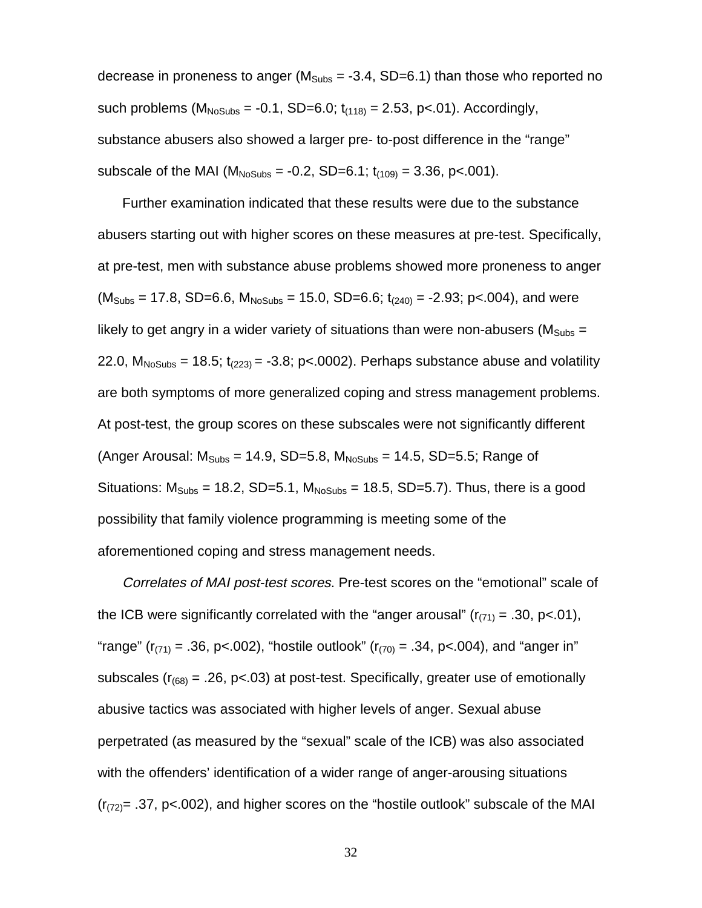decrease in proneness to anger ($M_{Subs}$ = -3.4, SD=6.1) than those who reported no such problems ($M_{NoSubs}$ = -0.1, SD=6.0; $t_{(118)}$ = 2.53, p<.01). Accordingly, substance abusers also showed a larger pre- to-post difference in the “range” subscale of the MAI ($M_{NoSubs}$ = -0.2, SD=6.1; $t_{(109)}$ = 3.36, p<.001).

Further examination indicated that these results were due to the substance abusers starting out with higher scores on these measures at pre-test. Specifically, at pre-test, men with substance abuse problems showed more proneness to anger ($M_{Subs}$ = 17.8, SD=6.6, $M_{NoSubs}$ = 15.0, SD=6.6; $t_{(240)}$ = -2.93; p<.004), and were likely to get angry in a wider variety of situations than were non-abusers ($M_{Subs}$ = 22.0, $M_{NoSubs}$ = 18.5; $t_{(223)}$ = -3.8; p<.0002). Perhaps substance abuse and volatility are both symptoms of more generalized coping and stress management problems. At post-test, the group scores on these subscales were not significantly different (Anger Arousal: $M_{Subs}$ = 14.9, SD=5.8, $M_{NoSubs}$ = 14.5, SD=5.5; Range of Situations: $M_{Subs}$ = 18.2, SD=5.1, $M_{NoSubs}$ = 18.5, SD=5.7). Thus, there is a good possibility that family violence programming is meeting some of the aforementioned coping and stress management needs.

*Correlates of MAI post-test scores*. Pre-test scores on the “emotional” scale of the ICB were significantly correlated with the “anger arousal” ($r_{(71)}$ = .30, p<.01), “range” ($r_{(71)}$ = .36, p<.002), “hostile outlook” ($r_{(70)}$ = .34, p<.004), and “anger in” subscales ($r_{(68)}$ = .26, p<.03) at post-test. Specifically, greater use of emotionally abusive tactics was associated with higher levels of anger. Sexual abuse perpetrated (as measured by the “sexual” scale of the ICB) was also associated with the offenders’ identification of a wider range of anger-arousing situations ($r_{(72)}$= .37, p<.002), and higher scores on the “hostile outlook” subscale of the MAI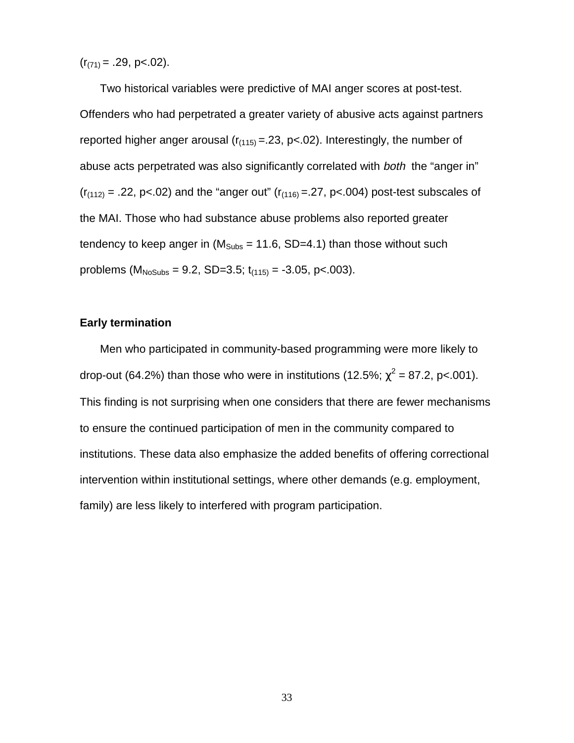($r_{(71)}$ = .29, p<.02).

Two historical variables were predictive of MAI anger scores at post-test. Offenders who had perpetrated a greater variety of abusive acts against partners reported higher anger arousal ($r_{(115)}$ =.23, p<.02). Interestingly, the number of abuse acts perpetrated was also significantly correlated with *both* the "anger in" ($r_{(112)}$ = .22, p<.02) and the "anger out" ($r_{(116)}$ =.27, p<.004) post-test subscales of the MAI. Those who had substance abuse problems also reported greater tendency to keep anger in ($M_{Subs}$ = 11.6, SD=4.1) than those without such problems ($M_{NoSubs}$ = 9.2, SD=3.5; $t_{(115)}$ = -3.05, p<.003).

**Early termination**

Men who participated in community-based programming were more likely to drop-out (64.2%) than those who were in institutions (12.5%; $\chi^2$ = 87.2, p<.001). This finding is not surprising when one considers that there are fewer mechanisms to ensure the continued participation of men in the community compared to institutions. These data also emphasize the added benefits of offering correctional intervention within institutional settings, where other demands (e.g. employment, family) are less likely to interfered with program participation.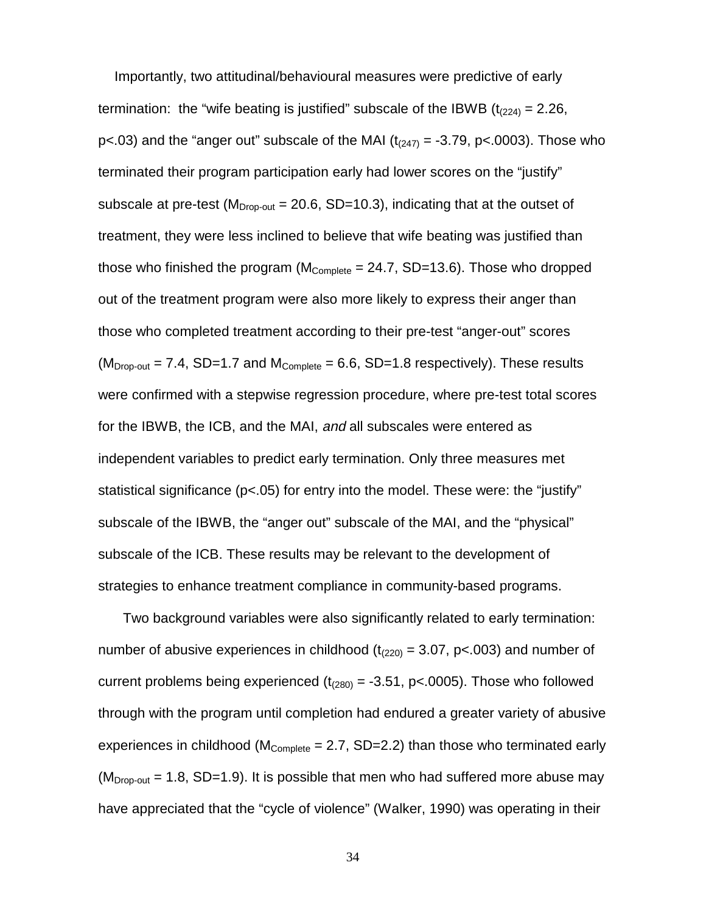Importantly, two attitudinal/behavioural measures were predictive of early termination: the "wife beating is justified" subscale of the IBWB ($t_{(224)} = 2.26$, $p<.03$) and the "anger out" subscale of the MAI ($t_{(247)} = -3.79$, $p<.0003$). Those who terminated their program participation early had lower scores on the "justify" subscale at pre-test ($M_{Drop\text{-}out} = 20.6$, SD=10.3), indicating that at the outset of treatment, they were less inclined to believe that wife beating was justified than those who finished the program ($M_{Complete} = 24.7$, SD=13.6). Those who dropped out of the treatment program were also more likely to express their anger than those who completed treatment according to their pre-test "anger-out" scores ($M_{Drop\text{-}out} = 7.4$, SD=1.7 and $M_{Complete} = 6.6$, SD=1.8 respectively). These results were confirmed with a stepwise regression procedure, where pre-test total scores for the IBWB, the ICB, and the MAI, *and* all subscales were entered as independent variables to predict early termination. Only three measures met statistical significance ($p<.05$) for entry into the model. These were: the "justify" subscale of the IBWB, the "anger out" subscale of the MAI, and the "physical" subscale of the ICB. These results may be relevant to the development of strategies to enhance treatment compliance in community-based programs.

Two background variables were also significantly related to early termination: number of abusive experiences in childhood ($t_{(220)} = 3.07$, $p<.003$) and number of current problems being experienced ($t_{(280)} = -3.51$, $p<.0005$). Those who followed through with the program until completion had endured a greater variety of abusive experiences in childhood ($M_{Complete} = 2.7$, SD=2.2) than those who terminated early ($M_{Drop\text{-}out} = 1.8$, SD=1.9). It is possible that men who had suffered more abuse may have appreciated that the "cycle of violence" (Walker, 1990) was operating in their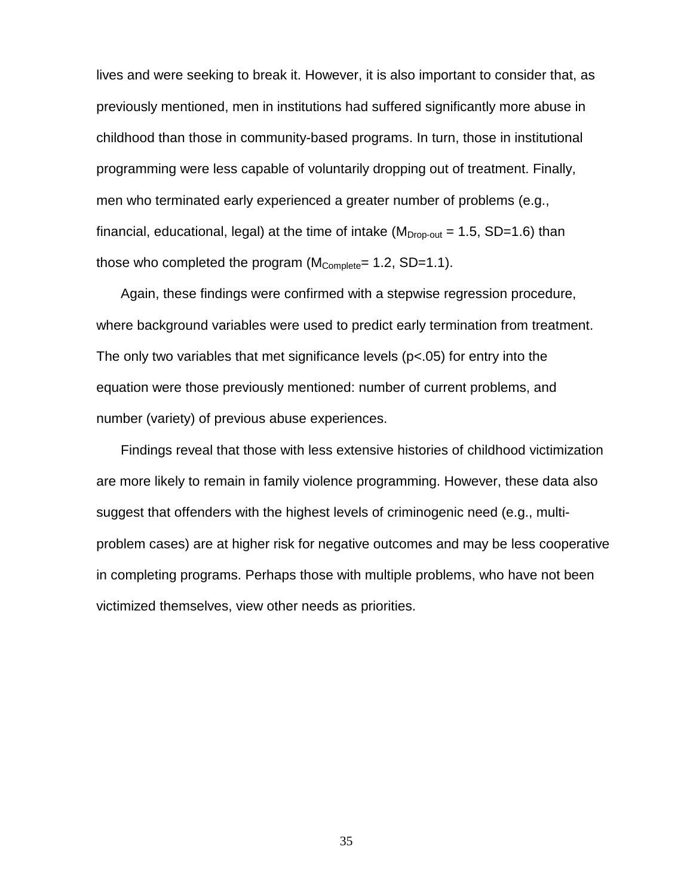lives and were seeking to break it. However, it is also important to consider that, as previously mentioned, men in institutions had suffered significantly more abuse in childhood than those in community-based programs. In turn, those in institutional programming were less capable of voluntarily dropping out of treatment. Finally, men who terminated early experienced a greater number of problems (e.g., financial, educational, legal) at the time of intake ($M_{Drop\text{-}out}$ = 1.5, SD=1.6) than those who completed the program ($M_{Complete}$= 1.2, SD=1.1).

Again, these findings were confirmed with a stepwise regression procedure, where background variables were used to predict early termination from treatment. The only two variables that met significance levels ($p<.05$) for entry into the equation were those previously mentioned: number of current problems, and number (variety) of previous abuse experiences.

Findings reveal that those with less extensive histories of childhood victimization are more likely to remain in family violence programming. However, these data also suggest that offenders with the highest levels of criminogenic need (e.g., multi-problem cases) are at higher risk for negative outcomes and may be less cooperative in completing programs. Perhaps those with multiple problems, who have not been victimized themselves, view other needs as priorities.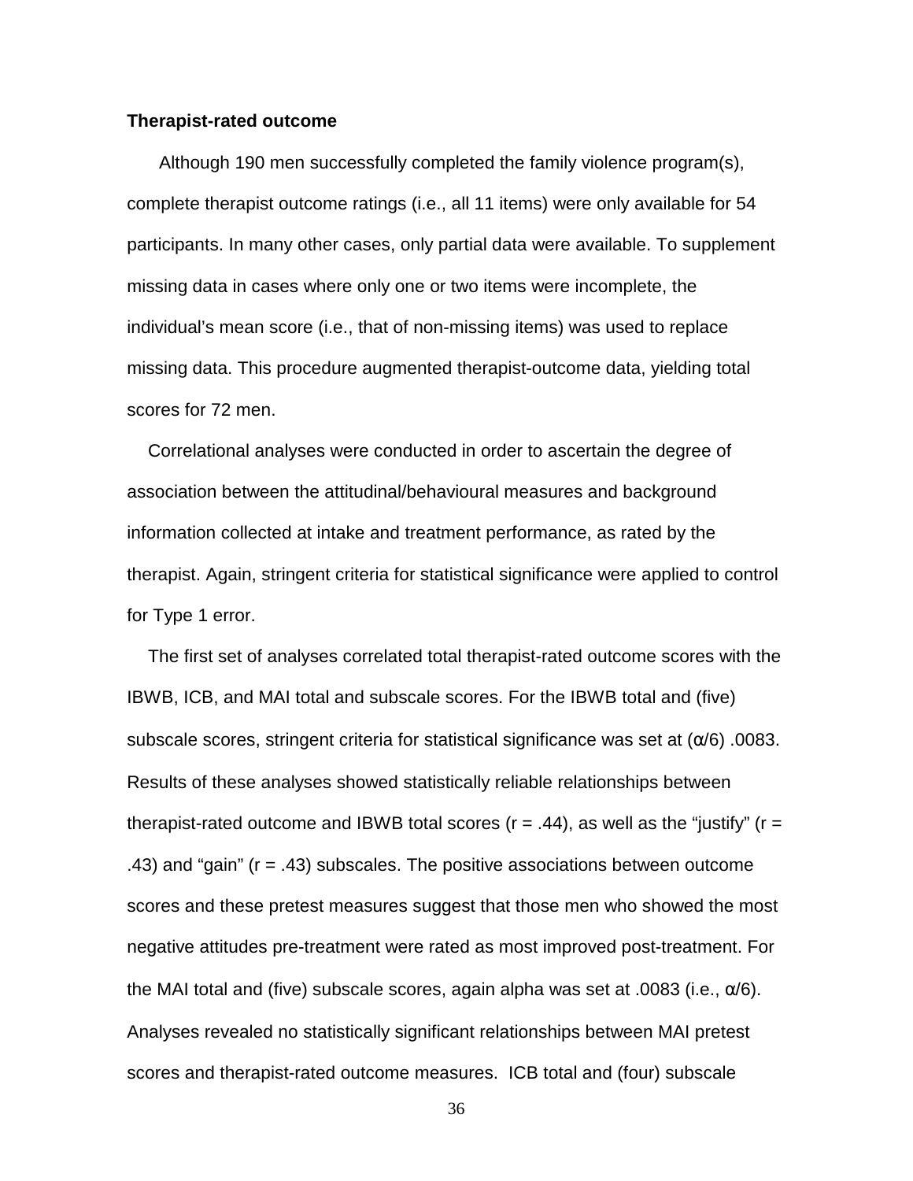**Therapist-rated outcome**

Although 190 men successfully completed the family violence program(s), complete therapist outcome ratings (i.e., all 11 items) were only available for 54 participants. In many other cases, only partial data were available. To supplement missing data in cases where only one or two items were incomplete, the individual's mean score (i.e., that of non-missing items) was used to replace missing data. This procedure augmented therapist-outcome data, yielding total scores for 72 men.

Correlational analyses were conducted in order to ascertain the degree of association between the attitudinal/behavioural measures and background information collected at intake and treatment performance, as rated by the therapist. Again, stringent criteria for statistical significance were applied to control for Type 1 error.

The first set of analyses correlated total therapist-rated outcome scores with the IBWB, ICB, and MAI total and subscale scores. For the IBWB total and (five) subscale scores, stringent criteria for statistical significance was set at ($\alpha/6$) .0083. Results of these analyses showed statistically reliable relationships between therapist-rated outcome and IBWB total scores ($r = .44$), as well as the "justify" ($r = .43$) and "gain" ($r = .43$) subscales. The positive associations between outcome scores and these pretest measures suggest that those men who showed the most negative attitudes pre-treatment were rated as most improved post-treatment. For the MAI total and (five) subscale scores, again alpha was set at .0083 (i.e., $\alpha/6$). Analyses revealed no statistically significant relationships between MAI pretest scores and therapist-rated outcome measures. ICB total and (four) subscale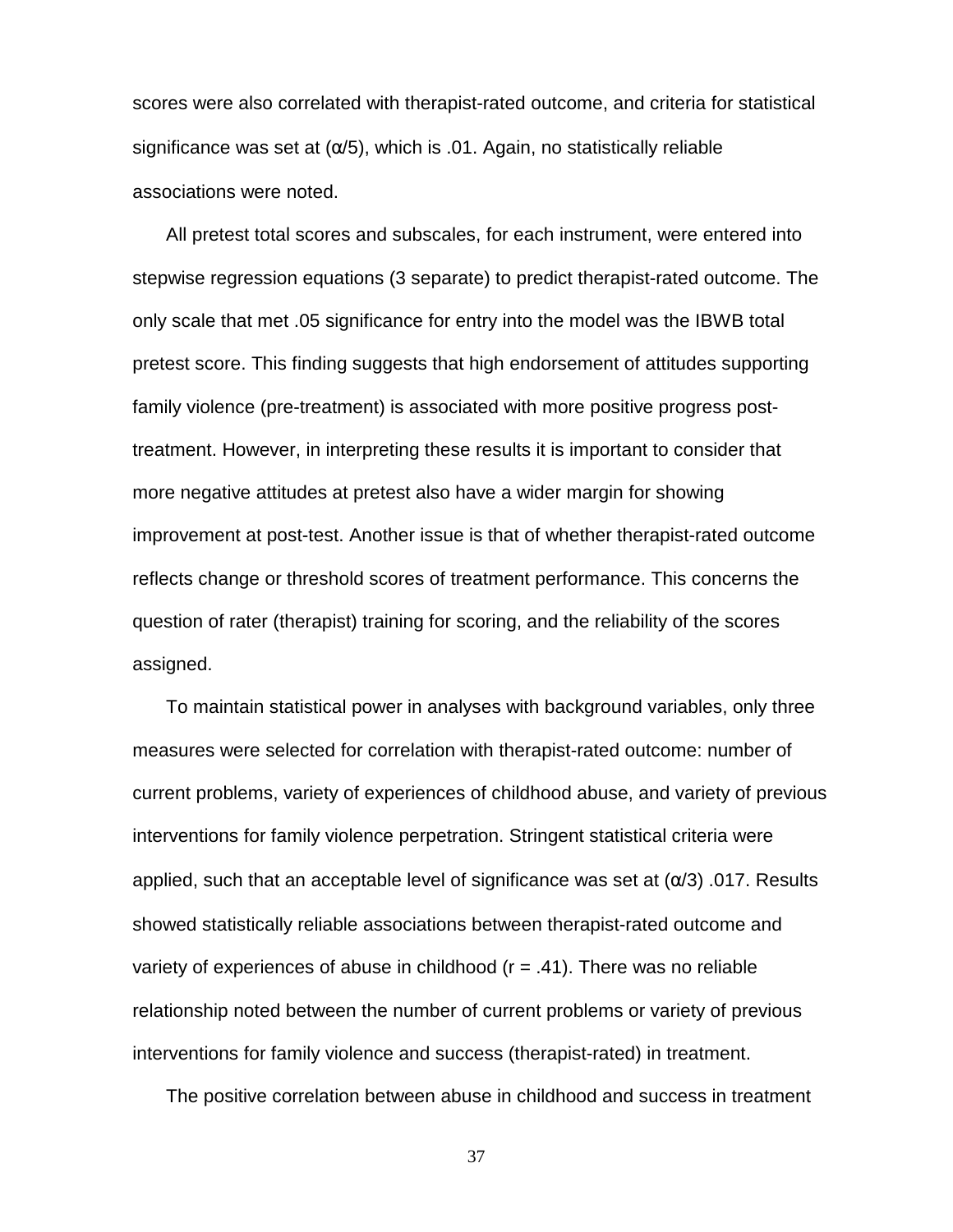scores were also correlated with therapist-rated outcome, and criteria for statistical significance was set at ($\alpha$/5), which is .01. Again, no statistically reliable associations were noted.

All pretest total scores and subscales, for each instrument, were entered into stepwise regression equations (3 separate) to predict therapist-rated outcome. The only scale that met .05 significance for entry into the model was the IBWB total pretest score. This finding suggests that high endorsement of attitudes supporting family violence (pre-treatment) is associated with more positive progress post-treatment. However, in interpreting these results it is important to consider that more negative attitudes at pretest also have a wider margin for showing improvement at post-test. Another issue is that of whether therapist-rated outcome reflects change or threshold scores of treatment performance. This concerns the question of rater (therapist) training for scoring, and the reliability of the scores assigned.

To maintain statistical power in analyses with background variables, only three measures were selected for correlation with therapist-rated outcome: number of current problems, variety of experiences of childhood abuse, and variety of previous interventions for family violence perpetration. Stringent statistical criteria were applied, such that an acceptable level of significance was set at ($\alpha$/3) .017. Results showed statistically reliable associations between therapist-rated outcome and variety of experiences of abuse in childhood ($r = .41$). There was no reliable relationship noted between the number of current problems or variety of previous interventions for family violence and success (therapist-rated) in treatment.

The positive correlation between abuse in childhood and success in treatment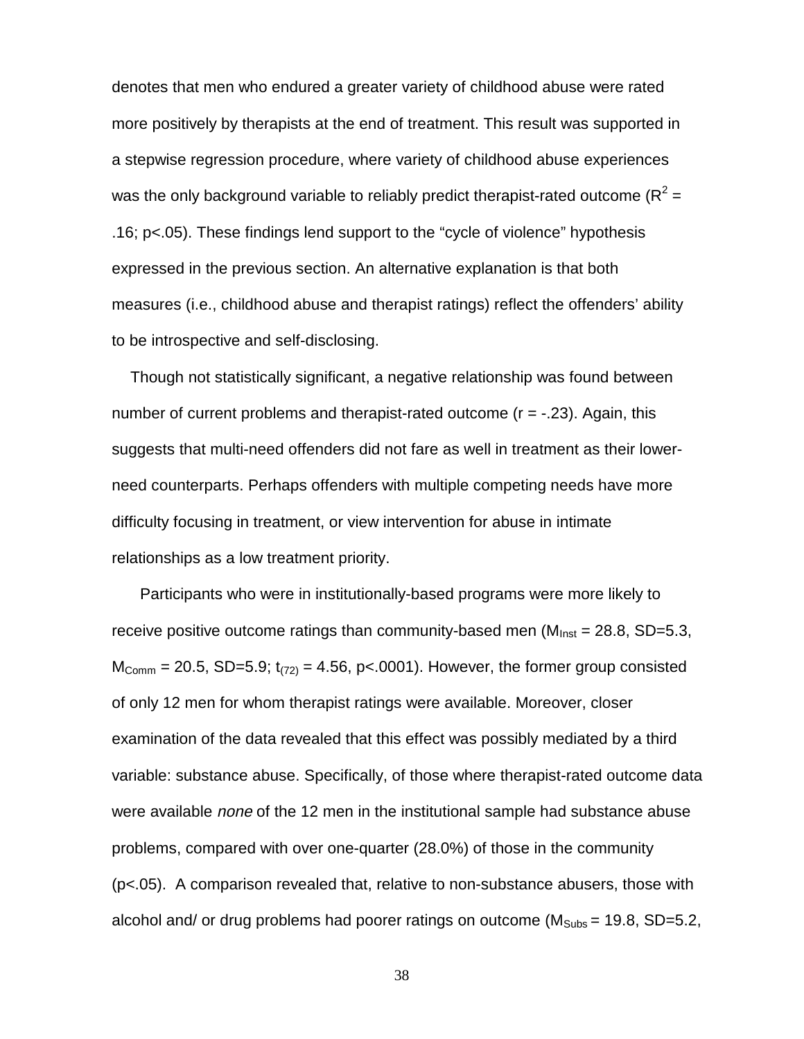denotes that men who endured a greater variety of childhood abuse were rated more positively by therapists at the end of treatment. This result was supported in a stepwise regression procedure, where variety of childhood abuse experiences was the only background variable to reliably predict therapist-rated outcome ($R^2$ = .16; p<.05). These findings lend support to the "cycle of violence" hypothesis expressed in the previous section. An alternative explanation is that both measures (i.e., childhood abuse and therapist ratings) reflect the offenders' ability to be introspective and self-disclosing.

Though not statistically significant, a negative relationship was found between number of current problems and therapist-rated outcome (r = -.23). Again, this suggests that multi-need offenders did not fare as well in treatment as their lower-need counterparts. Perhaps offenders with multiple competing needs have more difficulty focusing in treatment, or view intervention for abuse in intimate relationships as a low treatment priority.

Participants who were in institutionally-based programs were more likely to receive positive outcome ratings than community-based men ($M_{Inst}$ = 28.8, SD=5.3, $M_{Comm}$ = 20.5, SD=5.9; $t_{(72)}$ = 4.56, p<.0001). However, the former group consisted of only 12 men for whom therapist ratings were available. Moreover, closer examination of the data revealed that this effect was possibly mediated by a third variable: substance abuse. Specifically, of those where therapist-rated outcome data were available *none* of the 12 men in the institutional sample had substance abuse problems, compared with over one-quarter (28.0%) of those in the community (p<.05). A comparison revealed that, relative to non-substance abusers, those with alcohol and/ or drug problems had poorer ratings on outcome ($M_{Subs}$ = 19.8, SD=5.2,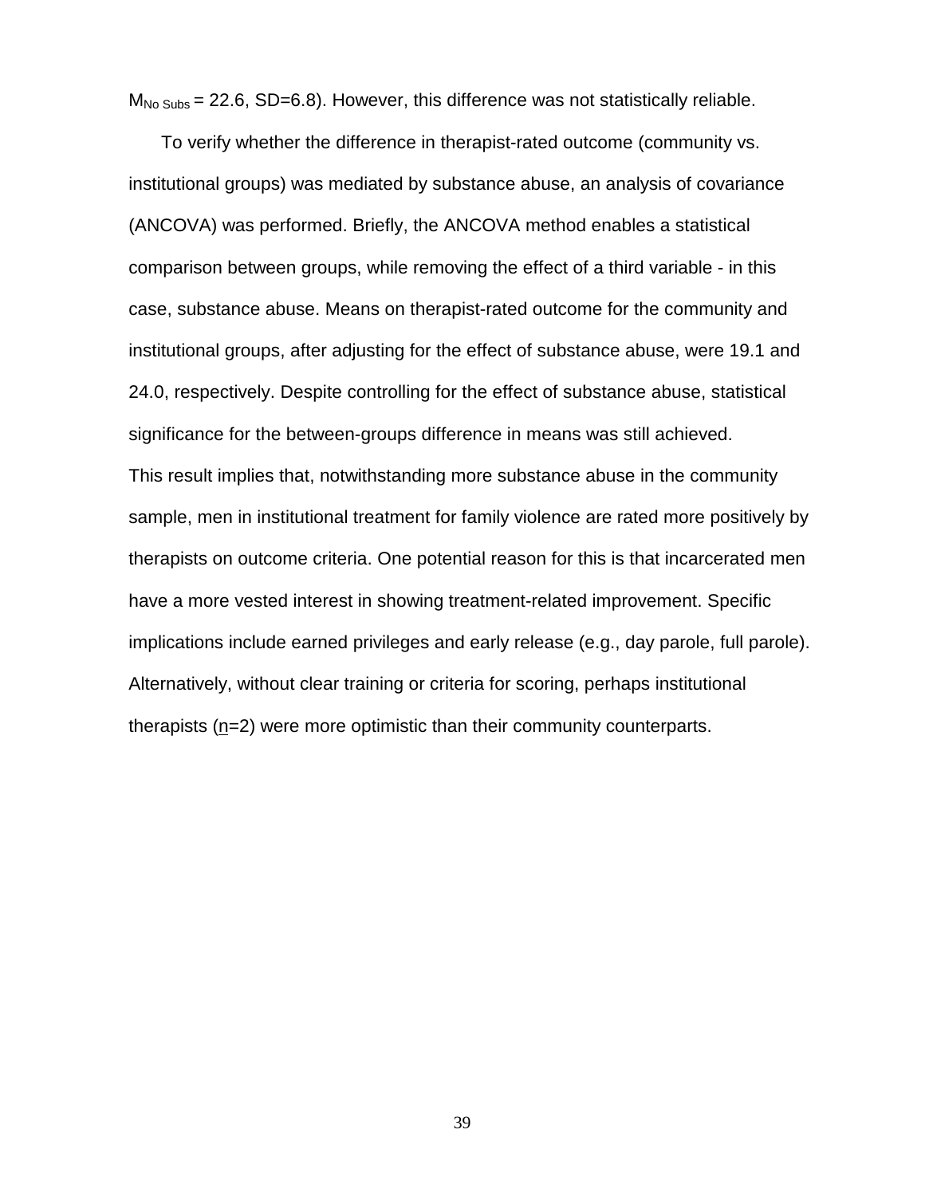$M_{No\ Subs}$ = 22.6, SD=6.8). However, this difference was not statistically reliable.

To verify whether the difference in therapist-rated outcome (community vs. institutional groups) was mediated by substance abuse, an analysis of covariance (ANCOVA) was performed. Briefly, the ANCOVA method enables a statistical comparison between groups, while removing the effect of a third variable - in this case, substance abuse. Means on therapist-rated outcome for the community and institutional groups, after adjusting for the effect of substance abuse, were 19.1 and 24.0, respectively. Despite controlling for the effect of substance abuse, statistical significance for the between-groups difference in means was still achieved.
This result implies that, notwithstanding more substance abuse in the community sample, men in institutional treatment for family violence are rated more positively by therapists on outcome criteria. One potential reason for this is that incarcerated men have a more vested interest in showing treatment-related improvement. Specific implications include earned privileges and early release (e.g., day parole, full parole). Alternatively, without clear training or criteria for scoring, perhaps institutional therapists ($n$=2) were more optimistic than their community counterparts.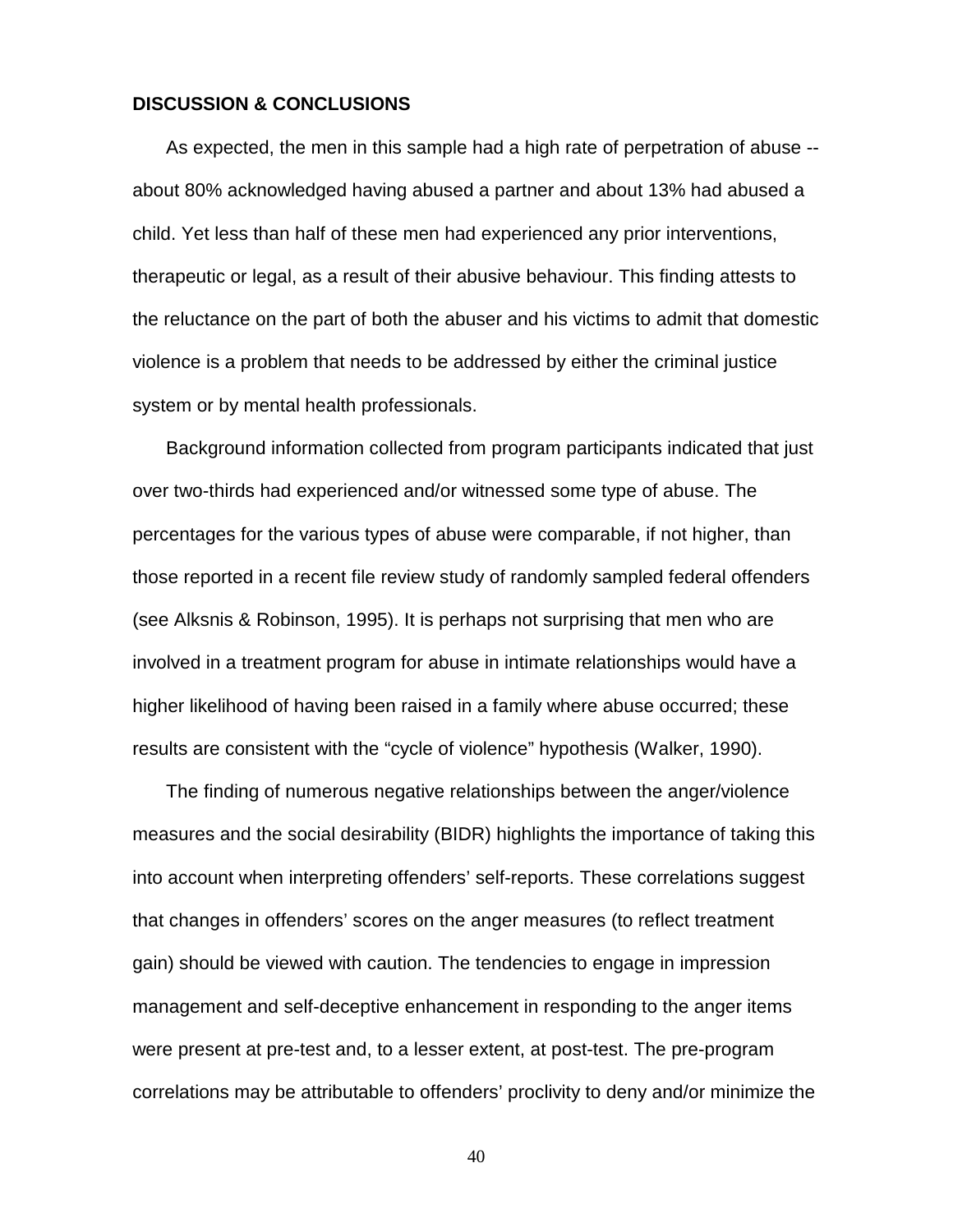## DISCUSSION & CONCLUSIONS

As expected, the men in this sample had a high rate of perpetration of abuse -- about 80% acknowledged having abused a partner and about 13% had abused a child. Yet less than half of these men had experienced any prior interventions, therapeutic or legal, as a result of their abusive behaviour. This finding attests to the reluctance on the part of both the abuser and his victims to admit that domestic violence is a problem that needs to be addressed by either the criminal justice system or by mental health professionals.

Background information collected from program participants indicated that just over two-thirds had experienced and/or witnessed some type of abuse. The percentages for the various types of abuse were comparable, if not higher, than those reported in a recent file review study of randomly sampled federal offenders (see Alksnis & Robinson, 1995). It is perhaps not surprising that men who are involved in a treatment program for abuse in intimate relationships would have a higher likelihood of having been raised in a family where abuse occurred; these results are consistent with the "cycle of violence" hypothesis (Walker, 1990).

The finding of numerous negative relationships between the anger/violence measures and the social desirability (BIDR) highlights the importance of taking this into account when interpreting offenders' self-reports. These correlations suggest that changes in offenders' scores on the anger measures (to reflect treatment gain) should be viewed with caution. The tendencies to engage in impression management and self-deceptive enhancement in responding to the anger items were present at pre-test and, to a lesser extent, at post-test. The pre-program correlations may be attributable to offenders' proclivity to deny and/or minimize the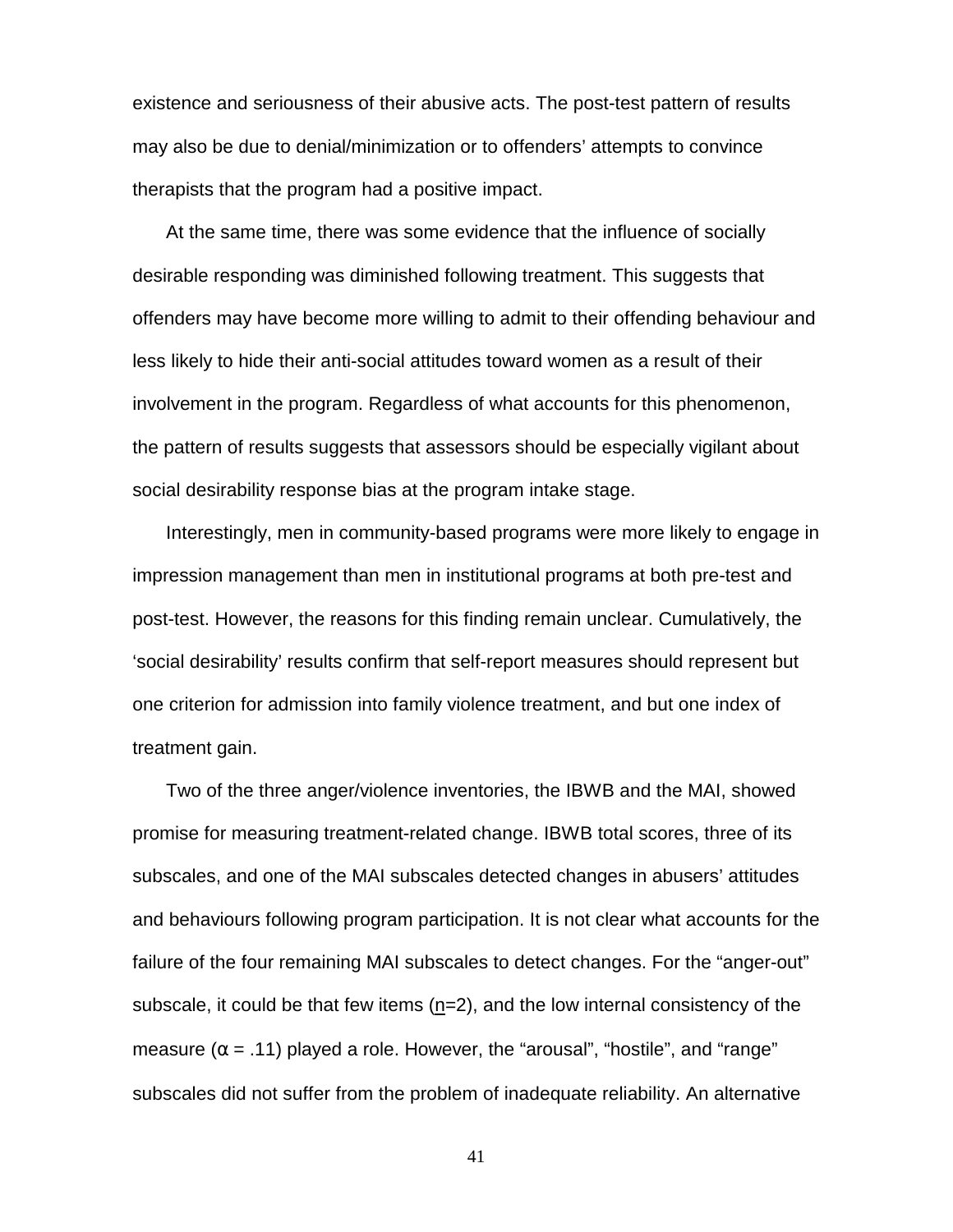existence and seriousness of their abusive acts. The post-test pattern of results may also be due to denial/minimization or to offenders' attempts to convince therapists that the program had a positive impact.

At the same time, there was some evidence that the influence of socially desirable responding was diminished following treatment. This suggests that offenders may have become more willing to admit to their offending behaviour and less likely to hide their anti-social attitudes toward women as a result of their involvement in the program. Regardless of what accounts for this phenomenon, the pattern of results suggests that assessors should be especially vigilant about social desirability response bias at the program intake stage.

Interestingly, men in community-based programs were more likely to engage in impression management than men in institutional programs at both pre-test and post-test. However, the reasons for this finding remain unclear. Cumulatively, the 'social desirability' results confirm that self-report measures should represent but one criterion for admission into family violence treatment, and but one index of treatment gain.

Two of the three anger/violence inventories, the IBWB and the MAI, showed promise for measuring treatment-related change. IBWB total scores, three of its subscales, and one of the MAI subscales detected changes in abusers' attitudes and behaviours following program participation. It is not clear what accounts for the failure of the four remaining MAI subscales to detect changes. For the "anger-out" subscale, it could be that few items ($\underline{n}$=2), and the low internal consistency of the measure ($\alpha$ = .11) played a role. However, the "arousal", "hostile", and "range" subscales did not suffer from the problem of inadequate reliability. An alternative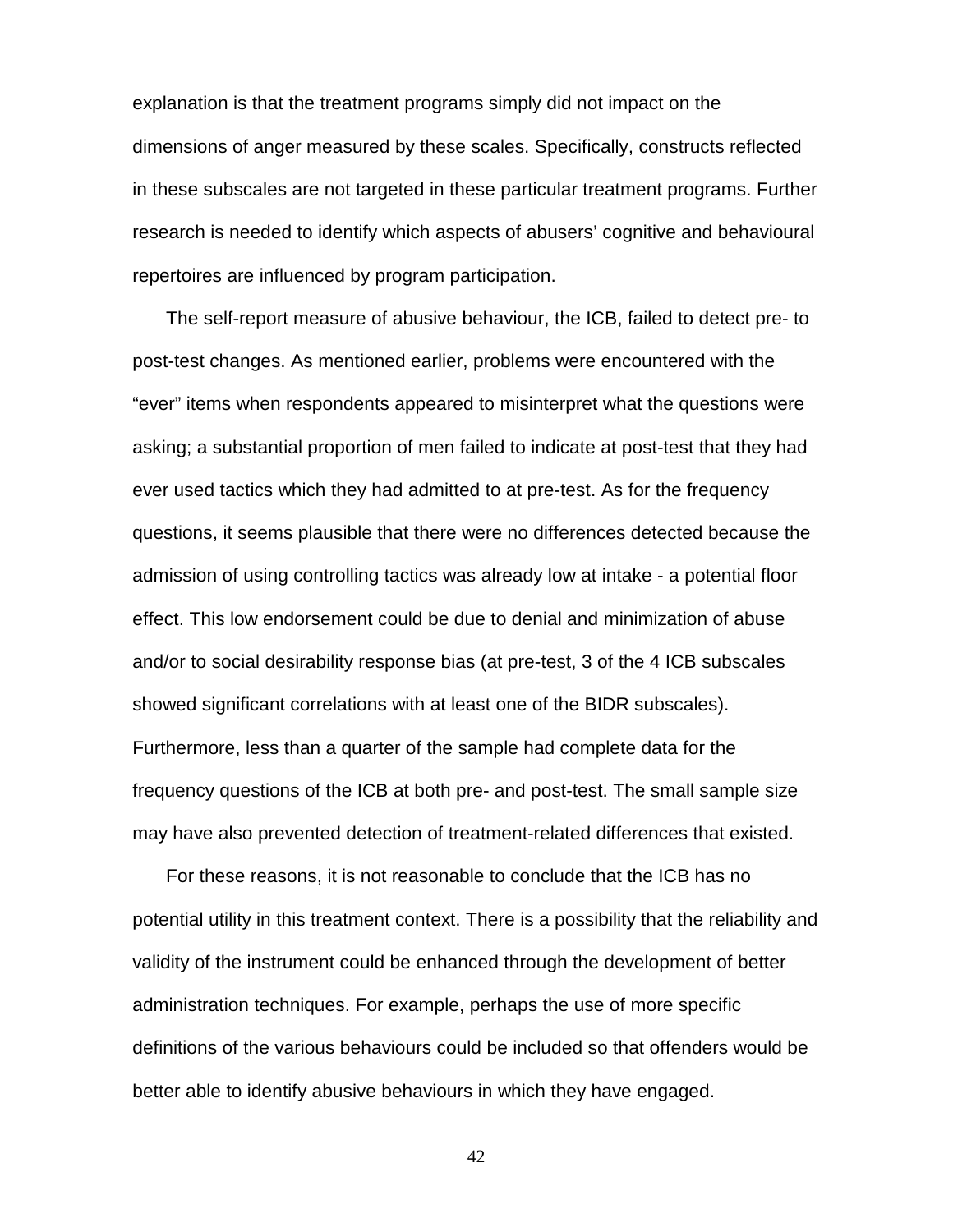explanation is that the treatment programs simply did not impact on the dimensions of anger measured by these scales. Specifically, constructs reflected in these subscales are not targeted in these particular treatment programs. Further research is needed to identify which aspects of abusers' cognitive and behavioural repertoires are influenced by program participation.

The self-report measure of abusive behaviour, the ICB, failed to detect pre- to post-test changes. As mentioned earlier, problems were encountered with the "ever" items when respondents appeared to misinterpret what the questions were asking; a substantial proportion of men failed to indicate at post-test that they had ever used tactics which they had admitted to at pre-test. As for the frequency questions, it seems plausible that there were no differences detected because the admission of using controlling tactics was already low at intake - a potential floor effect. This low endorsement could be due to denial and minimization of abuse and/or to social desirability response bias (at pre-test, 3 of the 4 ICB subscales showed significant correlations with at least one of the BIDR subscales). Furthermore, less than a quarter of the sample had complete data for the frequency questions of the ICB at both pre- and post-test. The small sample size may have also prevented detection of treatment-related differences that existed.

For these reasons, it is not reasonable to conclude that the ICB has no potential utility in this treatment context. There is a possibility that the reliability and validity of the instrument could be enhanced through the development of better administration techniques. For example, perhaps the use of more specific definitions of the various behaviours could be included so that offenders would be better able to identify abusive behaviours in which they have engaged.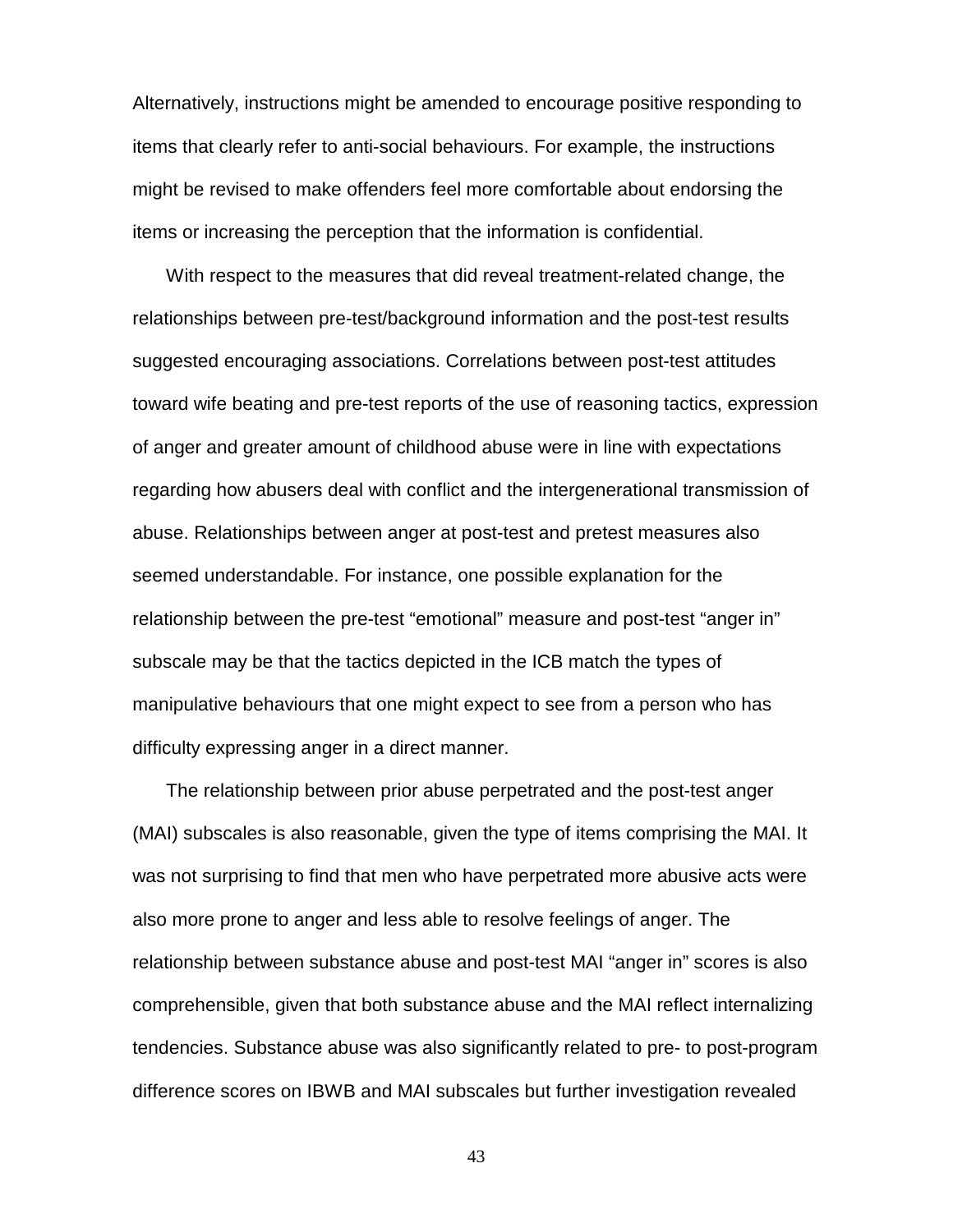Alternatively, instructions might be amended to encourage positive responding to items that clearly refer to anti-social behaviours. For example, the instructions might be revised to make offenders feel more comfortable about endorsing the items or increasing the perception that the information is confidential.

With respect to the measures that did reveal treatment-related change, the relationships between pre-test/background information and the post-test results suggested encouraging associations. Correlations between post-test attitudes toward wife beating and pre-test reports of the use of reasoning tactics, expression of anger and greater amount of childhood abuse were in line with expectations regarding how abusers deal with conflict and the intergenerational transmission of abuse. Relationships between anger at post-test and pretest measures also seemed understandable. For instance, one possible explanation for the relationship between the pre-test “emotional” measure and post-test “anger in” subscale may be that the tactics depicted in the ICB match the types of manipulative behaviours that one might expect to see from a person who has difficulty expressing anger in a direct manner.

The relationship between prior abuse perpetrated and the post-test anger (MAI) subscales is also reasonable, given the type of items comprising the MAI. It was not surprising to find that men who have perpetrated more abusive acts were also more prone to anger and less able to resolve feelings of anger. The relationship between substance abuse and post-test MAI “anger in” scores is also comprehensible, given that both substance abuse and the MAI reflect internalizing tendencies. Substance abuse was also significantly related to pre- to post-program difference scores on IBWB and MAI subscales but further investigation revealed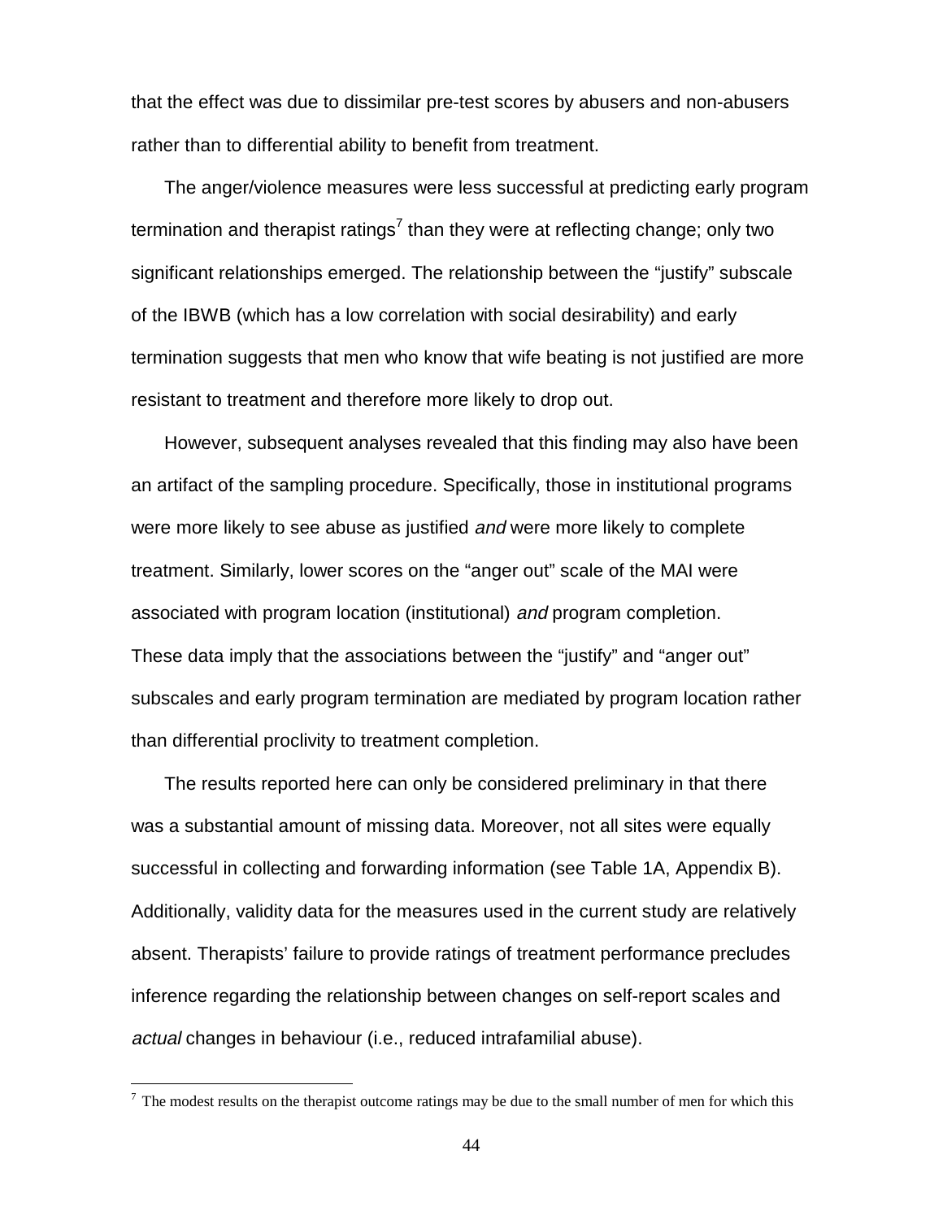that the effect was due to dissimilar pre-test scores by abusers and non-abusers rather than to differential ability to benefit from treatment.

The anger/violence measures were less successful at predicting early program termination and therapist ratings[7] than they were at reflecting change; only two significant relationships emerged. The relationship between the "justify" subscale of the IBWB (which has a low correlation with social desirability) and early termination suggests that men who know that wife beating is not justified are more resistant to treatment and therefore more likely to drop out.

However, subsequent analyses revealed that this finding may also have been an artifact of the sampling procedure. Specifically, those in institutional programs were more likely to see abuse as justified *and* were more likely to complete treatment. Similarly, lower scores on the "anger out" scale of the MAI were associated with program location (institutional) *and* program completion. These data imply that the associations between the "justify" and "anger out" subscales and early program termination are mediated by program location rather than differential proclivity to treatment completion.

The results reported here can only be considered preliminary in that there was a substantial amount of missing data. Moreover, not all sites were equally successful in collecting and forwarding information (see Table 1A, Appendix B). Additionally, validity data for the measures used in the current study are relatively absent. Therapists' failure to provide ratings of treatment performance precludes inference regarding the relationship between changes on self-report scales and *actual* changes in behaviour (i.e., reduced intrafamilial abuse).

[7] The modest results on the therapist outcome ratings may be due to the small number of men for which this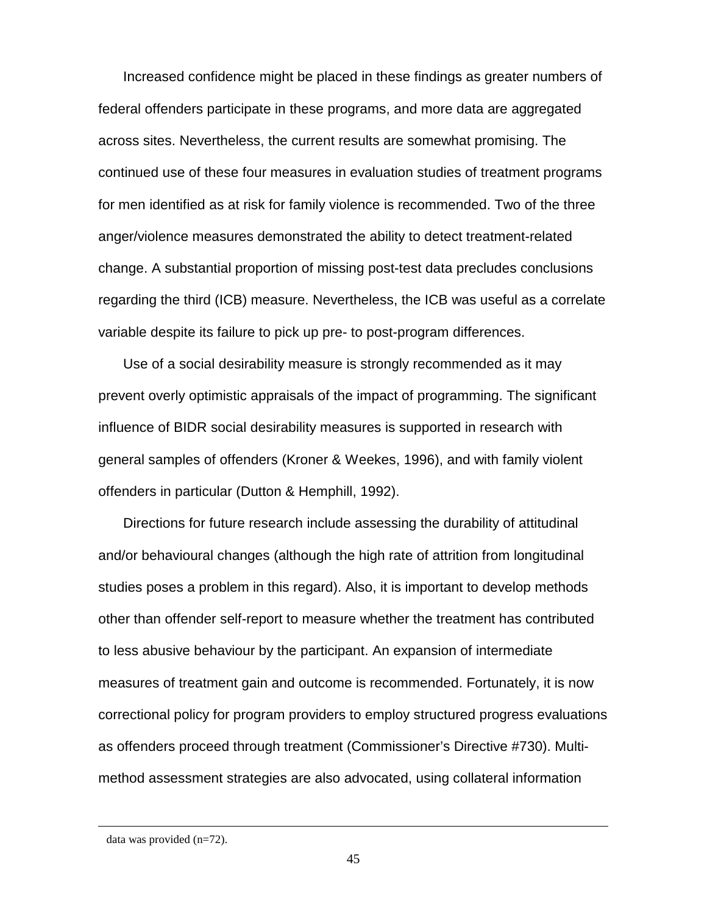Increased confidence might be placed in these findings as greater numbers of federal offenders participate in these programs, and more data are aggregated across sites. Nevertheless, the current results are somewhat promising. The continued use of these four measures in evaluation studies of treatment programs for men identified as at risk for family violence is recommended. Two of the three anger/violence measures demonstrated the ability to detect treatment-related change. A substantial proportion of missing post-test data precludes conclusions regarding the third (ICB) measure. Nevertheless, the ICB was useful as a correlate variable despite its failure to pick up pre- to post-program differences.

Use of a social desirability measure is strongly recommended as it may prevent overly optimistic appraisals of the impact of programming. The significant influence of BIDR social desirability measures is supported in research with general samples of offenders (Kroner & Weekes, 1996), and with family violent offenders in particular (Dutton & Hemphill, 1992).

Directions for future research include assessing the durability of attitudinal and/or behavioural changes (although the high rate of attrition from longitudinal studies poses a problem in this regard). Also, it is important to develop methods other than offender self-report to measure whether the treatment has contributed to less abusive behaviour by the participant. An expansion of intermediate measures of treatment gain and outcome is recommended. Fortunately, it is now correctional policy for program providers to employ structured progress evaluations as offenders proceed through treatment (Commissioner's Directive #730). Multi-method assessment strategies are also advocated, using collateral information

data was provided (n=72).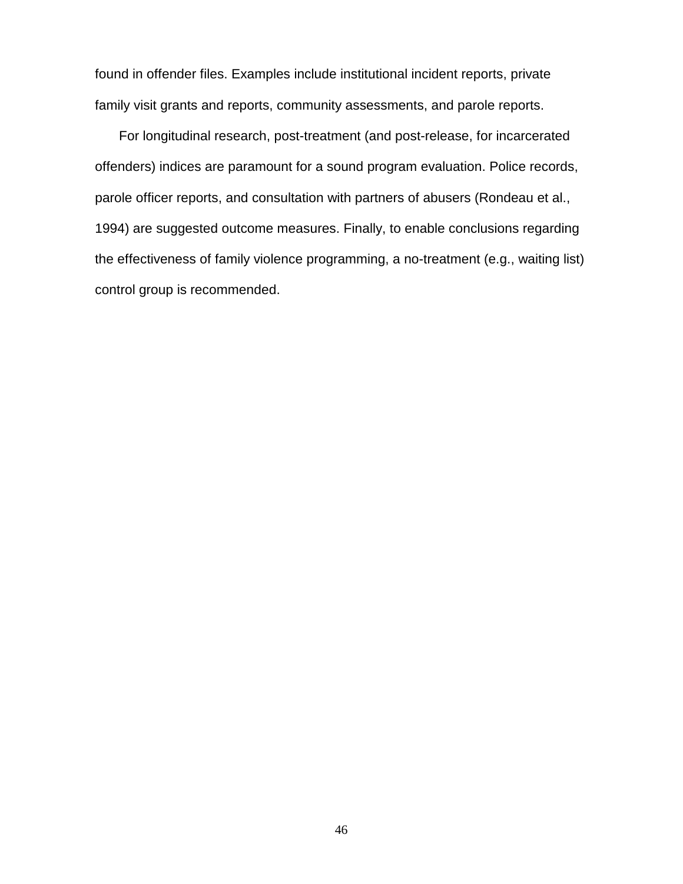found in offender files. Examples include institutional incident reports, private family visit grants and reports, community assessments, and parole reports.

For longitudinal research, post-treatment (and post-release, for incarcerated offenders) indices are paramount for a sound program evaluation. Police records, parole officer reports, and consultation with partners of abusers (Rondeau et al., 1994) are suggested outcome measures. Finally, to enable conclusions regarding the effectiveness of family violence programming, a no-treatment (e.g., waiting list) control group is recommended.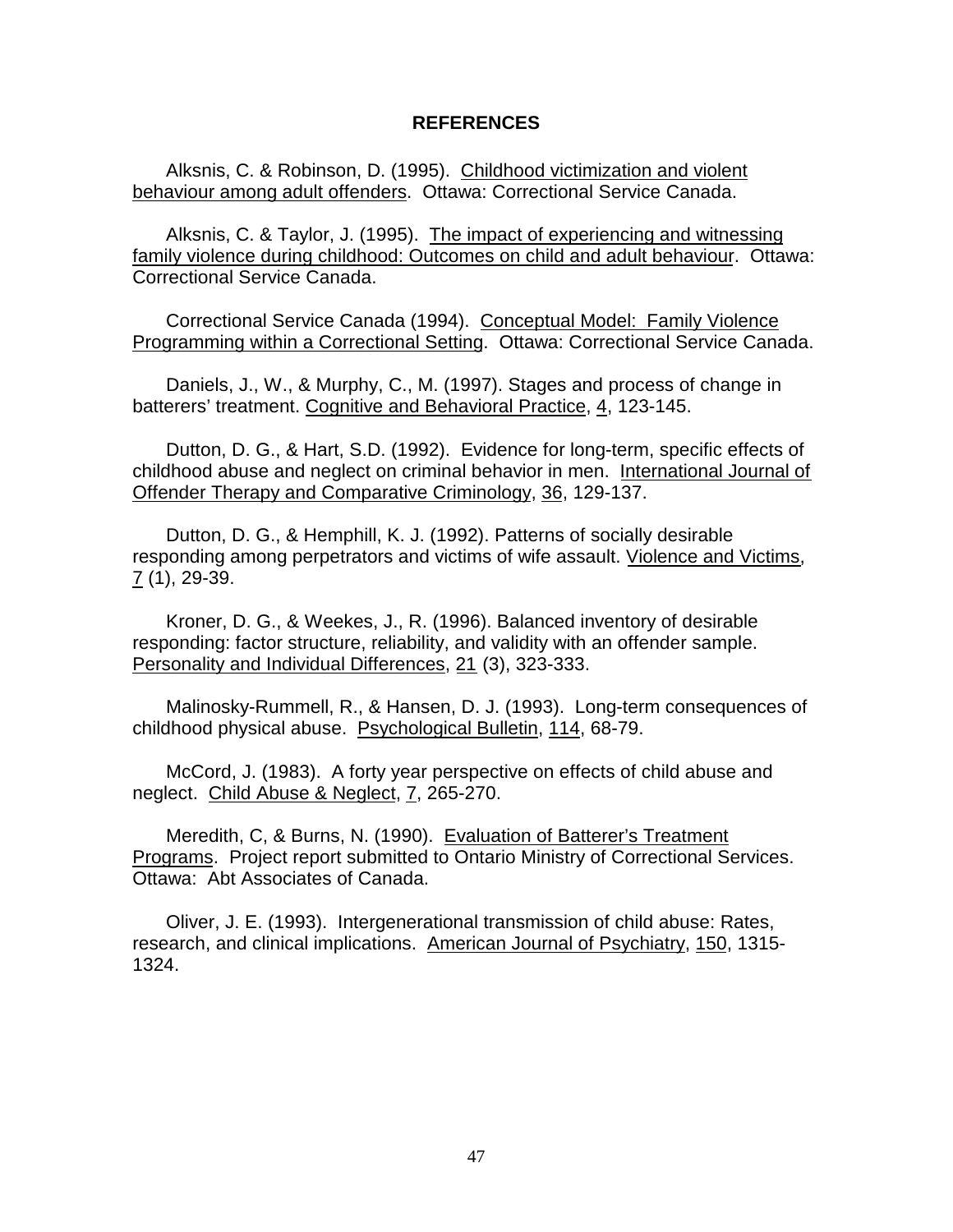**REFERENCES**

Alksnis, C. & Robinson, D. (1995). Childhood victimization and violent behaviour among adult offenders. Ottawa: Correctional Service Canada.

Alksnis, C. & Taylor, J. (1995). The impact of experiencing and witnessing family violence during childhood: Outcomes on child and adult behaviour. Ottawa: Correctional Service Canada.

Correctional Service Canada (1994). Conceptual Model: Family Violence Programming within a Correctional Setting. Ottawa: Correctional Service Canada.

Daniels, J., W., & Murphy, C., M. (1997). Stages and process of change in batterers' treatment. Cognitive and Behavioral Practice, 4, 123-145.

Dutton, D. G., & Hart, S.D. (1992). Evidence for long-term, specific effects of childhood abuse and neglect on criminal behavior in men. International Journal of Offender Therapy and Comparative Criminology, 36, 129-137.

Dutton, D. G., & Hemphill, K. J. (1992). Patterns of socially desirable responding among perpetrators and victims of wife assault. Violence and Victims, 7 (1), 29-39.

Kroner, D. G., & Weekes, J., R. (1996). Balanced inventory of desirable responding: factor structure, reliability, and validity with an offender sample. Personality and Individual Differences, 21 (3), 323-333.

Malinosky-Rummell, R., & Hansen, D. J. (1993). Long-term consequences of childhood physical abuse. Psychological Bulletin, 114, 68-79.

McCord, J. (1983). A forty year perspective on effects of child abuse and neglect. Child Abuse & Neglect, 7, 265-270.

Meredith, C, & Burns, N. (1990). Evaluation of Batterer's Treatment Programs. Project report submitted to Ontario Ministry of Correctional Services. Ottawa: Abt Associates of Canada.

Oliver, J. E. (1993). Intergenerational transmission of child abuse: Rates, research, and clinical implications. American Journal of Psychiatry, 150, 1315-1324.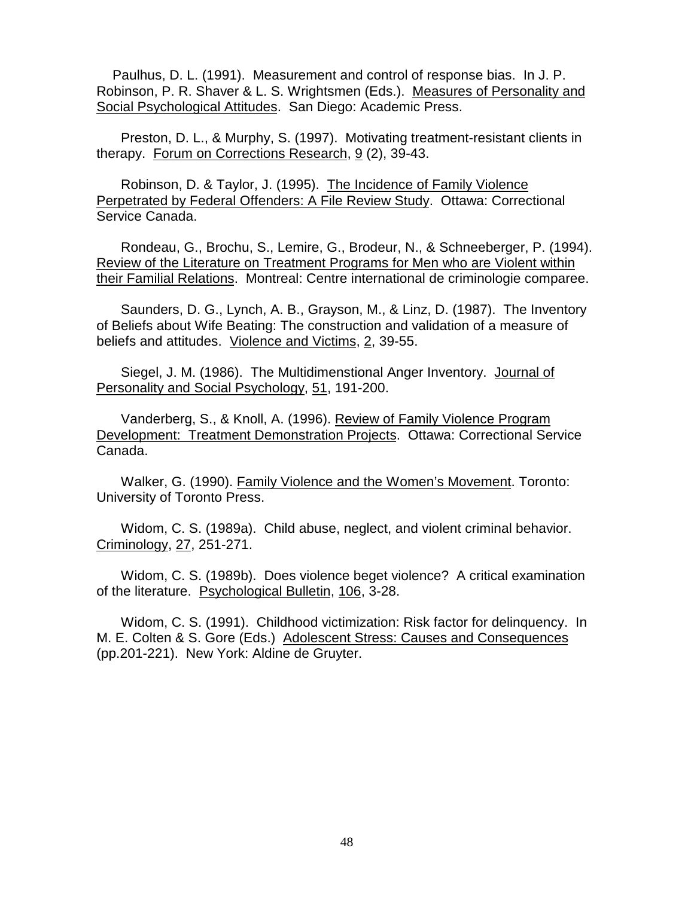Paulhus, D. L. (1991). Measurement and control of response bias. In J. P. Robinson, P. R. Shaver & L. S. Wrightsmen (Eds.). Measures of Personality and Social Psychological Attitudes. San Diego: Academic Press.

Preston, D. L., & Murphy, S. (1997). Motivating treatment-resistant clients in therapy. Forum on Corrections Research, 9 (2), 39-43.

Robinson, D. & Taylor, J. (1995). The Incidence of Family Violence Perpetrated by Federal Offenders: A File Review Study. Ottawa: Correctional Service Canada.

Rondeau, G., Brochu, S., Lemire, G., Brodeur, N., & Schneeberger, P. (1994). Review of the Literature on Treatment Programs for Men who are Violent within their Familial Relations. Montreal: Centre international de criminologie comparee.

Saunders, D. G., Lynch, A. B., Grayson, M., & Linz, D. (1987). The Inventory of Beliefs about Wife Beating: The construction and validation of a measure of beliefs and attitudes. Violence and Victims, 2, 39-55.

Siegel, J. M. (1986). The Multidimenstional Anger Inventory. Journal of Personality and Social Psychology, 51, 191-200.

Vanderberg, S., & Knoll, A. (1996). Review of Family Violence Program Development: Treatment Demonstration Projects. Ottawa: Correctional Service Canada.

Walker, G. (1990). Family Violence and the Women's Movement. Toronto: University of Toronto Press.

Widom, C. S. (1989a). Child abuse, neglect, and violent criminal behavior. Criminology, 27, 251-271.

Widom, C. S. (1989b). Does violence beget violence? A critical examination of the literature. Psychological Bulletin, 106, 3-28.

Widom, C. S. (1991). Childhood victimization: Risk factor for delinquency. In M. E. Colten & S. Gore (Eds.) Adolescent Stress: Causes and Consequences (pp.201-221). New York: Aldine de Gruyter.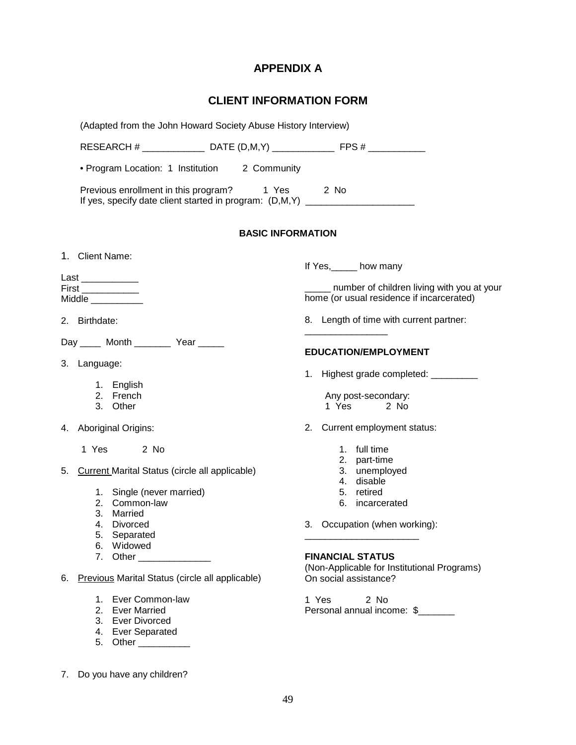# APPENDIX A

## CLIENT INFORMATION FORM

(Adapted from the John Howard Society Abuse History Interview)

RESEARCH # ____________ DATE (D,M,Y) ____________ FPS # ___________

• Program Location: 1 Institution 2 Community

Previous enrollment in this program? 1 Yes 2 No
If yes, specify date client started in program: (D,M,Y) _____________________

### BASIC INFORMATION

1. Client Name:

Last ___________
First ___________
Middle __________

2. Birthdate:

Day ____ Month _______ Year _____

3. Language:

   1. English
   2. French
   3. Other

4. Aboriginal Origins:

   1 Yes 2 No

5. Current Marital Status (circle all applicable)

   1. Single (never married)
   2. Common-law
   3. Married
   4. Divorced
   5. Separated
   6. Widowed
   7. Other ______________

6. Previous Marital Status (circle all applicable)

   1. Ever Common-law
   2. Ever Married
   3. Ever Divorced
   4. Ever Separated
   5. Other __________

7. Do you have any children?

If Yes,_____ how many

_____ number of children living with you at your home (or usual residence if incarcerated)

8. Length of time with current partner:
________________

### EDUCATION/EMPLOYMENT

1. Highest grade completed: _________

   Any post-secondary:
   1 Yes 2 No

2. Current employment status:

   1. full time
   2. part-time
   3. unemployed
   4. disable
   5. retired
   6. incarcerated

3. Occupation (when working):
______________________

### FINANCIAL STATUS

(Non-Applicable for Institutional Programs)
On social assistance?

1 Yes 2 No
Personal annual income: $_______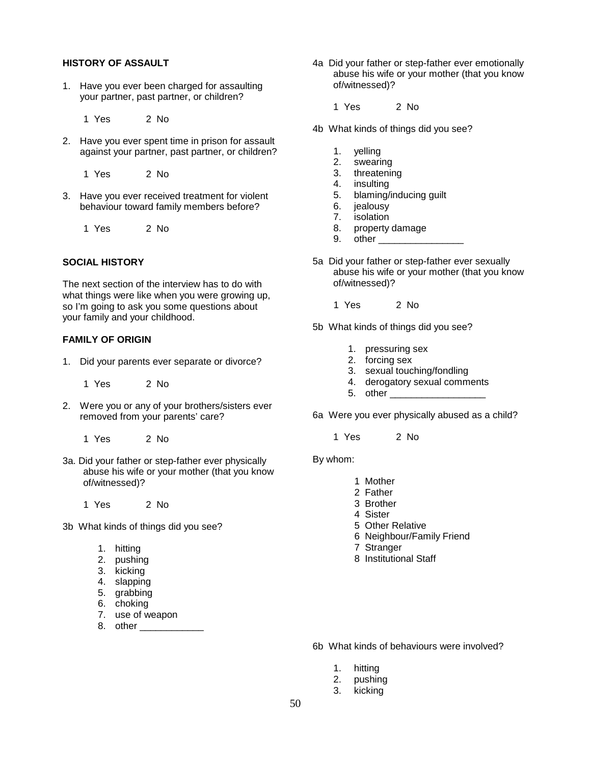**HISTORY OF ASSAULT**

1. Have you ever been charged for assaulting your partner, past partner, or children?

   1 Yes 2 No

2. Have you ever spent time in prison for assault against your partner, past partner, or children?

   1 Yes 2 No

3. Have you ever received treatment for violent behaviour toward family members before?

   1 Yes 2 No

**SOCIAL HISTORY**

The next section of the interview has to do with what things were like when you were growing up, so I'm going to ask you some questions about your family and your childhood.

**FAMILY OF ORIGIN**

1. Did your parents ever separate or divorce?

   1 Yes 2 No

2. Were you or any of your brothers/sisters ever removed from your parents' care?

   1 Yes 2 No

3a. Did your father or step-father ever physically abuse his wife or your mother (that you know of/witnessed)?

   1 Yes 2 No

3b What kinds of things did you see?

1. hitting
2. pushing
3. kicking
4. slapping
5. grabbing
6. choking
7. use of weapon
8. other ____________

4a Did your father or step-father ever emotionally abuse his wife or your mother (that you know of/witnessed)?

   1 Yes 2 No

4b What kinds of things did you see?

1. yelling
2. swearing
3. threatening
4. insulting
5. blaming/inducing guilt
6. jealousy
7. isolation
8. property damage
9. other ________________

5a Did your father or step-father ever sexually abuse his wife or your mother (that you know of/witnessed)?

   1 Yes 2 No

5b What kinds of things did you see?

1. pressuring sex
2. forcing sex
3. sexual touching/fondling
4. derogatory sexual comments
5. other __________________

6a Were you ever physically abused as a child?

   1 Yes 2 No

By whom:

1 Mother
2 Father
3 Brother
4 Sister
5 Other Relative
6 Neighbour/Family Friend
7 Stranger
8 Institutional Staff

6b What kinds of behaviours were involved?

1. hitting
2. pushing
3. kicking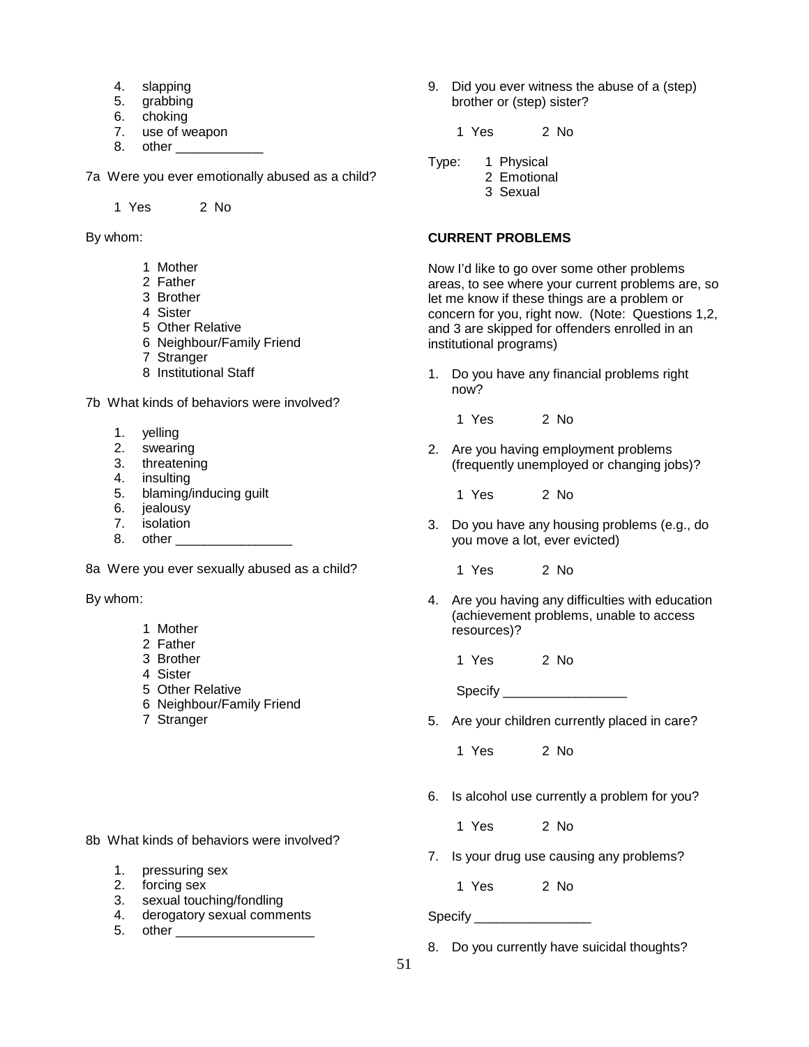4. slapping
5. grabbing
6. choking
7. use of weapon
8. other ____________

7a Were you ever emotionally abused as a child?

1 Yes 2 No

By whom:

1 Mother
2 Father
3 Brother
4 Sister
5 Other Relative
6 Neighbour/Family Friend
7 Stranger
8 Institutional Staff

7b What kinds of behaviors were involved?

1. yelling
2. swearing
3. threatening
4. insulting
5. blaming/inducing guilt
6. jealousy
7. isolation
8. other ________________

8a Were you ever sexually abused as a child?

By whom:

1 Mother
2 Father
3 Brother
4 Sister
5 Other Relative
6 Neighbour/Family Friend
7 Stranger

8b What kinds of behaviors were involved?

1. pressuring sex
2. forcing sex
3. sexual touching/fondling
4. derogatory sexual comments
5. other ___________________

9. Did you ever witness the abuse of a (step) brother or (step) sister?

1 Yes 2 No

Type:
1 Physical
2 Emotional
3 Sexual

**CURRENT PROBLEMS**

Now I'd like to go over some other problems areas, to see where your current problems are, so let me know if these things are a problem or concern for you, right now. (Note: Questions 1,2, and 3 are skipped for offenders enrolled in an institutional programs)

1. Do you have any financial problems right now?

   1 Yes 2 No

2. Are you having employment problems (frequently unemployed or changing jobs)?

   1 Yes 2 No

3. Do you have any housing problems (e.g., do you move a lot, ever evicted)

   1 Yes 2 No

4. Are you having any difficulties with education (achievement problems, unable to access resources)?

   1 Yes 2 No

   Specify _________________

5. Are your children currently placed in care?

   1 Yes 2 No

6. Is alcohol use currently a problem for you?

   1 Yes 2 No

7. Is your drug use causing any problems?

   1 Yes 2 No

Specify ________________

8. Do you currently have suicidal thoughts?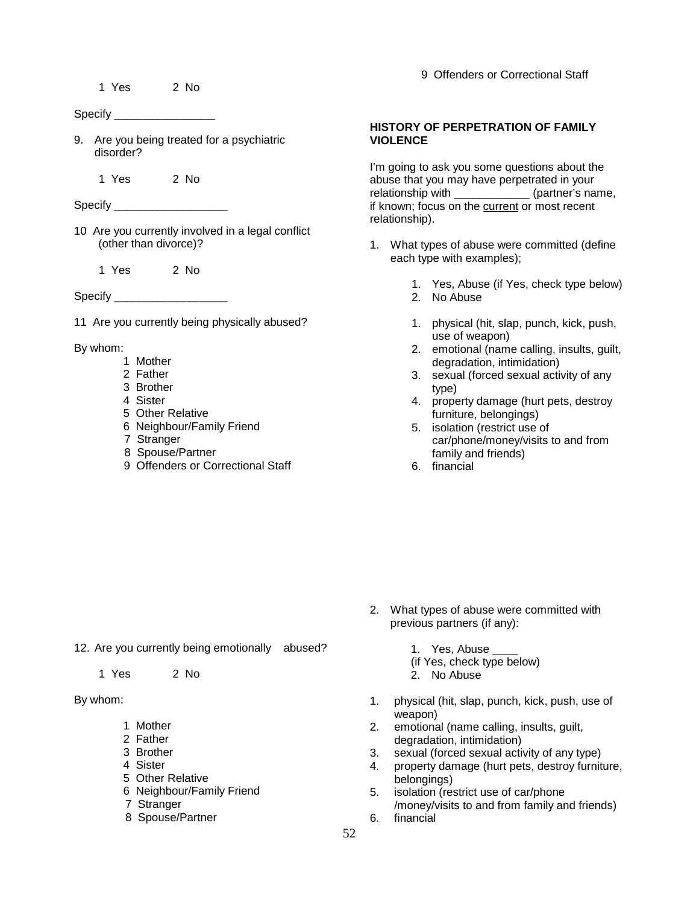1 Yes 2 No

Specify ________________

9. Are you being treated for a psychiatric disorder?

   1 Yes 2 No

Specify __________________

10 Are you currently involved in a legal conflict (other than divorce)?

   1 Yes 2 No

Specify __________________

11 Are you currently being physically abused?

By whom:

1 Mother
2 Father
3 Brother
4 Sister
5 Other Relative
6 Neighbour/Family Friend
7 Stranger
8 Spouse/Partner
9 Offenders or Correctional Staff

12. Are you currently being emotionally abused?

   1 Yes 2 No

By whom:

1 Mother
2 Father
3 Brother
4 Sister
5 Other Relative
6 Neighbour/Family Friend
7 Stranger
8 Spouse/Partner
9 Offenders or Correctional Staff

**HISTORY OF PERPETRATION OF FAMILY VIOLENCE**

I'm going to ask you some questions about the abuse that you may have perpetrated in your relationship with ____________ (partner's name, if known; focus on the current or most recent relationship).

1. What types of abuse were committed (define each type with examples);

   1. Yes, Abuse (if Yes, check type below)
   2. No Abuse

   1. physical (hit, slap, punch, kick, push, use of weapon)
   2. emotional (name calling, insults, guilt, degradation, intimidation)
   3. sexual (forced sexual activity of any type)
   4. property damage (hurt pets, destroy furniture, belongings)
   5. isolation (restrict use of car/phone/money/visits to and from family and friends)
   6. financial

2. What types of abuse were committed with previous partners (if any):

   1. Yes, Abuse ____
   (if Yes, check type below)
   2. No Abuse

1. physical (hit, slap, punch, kick, push, use of weapon)
2. emotional (name calling, insults, guilt, degradation, intimidation)
3. sexual (forced sexual activity of any type)
4. property damage (hurt pets, destroy furniture, belongings)
5. isolation (restrict use of car/phone /money/visits to and from family and friends)
6. financial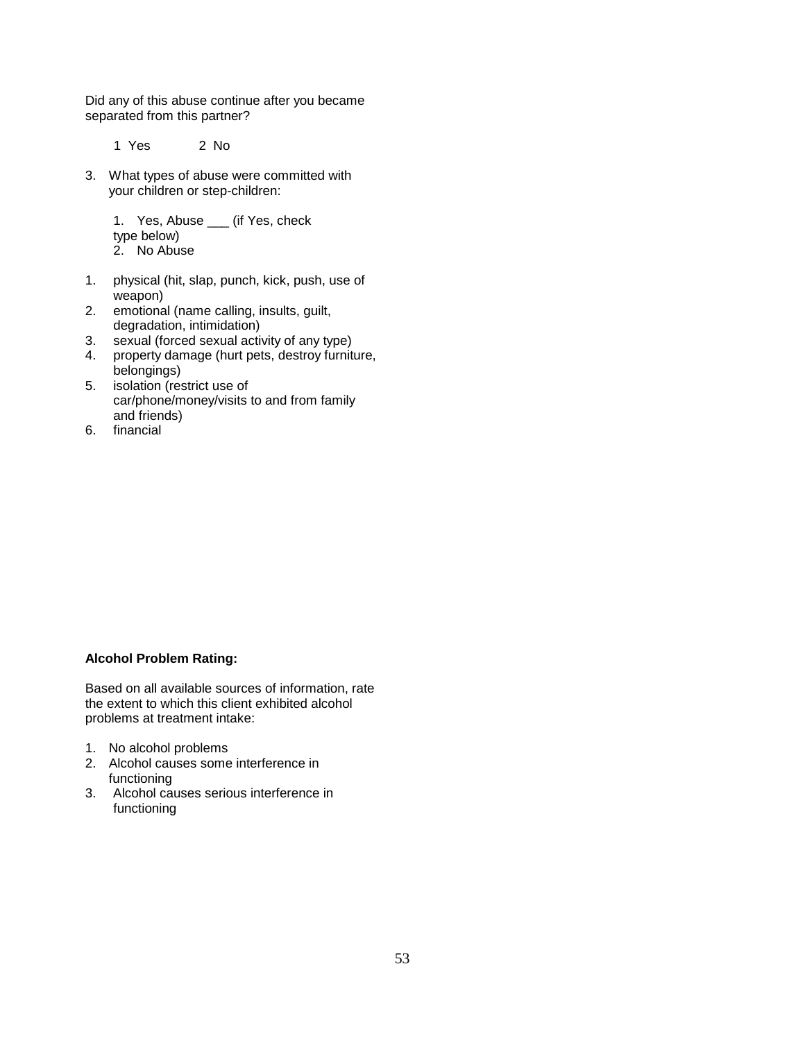Did any of this abuse continue after you became separated from this partner?

1 Yes 2 No

3. What types of abuse were committed with your children or step-children:

   1. Yes, Abuse ___ (if Yes, check type below)
   2. No Abuse

1. physical (hit, slap, punch, kick, push, use of weapon)
2. emotional (name calling, insults, guilt, degradation, intimidation)
3. sexual (forced sexual activity of any type)
4. property damage (hurt pets, destroy furniture, belongings)
5. isolation (restrict use of car/phone/money/visits to and from family and friends)
6. financial

**Alcohol Problem Rating:**

Based on all available sources of information, rate the extent to which this client exhibited alcohol problems at treatment intake:

1. No alcohol problems
2. Alcohol causes some interference in functioning
3. Alcohol causes serious interference in functioning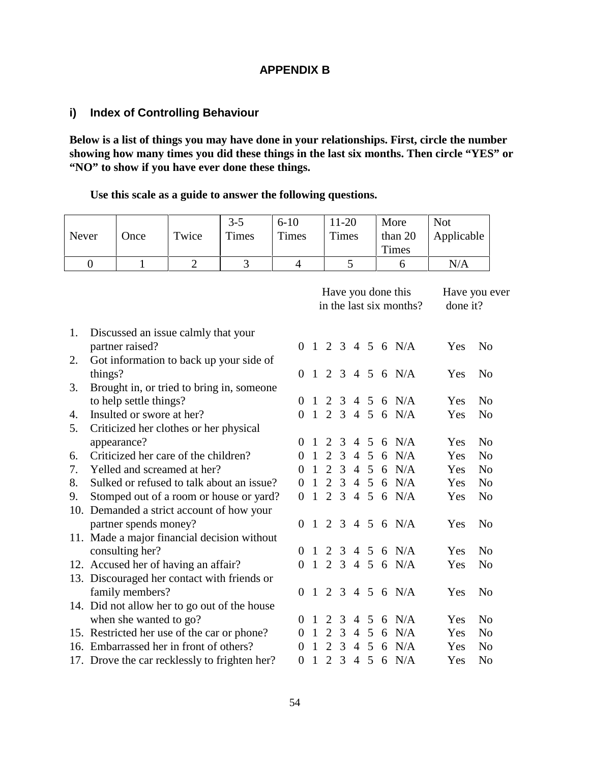## APPENDIX B

### i) Index of Controlling Behaviour

**Below is a list of things you may have done in your relationships. First, circle the number showing how many times you did these things in the last six months. Then circle "YES" or "NO" to show if you have ever done these things.**

**Use this scale as a guide to answer the following questions.**

| Never | Once | Twice | 3-5 Times | 6-10 Times | 11-20 Times | More than 20 Times | Not Applicable |
|---|---|---|---|---|---|---|---|
| 0 | 1 | 2 | 3 | 4 | 5 | 6 | N/A |

| | | Have you done this in the last six months? | Have you ever done it? |
|---|---|---|---|
| 1. | Discussed an issue calmly that your partner raised? | 0 1 2 3 4 5 6 N/A | Yes No |
| 2. | Got information to back up your side of things? | 0 1 2 3 4 5 6 N/A | Yes No |
| 3. | Brought in, or tried to bring in, someone to help settle things? | 0 1 2 3 4 5 6 N/A | Yes No |
| 4. | Insulted or swore at her? | 0 1 2 3 4 5 6 N/A | Yes No |
| 5. | Criticized her clothes or her physical appearance? | 0 1 2 3 4 5 6 N/A | Yes No |
| 6. | Criticized her care of the children? | 0 1 2 3 4 5 6 N/A | Yes No |
| 7. | Yelled and screamed at her? | 0 1 2 3 4 5 6 N/A | Yes No |
| 8. | Sulked or refused to talk about an issue? | 0 1 2 3 4 5 6 N/A | Yes No |
| 9. | Stomped out of a room or house or yard? | 0 1 2 3 4 5 6 N/A | Yes No |
| 10. | Demanded a strict account of how your partner spends money? | 0 1 2 3 4 5 6 N/A | Yes No |
| 11. | Made a major financial decision without consulting her? | 0 1 2 3 4 5 6 N/A | Yes No |
| 12. | Accused her of having an affair? | 0 1 2 3 4 5 6 N/A | Yes No |
| 13. | Discouraged her contact with friends or family members? | 0 1 2 3 4 5 6 N/A | Yes No |
| 14. | Did not allow her to go out of the house when she wanted to go? | 0 1 2 3 4 5 6 N/A | Yes No |
| 15. | Restricted her use of the car or phone? | 0 1 2 3 4 5 6 N/A | Yes No |
| 16. | Embarrassed her in front of others? | 0 1 2 3 4 5 6 N/A | Yes No |
| 17. | Drove the car recklessly to frighten her? | 0 1 2 3 4 5 6 N/A | Yes No |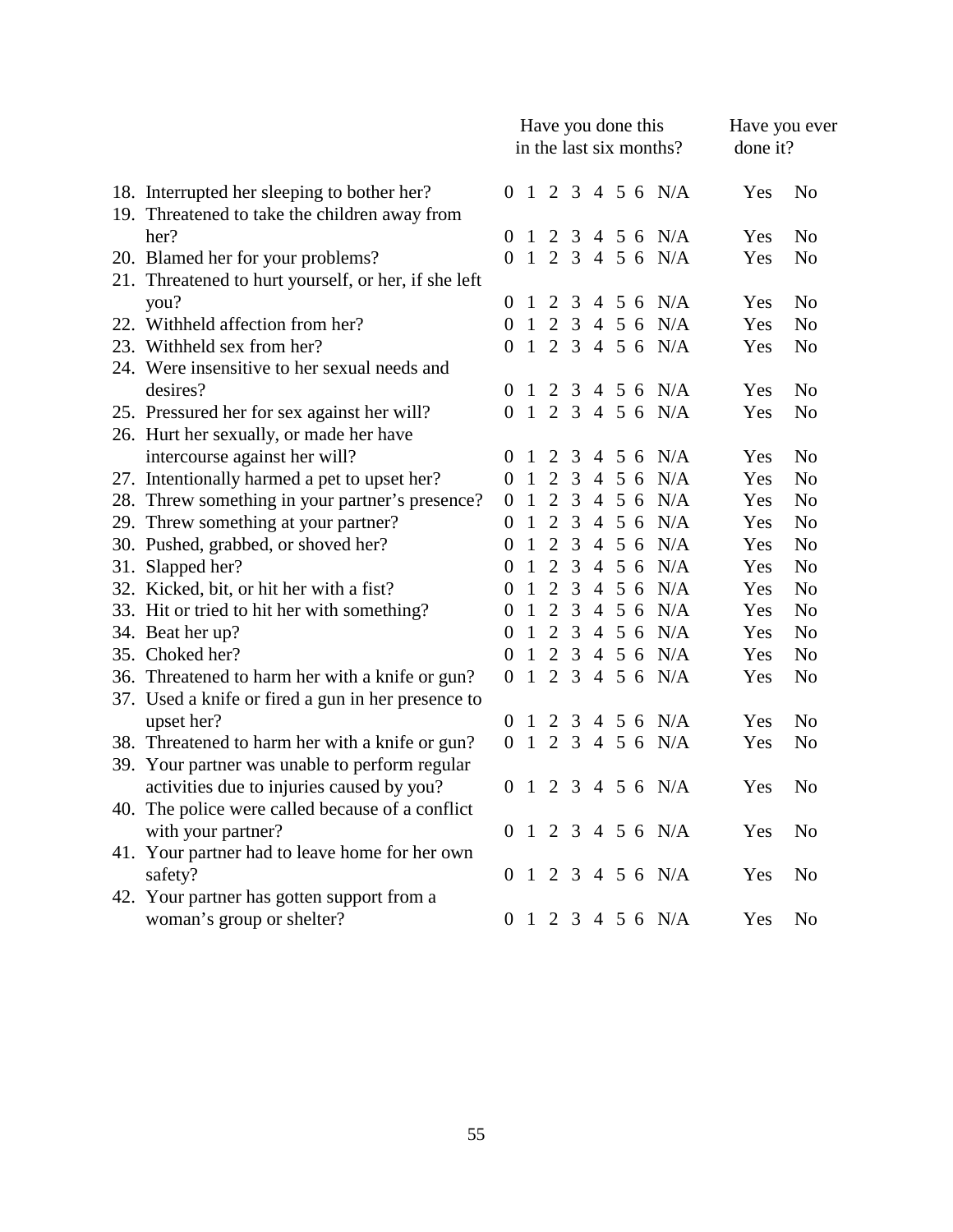| | Have you done this in the last six months? | Have you ever done it? |
|---|---|---|
| 18. Interrupted her sleeping to bother her? | 0 1 2 3 4 5 6 N/A | Yes No |
| 19. Threatened to take the children away from her? | 0 1 2 3 4 5 6 N/A | Yes No |
| 20. Blamed her for your problems? | 0 1 2 3 4 5 6 N/A | Yes No |
| 21. Threatened to hurt yourself, or her, if she left you? | 0 1 2 3 4 5 6 N/A | Yes No |
| 22. Withheld affection from her? | 0 1 2 3 4 5 6 N/A | Yes No |
| 23. Withheld sex from her? | 0 1 2 3 4 5 6 N/A | Yes No |
| 24. Were insensitive to her sexual needs and desires? | 0 1 2 3 4 5 6 N/A | Yes No |
| 25. Pressured her for sex against her will? | 0 1 2 3 4 5 6 N/A | Yes No |
| 26. Hurt her sexually, or made her have intercourse against her will? | 0 1 2 3 4 5 6 N/A | Yes No |
| 27. Intentionally harmed a pet to upset her? | 0 1 2 3 4 5 6 N/A | Yes No |
| 28. Threw something in your partner's presence? | 0 1 2 3 4 5 6 N/A | Yes No |
| 29. Threw something at your partner? | 0 1 2 3 4 5 6 N/A | Yes No |
| 30. Pushed, grabbed, or shoved her? | 0 1 2 3 4 5 6 N/A | Yes No |
| 31. Slapped her? | 0 1 2 3 4 5 6 N/A | Yes No |
| 32. Kicked, bit, or hit her with a fist? | 0 1 2 3 4 5 6 N/A | Yes No |
| 33. Hit or tried to hit her with something? | 0 1 2 3 4 5 6 N/A | Yes No |
| 34. Beat her up? | 0 1 2 3 4 5 6 N/A | Yes No |
| 35. Choked her? | 0 1 2 3 4 5 6 N/A | Yes No |
| 36. Threatened to harm her with a knife or gun? | 0 1 2 3 4 5 6 N/A | Yes No |
| 37. Used a knife or fired a gun in her presence to upset her? | 0 1 2 3 4 5 6 N/A | Yes No |
| 38. Threatened to harm her with a knife or gun? | 0 1 2 3 4 5 6 N/A | Yes No |
| 39. Your partner was unable to perform regular activities due to injuries caused by you? | 0 1 2 3 4 5 6 N/A | Yes No |
| 40. The police were called because of a conflict with your partner? | 0 1 2 3 4 5 6 N/A | Yes No |
| 41. Your partner had to leave home for her own safety? | 0 1 2 3 4 5 6 N/A | Yes No |
| 42. Your partner has gotten support from a woman's group or shelter? | 0 1 2 3 4 5 6 N/A | Yes No |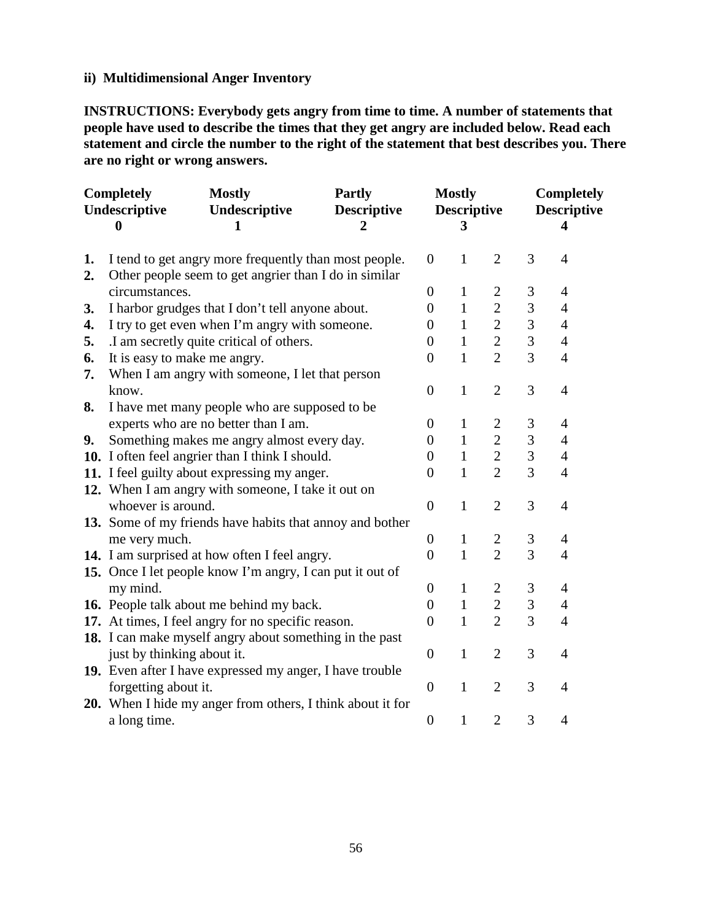**ii) Multidimensional Anger Inventory**

**INSTRUCTIONS: Everybody gets angry from time to time. A number of statements that people have used to describe the times that they get angry are included below. Read each statement and circle the number to the right of the statement that best describes you. There are no right or wrong answers.**

| Completely Undescriptive | Mostly Undescriptive | Partly Descriptive | Mostly Descriptive | Completely Descriptive |
|---|---|---|---|---|
| **0** | **1** | **2** | **3** | **4** |

| | Statement | | | | | |
|---|---|---|---|---|---|---|
| **1.** | I tend to get angry more frequently than most people. | 0 | 1 | 2 | 3 | 4 |
| **2.** | Other people seem to get angrier than I do in similar circumstances. | 0 | 1 | 2 | 3 | 4 |
| **3.** | I harbor grudges that I don't tell anyone about. | 0 | 1 | 2 | 3 | 4 |
| **4.** | I try to get even when I'm angry with someone. | 0 | 1 | 2 | 3 | 4 |
| **5.** | .I am secretly quite critical of others. | 0 | 1 | 2 | 3 | 4 |
| **6.** | It is easy to make me angry. | 0 | 1 | 2 | 3 | 4 |
| **7.** | When I am angry with someone, I let that person know. | 0 | 1 | 2 | 3 | 4 |
| **8.** | I have met many people who are supposed to be experts who are no better than I am. | 0 | 1 | 2 | 3 | 4 |
| **9.** | Something makes me angry almost every day. | 0 | 1 | 2 | 3 | 4 |
| **10.** | I often feel angrier than I think I should. | 0 | 1 | 2 | 3 | 4 |
| **11.** | I feel guilty about expressing my anger. | 0 | 1 | 2 | 3 | 4 |
| **12.** | When I am angry with someone, I take it out on whoever is around. | 0 | 1 | 2 | 3 | 4 |
| **13.** | Some of my friends have habits that annoy and bother me very much. | 0 | 1 | 2 | 3 | 4 |
| **14.** | I am surprised at how often I feel angry. | 0 | 1 | 2 | 3 | 4 |
| **15.** | Once I let people know I'm angry, I can put it out of my mind. | 0 | 1 | 2 | 3 | 4 |
| **16.** | People talk about me behind my back. | 0 | 1 | 2 | 3 | 4 |
| **17.** | At times, I feel angry for no specific reason. | 0 | 1 | 2 | 3 | 4 |
| **18.** | I can make myself angry about something in the past just by thinking about it. | 0 | 1 | 2 | 3 | 4 |
| **19.** | Even after I have expressed my anger, I have trouble forgetting about it. | 0 | 1 | 2 | 3 | 4 |
| **20.** | When I hide my anger from others, I think about it for a long time. | 0 | 1 | 2 | 3 | 4 |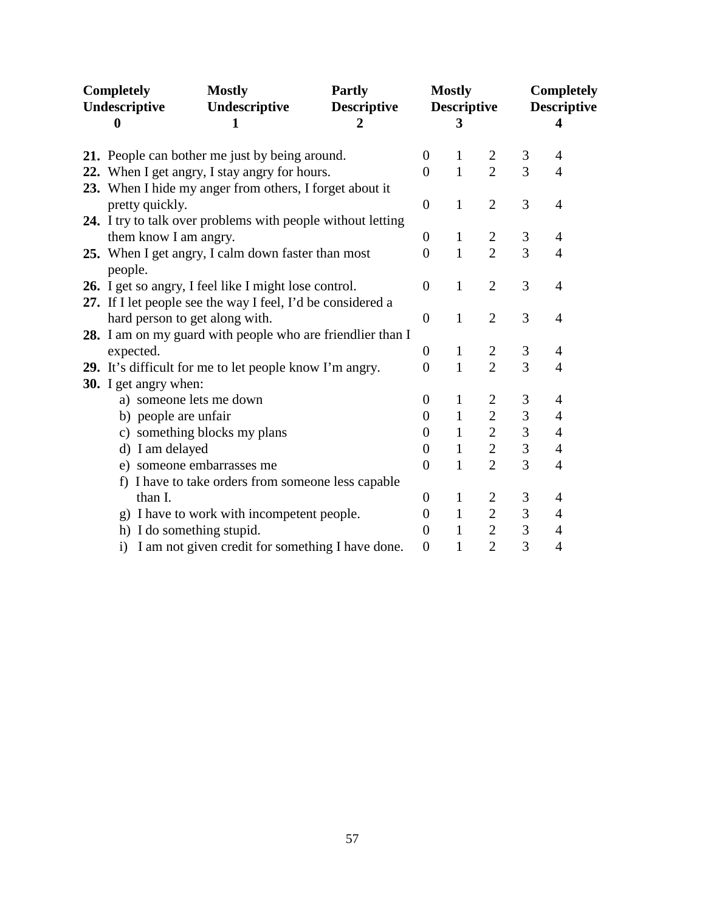| Completely Undescriptive | Mostly Undescriptive | Partly Descriptive | Mostly Descriptive | Completely Descriptive |
|---|---|---|---|---|
| **0** | **1** | **2** | **3** | **4** |

| Item | | | | | |
|---|---|---|---|---|---|
| **21.** People can bother me just by being around. | 0 | 1 | 2 | 3 | 4 |
| **22.** When I get angry, I stay angry for hours. | 0 | 1 | 2 | 3 | 4 |
| **23.** When I hide my anger from others, I forget about it pretty quickly. | 0 | 1 | 2 | 3 | 4 |
| **24.** I try to talk over problems with people without letting them know I am angry. | 0 | 1 | 2 | 3 | 4 |
| **25.** When I get angry, I calm down faster than most people. | 0 | 1 | 2 | 3 | 4 |
| **26.** I get so angry, I feel like I might lose control. | 0 | 1 | 2 | 3 | 4 |
| **27.** If I let people see the way I feel, I'd be considered a hard person to get along with. | 0 | 1 | 2 | 3 | 4 |
| **28.** I am on my guard with people who are friendlier than I expected. | 0 | 1 | 2 | 3 | 4 |
| **29.** It's difficult for me to let people know I'm angry. | 0 | 1 | 2 | 3 | 4 |
| **30.** I get angry when: | | | | | |
| a) someone lets me down | 0 | 1 | 2 | 3 | 4 |
| b) people are unfair | 0 | 1 | 2 | 3 | 4 |
| c) something blocks my plans | 0 | 1 | 2 | 3 | 4 |
| d) I am delayed | 0 | 1 | 2 | 3 | 4 |
| e) someone embarrasses me | 0 | 1 | 2 | 3 | 4 |
| f) I have to take orders from someone less capable than I. | 0 | 1 | 2 | 3 | 4 |
| g) I have to work with incompetent people. | 0 | 1 | 2 | 3 | 4 |
| h) I do something stupid. | 0 | 1 | 2 | 3 | 4 |
| i) I am not given credit for something I have done. | 0 | 1 | 2 | 3 | 4 |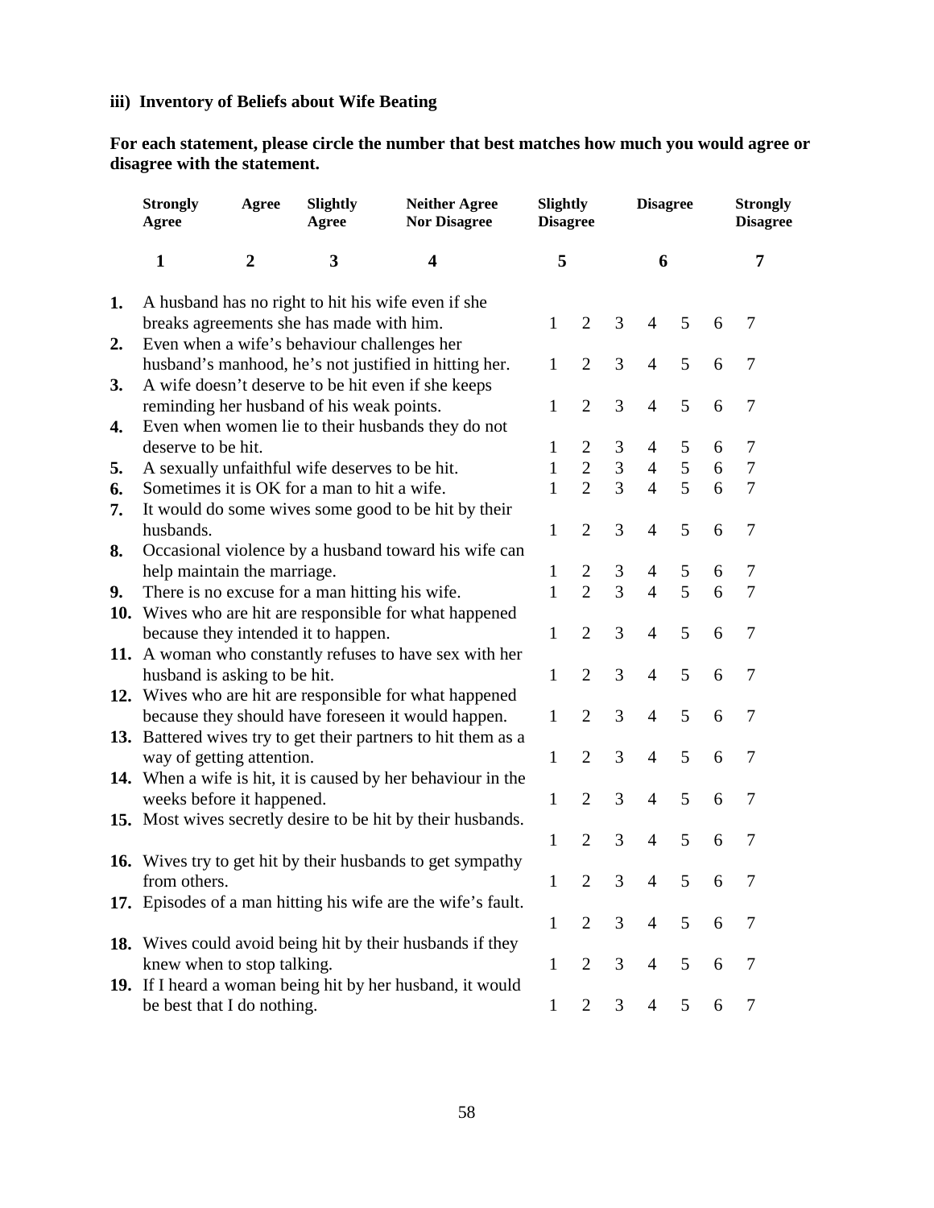### iii) Inventory of Beliefs about Wife Beating

**For each statement, please circle the number that best matches how much you would agree or disagree with the statement.**

| Strongly Agree | Agree | Slightly Agree | Neither Agree Nor Disagree | Slightly Disagree | Disagree | Strongly Disagree |
|---|---|---|---|---|---|---|
| **1** | **2** | **3** | **4** | **5** | **6** | **7** |

| | Statement | | | | | | | |
|---|---|---|---|---|---|---|---|---|
| **1.** | A husband has no right to hit his wife even if she breaks agreements she has made with him. | 1 | 2 | 3 | 4 | 5 | 6 | 7 |
| **2.** | Even when a wife's behaviour challenges her husband's manhood, he's not justified in hitting her. | 1 | 2 | 3 | 4 | 5 | 6 | 7 |
| **3.** | A wife doesn't deserve to be hit even if she keeps reminding her husband of his weak points. | 1 | 2 | 3 | 4 | 5 | 6 | 7 |
| **4.** | Even when women lie to their husbands they do not deserve to be hit. | 1 | 2 | 3 | 4 | 5 | 6 | 7 |
| **5.** | A sexually unfaithful wife deserves to be hit. | 1 | 2 | 3 | 4 | 5 | 6 | 7 |
| **6.** | Sometimes it is OK for a man to hit a wife. | 1 | 2 | 3 | 4 | 5 | 6 | 7 |
| **7.** | It would do some wives some good to be hit by their husbands. | 1 | 2 | 3 | 4 | 5 | 6 | 7 |
| **8.** | Occasional violence by a husband toward his wife can help maintain the marriage. | 1 | 2 | 3 | 4 | 5 | 6 | 7 |
| **9.** | There is no excuse for a man hitting his wife. | 1 | 2 | 3 | 4 | 5 | 6 | 7 |
| **10.** | Wives who are hit are responsible for what happened because they intended it to happen. | 1 | 2 | 3 | 4 | 5 | 6 | 7 |
| **11.** | A woman who constantly refuses to have sex with her husband is asking to be hit. | 1 | 2 | 3 | 4 | 5 | 6 | 7 |
| **12.** | Wives who are hit are responsible for what happened because they should have foreseen it would happen. | 1 | 2 | 3 | 4 | 5 | 6 | 7 |
| **13.** | Battered wives try to get their partners to hit them as a way of getting attention. | 1 | 2 | 3 | 4 | 5 | 6 | 7 |
| **14.** | When a wife is hit, it is caused by her behaviour in the weeks before it happened. | 1 | 2 | 3 | 4 | 5 | 6 | 7 |
| **15.** | Most wives secretly desire to be hit by their husbands. | 1 | 2 | 3 | 4 | 5 | 6 | 7 |
| **16.** | Wives try to get hit by their husbands to get sympathy from others. | 1 | 2 | 3 | 4 | 5 | 6 | 7 |
| **17.** | Episodes of a man hitting his wife are the wife's fault. | 1 | 2 | 3 | 4 | 5 | 6 | 7 |
| **18.** | Wives could avoid being hit by their husbands if they knew when to stop talking. | 1 | 2 | 3 | 4 | 5 | 6 | 7 |
| **19.** | If I heard a woman being hit by her husband, it would be best that I do nothing. | 1 | 2 | 3 | 4 | 5 | 6 | 7 |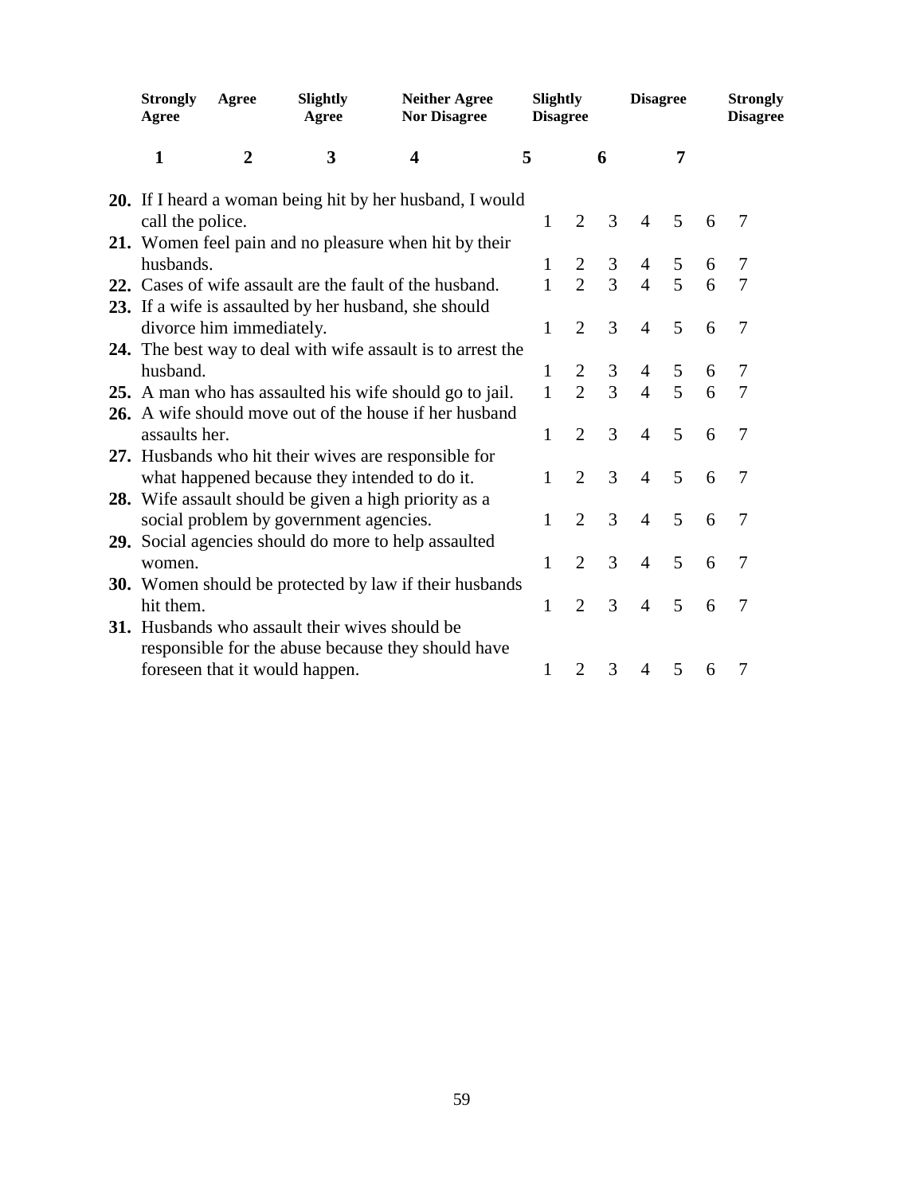| Strongly Agree | Agree | Slightly Agree | Neither Agree Nor Disagree | Slightly Disagree | Disagree | Strongly Disagree |
|---|---|---|---|---|---|---|
| **1** | **2** | **3** | **4** | **5** | **6** | **7** |

| | Item | | | | | | | |
|---|---|---|---|---|---|---|---|---|
| **20.** | If I heard a woman being hit by her husband, I would call the police. | 1 | 2 | 3 | 4 | 5 | 6 | 7 |
| **21.** | Women feel pain and no pleasure when hit by their husbands. | 1 | 2 | 3 | 4 | 5 | 6 | 7 |
| **22.** | Cases of wife assault are the fault of the husband. | 1 | 2 | 3 | 4 | 5 | 6 | 7 |
| **23.** | If a wife is assaulted by her husband, she should divorce him immediately. | 1 | 2 | 3 | 4 | 5 | 6 | 7 |
| **24.** | The best way to deal with wife assault is to arrest the husband. | 1 | 2 | 3 | 4 | 5 | 6 | 7 |
| **25.** | A man who has assaulted his wife should go to jail. | 1 | 2 | 3 | 4 | 5 | 6 | 7 |
| **26.** | A wife should move out of the house if her husband assaults her. | 1 | 2 | 3 | 4 | 5 | 6 | 7 |
| **27.** | Husbands who hit their wives are responsible for what happened because they intended to do it. | 1 | 2 | 3 | 4 | 5 | 6 | 7 |
| **28.** | Wife assault should be given a high priority as a social problem by government agencies. | 1 | 2 | 3 | 4 | 5 | 6 | 7 |
| **29.** | Social agencies should do more to help assaulted women. | 1 | 2 | 3 | 4 | 5 | 6 | 7 |
| **30.** | Women should be protected by law if their husbands hit them. | 1 | 2 | 3 | 4 | 5 | 6 | 7 |
| **31.** | Husbands who assault their wives should be responsible for the abuse because they should have foreseen that it would happen. | 1 | 2 | 3 | 4 | 5 | 6 | 7 |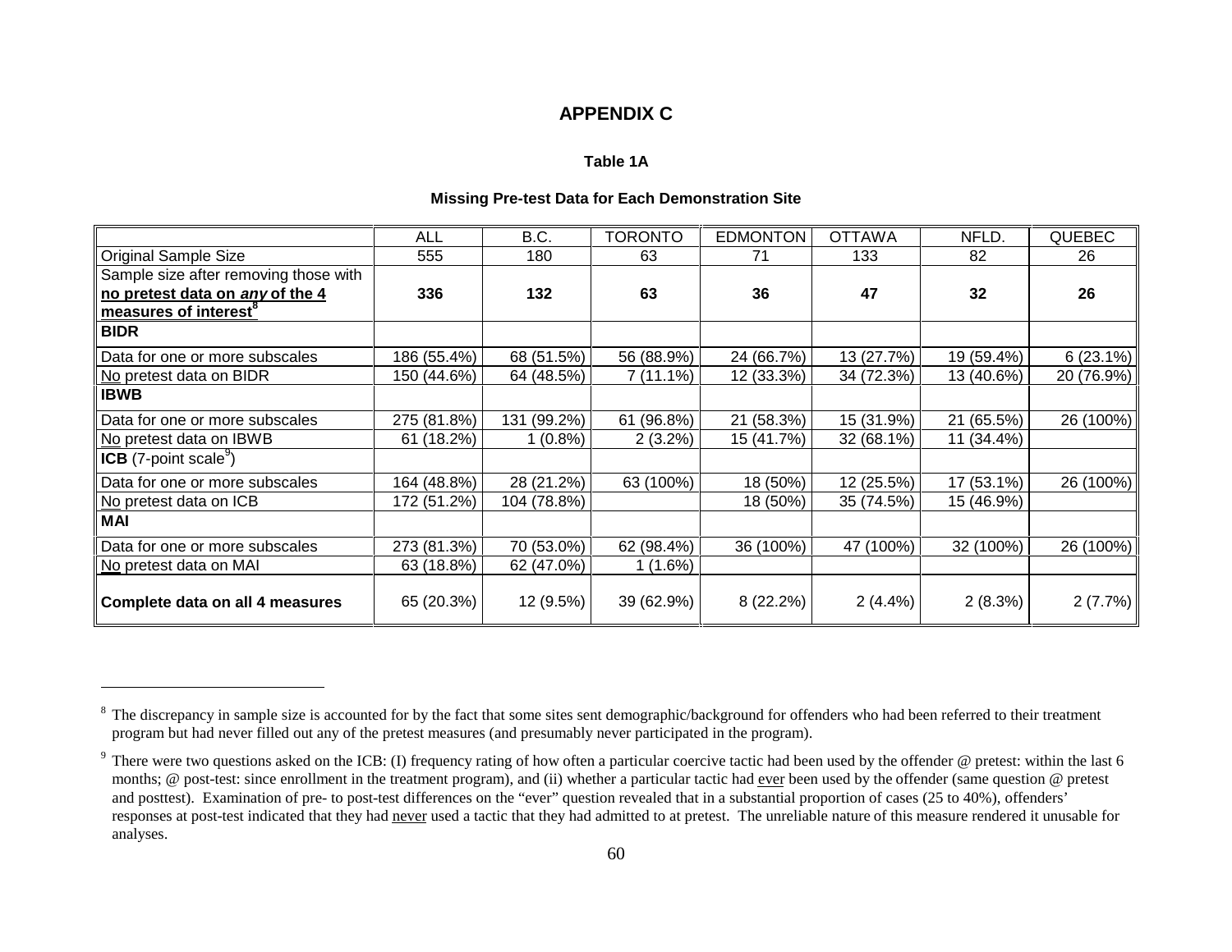# APPENDIX C

### Table 1A

### Missing Pre-test Data for Each Demonstration Site

| | ALL | B.C. | TORONTO | EDMONTON | OTTAWA | NFLD. | QUEBEC |
|---|---|---|---|---|---|---|---|
| Original Sample Size | 555 | 180 | 63 | 71 | 133 | 82 | 26 |
| Sample size after removing those with **<u>no pretest data on *any* of the 4 measures of interest</u>**[8] | **336** | **132** | **63** | **36** | **47** | **32** | **26** |
| **BIDR** | | | | | | | |
| Data for one or more subscales | 186 (55.4%) | 68 (51.5%) | 56 (88.9%) | 24 (66.7%) | 13 (27.7%) | 19 (59.4%) | 6 (23.1%) |
| <u>No</u> pretest data on BIDR | 150 (44.6%) | 64 (48.5%) | 7 (11.1%) | 12 (33.3%) | 34 (72.3%) | 13 (40.6%) | 20 (76.9%) |
| **IBWB** | | | | | | | |
| Data for one or more subscales | 275 (81.8%) | 131 (99.2%) | 61 (96.8%) | 21 (58.3%) | 15 (31.9%) | 21 (65.5%) | 26 (100%) |
| <u>No</u> pretest data on IBWB | 61 (18.2%) | 1 (0.8%) | 2 (3.2%) | 15 (41.7%) | 32 (68.1%) | 11 (34.4%) | |
| **ICB** (7-point scale[9]) | | | | | | | |
| Data for one or more subscales | 164 (48.8%) | 28 (21.2%) | 63 (100%) | 18 (50%) | 12 (25.5%) | 17 (53.1%) | 26 (100%) |
| <u>No</u> pretest data on ICB | 172 (51.2%) | 104 (78.8%) | | 18 (50%) | 35 (74.5%) | 15 (46.9%) | |
| **MAI** | | | | | | | |
| Data for one or more subscales | 273 (81.3%) | 70 (53.0%) | 62 (98.4%) | 36 (100%) | 47 (100%) | 32 (100%) | 26 (100%) |
| <u>No</u> pretest data on MAI | 63 (18.8%) | 62 (47.0%) | 1 (1.6%) | | | | |
| **Complete data on all 4 measures** | 65 (20.3%) | 12 (9.5%) | 39 (62.9%) | 8 (22.2%) | 2 (4.4%) | 2 (8.3%) | 2 (7.7%) |

---

[8] The discrepancy in sample size is accounted for by the fact that some sites sent demographic/background for offenders who had been referred to their treatment program but had never filled out any of the pretest measures (and presumably never participated in the program).

[9] There were two questions asked on the ICB: (I) frequency rating of how often a particular coercive tactic had been used by the offender @ pretest: within the last 6 months; @ post-test: since enrollment in the treatment program), and (ii) whether a particular tactic had <u>ever</u> been used by the offender (same question @ pretest and posttest). Examination of pre- to post-test differences on the "ever" question revealed that in a substantial proportion of cases (25 to 40%), offenders' responses at post-test indicated that they had <u>never</u> used a tactic that they had admitted to at pretest. The unreliable nature of this measure rendered it unusable for analyses.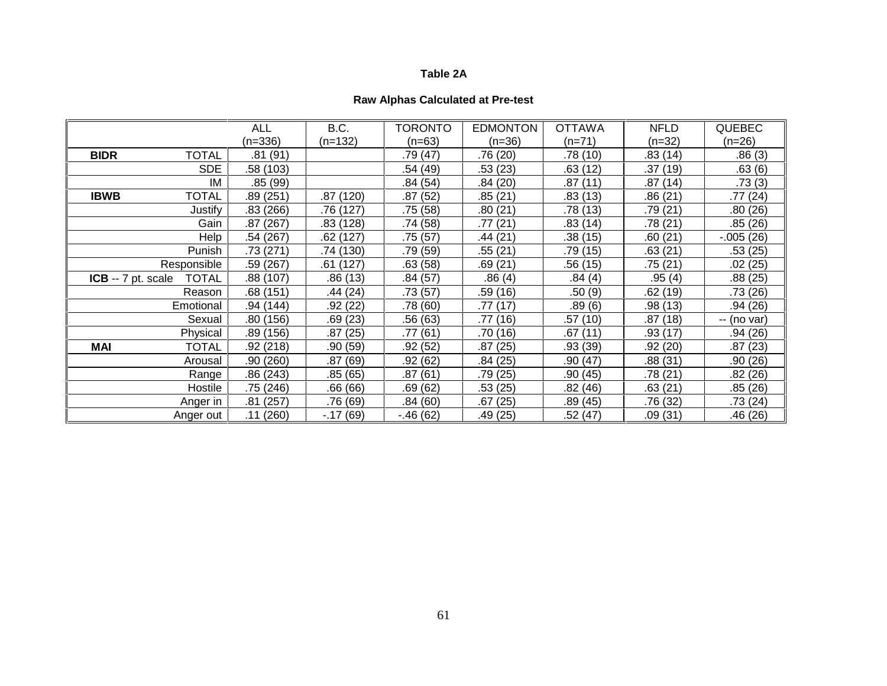### Table 2A

### Raw Alphas Calculated at Pre-test

| | | ALL (n=336) | B.C. (n=132) | TORONTO (n=63) | EDMONTON (n=36) | OTTAWA (n=71) | NFLD (n=32) | QUEBEC (n=26) |
|---|---|---|---|---|---|---|---|---|
| **BIDR** | TOTAL | .81 (91) | | .79 (47) | .76 (20) | .78 (10) | .83 (14) | .86 (3) |
| | SDE | .58 (103) | | .54 (49) | .53 (23) | .63 (12) | .37 (19) | .63 (6) |
| | IM | .85 (99) | | .84 (54) | .84 (20) | .87 (11) | .87 (14) | .73 (3) |
| **IBWB** | TOTAL | .89 (251) | .87 (120) | .87 (52) | .85 (21) | .83 (13) | .86 (21) | .77 (24) |
| | Justify | .83 (266) | .76 (127) | .75 (58) | .80 (21) | .78 (13) | .79 (21) | .80 (26) |
| | Gain | .87 (267) | .83 (128) | .74 (58) | .77 (21) | .83 (14) | .78 (21) | .85 (26) |
| | Help | .54 (267) | .62 (127) | .75 (57) | .44 (21) | .38 (15) | .60 (21) | -.005 (26) |
| | Punish | .73 (271) | .74 (130) | .79 (59) | .55 (21) | .79 (15) | .63 (21) | .53 (25) |
| | Responsible | .59 (267) | .61 (127) | .63 (58) | .69 (21) | .56 (15) | .75 (21) | .02 (25) |
| **ICB** -- 7 pt. scale | TOTAL | .88 (107) | .86 (13) | .84 (57) | .86 (4) | .84 (4) | .95 (4) | .88 (25) |
| | Reason | .68 (151) | .44 (24) | .73 (57) | .59 (16) | .50 (9) | .62 (19) | .73 (26) |
| | Emotional | .94 (144) | .92 (22) | .78 (60) | .77 (17) | .89 (6) | .98 (13) | .94 (26) |
| | Sexual | .80 (156) | .69 (23) | .56 (63) | .77 (16) | .57 (10) | .87 (18) | -- (no var) |
| | Physical | .89 (156) | .87 (25) | .77 (61) | .70 (16) | .67 (11) | .93 (17) | .94 (26) |
| **MAI** | TOTAL | .92 (218) | .90 (59) | .92 (52) | .87 (25) | .93 (39) | .92 (20) | .87 (23) |
| | Arousal | .90 (260) | .87 (69) | .92 (62) | .84 (25) | .90 (47) | .88 (31) | .90 (26) |
| | Range | .86 (243) | .85 (65) | .87 (61) | .79 (25) | .90 (45) | .78 (21) | .82 (26) |
| | Hostile | .75 (246) | .66 (66) | .69 (62) | .53 (25) | .82 (46) | .63 (21) | .85 (26) |
| | Anger in | .81 (257) | .76 (69) | .84 (60) | .67 (25) | .89 (45) | .76 (32) | .73 (24) |
| | Anger out | .11 (260) | -.17 (69) | -.46 (62) | .49 (25) | .52 (47) | .09 (31) | .46 (26) |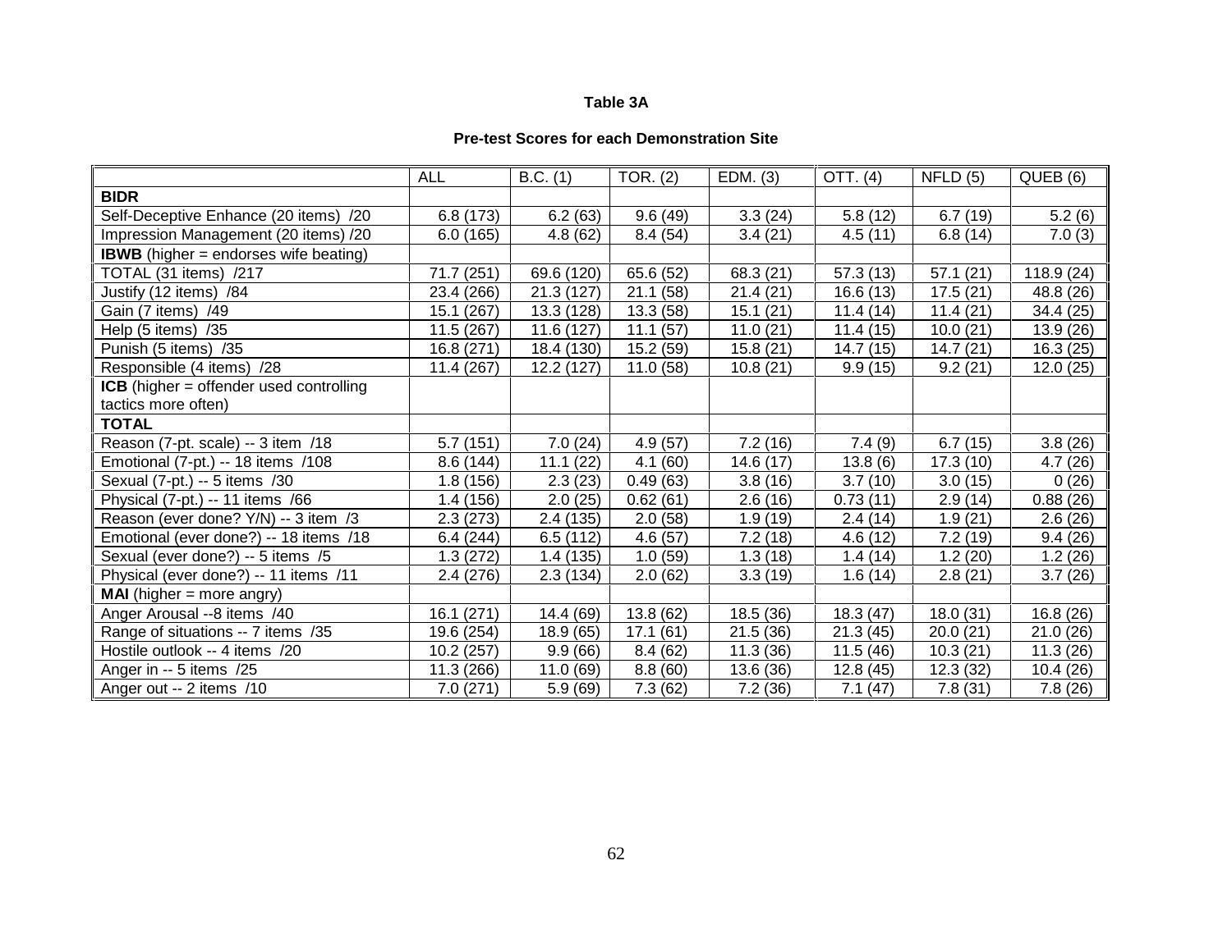**Table 3A**

**Pre-test Scores for each Demonstration Site**

| | ALL | B.C. (1) | TOR. (2) | EDM. (3) | OTT. (4) | NFLD (5) | QUEB (6) |
|---|---|---|---|---|---|---|---|
| **BIDR** | | | | | | | |
| Self-Deceptive Enhance (20 items) /20 | 6.8 (173) | 6.2 (63) | 9.6 (49) | 3.3 (24) | 5.8 (12) | 6.7 (19) | 5.2 (6) |
| Impression Management (20 items) /20 | 6.0 (165) | 4.8 (62) | 8.4 (54) | 3.4 (21) | 4.5 (11) | 6.8 (14) | 7.0 (3) |
| **IBWB** (higher = endorses wife beating) | | | | | | | |
| TOTAL (31 items) /217 | 71.7 (251) | 69.6 (120) | 65.6 (52) | 68.3 (21) | 57.3 (13) | 57.1 (21) | 118.9 (24) |
| Justify (12 items) /84 | 23.4 (266) | 21.3 (127) | 21.1 (58) | 21.4 (21) | 16.6 (13) | 17.5 (21) | 48.8 (26) |
| Gain (7 items) /49 | 15.1 (267) | 13.3 (128) | 13.3 (58) | 15.1 (21) | 11.4 (14) | 11.4 (21) | 34.4 (25) |
| Help (5 items) /35 | 11.5 (267) | 11.6 (127) | 11.1 (57) | 11.0 (21) | 11.4 (15) | 10.0 (21) | 13.9 (26) |
| Punish (5 items) /35 | 16.8 (271) | 18.4 (130) | 15.2 (59) | 15.8 (21) | 14.7 (15) | 14.7 (21) | 16.3 (25) |
| Responsible (4 items) /28 | 11.4 (267) | 12.2 (127) | 11.0 (58) | 10.8 (21) | 9.9 (15) | 9.2 (21) | 12.0 (25) |
| **ICB** (higher = offender used controlling tactics more often) | | | | | | | |
| **TOTAL** | | | | | | | |
| Reason (7-pt. scale) -- 3 item /18 | 5.7 (151) | 7.0 (24) | 4.9 (57) | 7.2 (16) | 7.4 (9) | 6.7 (15) | 3.8 (26) |
| Emotional (7-pt.) -- 18 items /108 | 8.6 (144) | 11.1 (22) | 4.1 (60) | 14.6 (17) | 13.8 (6) | 17.3 (10) | 4.7 (26) |
| Sexual (7-pt.) -- 5 items /30 | 1.8 (156) | 2.3 (23) | 0.49 (63) | 3.8 (16) | 3.7 (10) | 3.0 (15) | 0 (26) |
| Physical (7-pt.) -- 11 items /66 | 1.4 (156) | 2.0 (25) | 0.62 (61) | 2.6 (16) | 0.73 (11) | 2.9 (14) | 0.88 (26) |
| Reason (ever done? Y/N) -- 3 item /3 | 2.3 (273) | 2.4 (135) | 2.0 (58) | 1.9 (19) | 2.4 (14) | 1.9 (21) | 2.6 (26) |
| Emotional (ever done?) -- 18 items /18 | 6.4 (244) | 6.5 (112) | 4.6 (57) | 7.2 (18) | 4.6 (12) | 7.2 (19) | 9.4 (26) |
| Sexual (ever done?) -- 5 items /5 | 1.3 (272) | 1.4 (135) | 1.0 (59) | 1.3 (18) | 1.4 (14) | 1.2 (20) | 1.2 (26) |
| Physical (ever done?) -- 11 items /11 | 2.4 (276) | 2.3 (134) | 2.0 (62) | 3.3 (19) | 1.6 (14) | 2.8 (21) | 3.7 (26) |
| **MAI** (higher = more angry) | | | | | | | |
| Anger Arousal --8 items /40 | 16.1 (271) | 14.4 (69) | 13.8 (62) | 18.5 (36) | 18.3 (47) | 18.0 (31) | 16.8 (26) |
| Range of situations -- 7 items /35 | 19.6 (254) | 18.9 (65) | 17.1 (61) | 21.5 (36) | 21.3 (45) | 20.0 (21) | 21.0 (26) |
| Hostile outlook -- 4 items /20 | 10.2 (257) | 9.9 (66) | 8.4 (62) | 11.3 (36) | 11.5 (46) | 10.3 (21) | 11.3 (26) |
| Anger in -- 5 items /25 | 11.3 (266) | 11.0 (69) | 8.8 (60) | 13.6 (36) | 12.8 (45) | 12.3 (32) | 10.4 (26) |
| Anger out -- 2 items /10 | 7.0 (271) | 5.9 (69) | 7.3 (62) | 7.2 (36) | 7.1 (47) | 7.8 (31) | 7.8 (26) |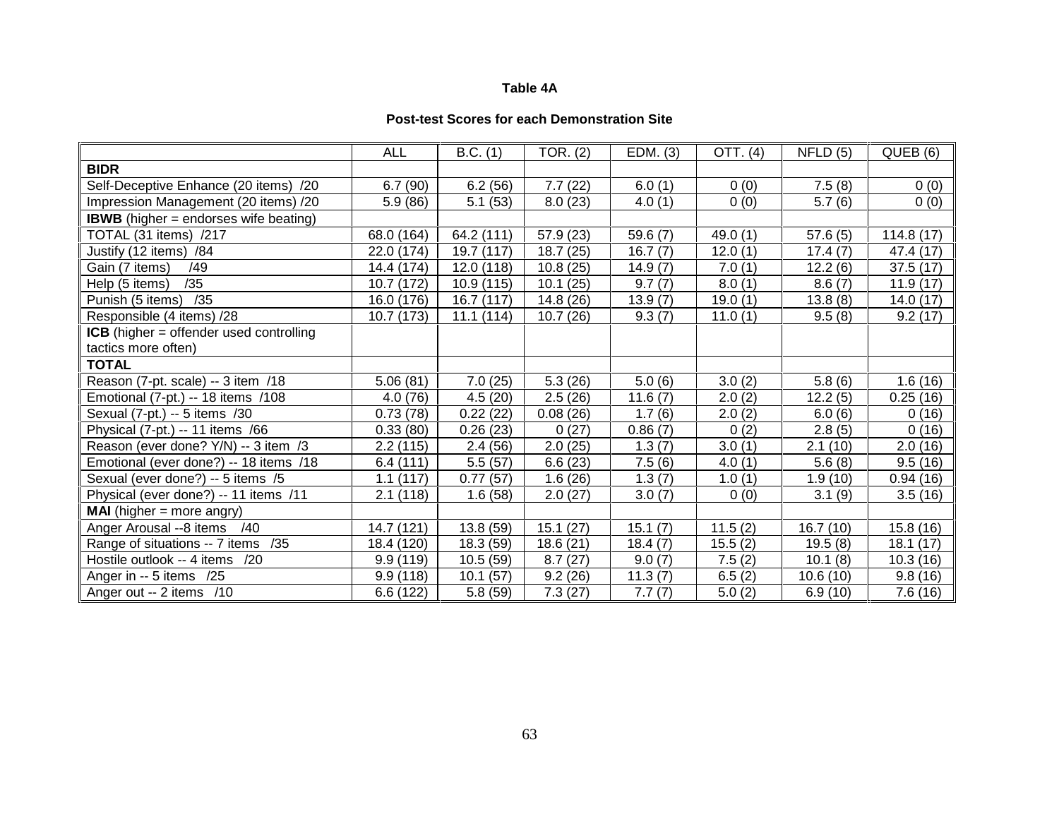**Table 4A**

**Post-test Scores for each Demonstration Site**

| | ALL | B.C. (1) | TOR. (2) | EDM. (3) | OTT. (4) | NFLD (5) | QUEB (6) |
|---|---|---|---|---|---|---|---|
| **BIDR** | | | | | | | |
| Self-Deceptive Enhance (20 items) /20 | 6.7 (90) | 6.2 (56) | 7.7 (22) | 6.0 (1) | 0 (0) | 7.5 (8) | 0 (0) |
| Impression Management (20 items) /20 | 5.9 (86) | 5.1 (53) | 8.0 (23) | 4.0 (1) | 0 (0) | 5.7 (6) | 0 (0) |
| **IBWB** (higher = endorses wife beating) | | | | | | | |
| TOTAL (31 items) /217 | 68.0 (164) | 64.2 (111) | 57.9 (23) | 59.6 (7) | 49.0 (1) | 57.6 (5) | 114.8 (17) |
| Justify (12 items) /84 | 22.0 (174) | 19.7 (117) | 18.7 (25) | 16.7 (7) | 12.0 (1) | 17.4 (7) | 47.4 (17) |
| Gain (7 items) /49 | 14.4 (174) | 12.0 (118) | 10.8 (25) | 14.9 (7) | 7.0 (1) | 12.2 (6) | 37.5 (17) |
| Help (5 items) /35 | 10.7 (172) | 10.9 (115) | 10.1 (25) | 9.7 (7) | 8.0 (1) | 8.6 (7) | 11.9 (17) |
| Punish (5 items) /35 | 16.0 (176) | 16.7 (117) | 14.8 (26) | 13.9 (7) | 19.0 (1) | 13.8 (8) | 14.0 (17) |
| Responsible (4 items) /28 | 10.7 (173) | 11.1 (114) | 10.7 (26) | 9.3 (7) | 11.0 (1) | 9.5 (8) | 9.2 (17) |
| **ICB** (higher = offender used controlling tactics more often) | | | | | | | |
| **TOTAL** | | | | | | | |
| Reason (7-pt. scale) -- 3 item /18 | 5.06 (81) | 7.0 (25) | 5.3 (26) | 5.0 (6) | 3.0 (2) | 5.8 (6) | 1.6 (16) |
| Emotional (7-pt.) -- 18 items /108 | 4.0 (76) | 4.5 (20) | 2.5 (26) | 11.6 (7) | 2.0 (2) | 12.2 (5) | 0.25 (16) |
| Sexual (7-pt.) -- 5 items /30 | 0.73 (78) | 0.22 (22) | 0.08 (26) | 1.7 (6) | 2.0 (2) | 6.0 (6) | 0 (16) |
| Physical (7-pt.) -- 11 items /66 | 0.33 (80) | 0.26 (23) | 0 (27) | 0.86 (7) | 0 (2) | 2.8 (5) | 0 (16) |
| Reason (ever done? Y/N) -- 3 item /3 | 2.2 (115) | 2.4 (56) | 2.0 (25) | 1.3 (7) | 3.0 (1) | 2.1 (10) | 2.0 (16) |
| Emotional (ever done?) -- 18 items /18 | 6.4 (111) | 5.5 (57) | 6.6 (23) | 7.5 (6) | 4.0 (1) | 5.6 (8) | 9.5 (16) |
| Sexual (ever done?) -- 5 items /5 | 1.1 (117) | 0.77 (57) | 1.6 (26) | 1.3 (7) | 1.0 (1) | 1.9 (10) | 0.94 (16) |
| Physical (ever done?) -- 11 items /11 | 2.1 (118) | 1.6 (58) | 2.0 (27) | 3.0 (7) | 0 (0) | 3.1 (9) | 3.5 (16) |
| **MAI** (higher = more angry) | | | | | | | |
| Anger Arousal --8 items /40 | 14.7 (121) | 13.8 (59) | 15.1 (27) | 15.1 (7) | 11.5 (2) | 16.7 (10) | 15.8 (16) |
| Range of situations -- 7 items /35 | 18.4 (120) | 18.3 (59) | 18.6 (21) | 18.4 (7) | 15.5 (2) | 19.5 (8) | 18.1 (17) |
| Hostile outlook -- 4 items /20 | 9.9 (119) | 10.5 (59) | 8.7 (27) | 9.0 (7) | 7.5 (2) | 10.1 (8) | 10.3 (16) |
| Anger in -- 5 items /25 | 9.9 (118) | 10.1 (57) | 9.2 (26) | 11.3 (7) | 6.5 (2) | 10.6 (10) | 9.8 (16) |
| Anger out -- 2 items /10 | 6.6 (122) | 5.8 (59) | 7.3 (27) | 7.7 (7) | 5.0 (2) | 6.9 (10) | 7.6 (16) |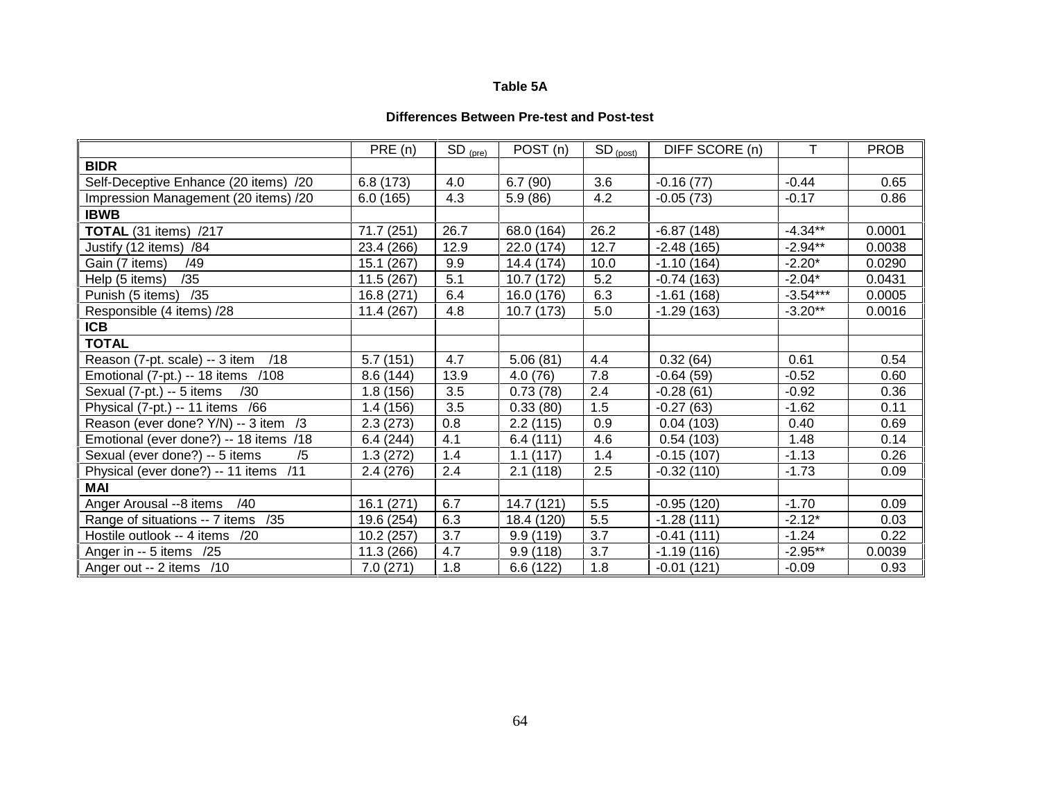**Table 5A**

**Differences Between Pre-test and Post-test**

| | PRE (n) | SD $_{(pre)}$ | POST (n) | SD $_{(post)}$ | DIFF SCORE (n) | T | PROB |
|---|---|---|---|---|---|---|---|
| **BIDR** | | | | | | | |
| Self-Deceptive Enhance (20 items) /20 | 6.8 (173) | 4.0 | 6.7 (90) | 3.6 | -0.16 (77) | -0.44 | 0.65 |
| Impression Management (20 items) /20 | 6.0 (165) | 4.3 | 5.9 (86) | 4.2 | -0.05 (73) | -0.17 | 0.86 |
| **IBWB** | | | | | | | |
| **TOTAL** (31 items) /217 | 71.7 (251) | 26.7 | 68.0 (164) | 26.2 | -6.87 (148) | -4.34** | 0.0001 |
| Justify (12 items) /84 | 23.4 (266) | 12.9 | 22.0 (174) | 12.7 | -2.48 (165) | -2.94** | 0.0038 |
| Gain (7 items) /49 | 15.1 (267) | 9.9 | 14.4 (174) | 10.0 | -1.10 (164) | -2.20* | 0.0290 |
| Help (5 items) /35 | 11.5 (267) | 5.1 | 10.7 (172) | 5.2 | -0.74 (163) | -2.04* | 0.0431 |
| Punish (5 items) /35 | 16.8 (271) | 6.4 | 16.0 (176) | 6.3 | -1.61 (168) | -3.54*** | 0.0005 |
| Responsible (4 items) /28 | 11.4 (267) | 4.8 | 10.7 (173) | 5.0 | -1.29 (163) | -3.20** | 0.0016 |
| **ICB** | | | | | | | |
| **TOTAL** | | | | | | | |
| Reason (7-pt. scale) -- 3 item /18 | 5.7 (151) | 4.7 | 5.06 (81) | 4.4 | 0.32 (64) | 0.61 | 0.54 |
| Emotional (7-pt.) -- 18 items /108 | 8.6 (144) | 13.9 | 4.0 (76) | 7.8 | -0.64 (59) | -0.52 | 0.60 |
| Sexual (7-pt.) -- 5 items /30 | 1.8 (156) | 3.5 | 0.73 (78) | 2.4 | -0.28 (61) | -0.92 | 0.36 |
| Physical (7-pt.) -- 11 items /66 | 1.4 (156) | 3.5 | 0.33 (80) | 1.5 | -0.27 (63) | -1.62 | 0.11 |
| Reason (ever done? Y/N) -- 3 item /3 | 2.3 (273) | 0.8 | 2.2 (115) | 0.9 | 0.04 (103) | 0.40 | 0.69 |
| Emotional (ever done?) -- 18 items /18 | 6.4 (244) | 4.1 | 6.4 (111) | 4.6 | 0.54 (103) | 1.48 | 0.14 |
| Sexual (ever done?) -- 5 items /5 | 1.3 (272) | 1.4 | 1.1 (117) | 1.4 | -0.15 (107) | -1.13 | 0.26 |
| Physical (ever done?) -- 11 items /11 | 2.4 (276) | 2.4 | 2.1 (118) | 2.5 | -0.32 (110) | -1.73 | 0.09 |
| **MAI** | | | | | | | |
| Anger Arousal --8 items /40 | 16.1 (271) | 6.7 | 14.7 (121) | 5.5 | -0.95 (120) | -1.70 | 0.09 |
| Range of situations -- 7 items /35 | 19.6 (254) | 6.3 | 18.4 (120) | 5.5 | -1.28 (111) | -2.12* | 0.03 |
| Hostile outlook -- 4 items /20 | 10.2 (257) | 3.7 | 9.9 (119) | 3.7 | -0.41 (111) | -1.24 | 0.22 |
| Anger in -- 5 items /25 | 11.3 (266) | 4.7 | 9.9 (118) | 3.7 | -1.19 (116) | -2.95** | 0.0039 |
| Anger out -- 2 items /10 | 7.0 (271) | 1.8 | 6.6 (122) | 1.8 | -0.01 (121) | -0.09 | 0.93 |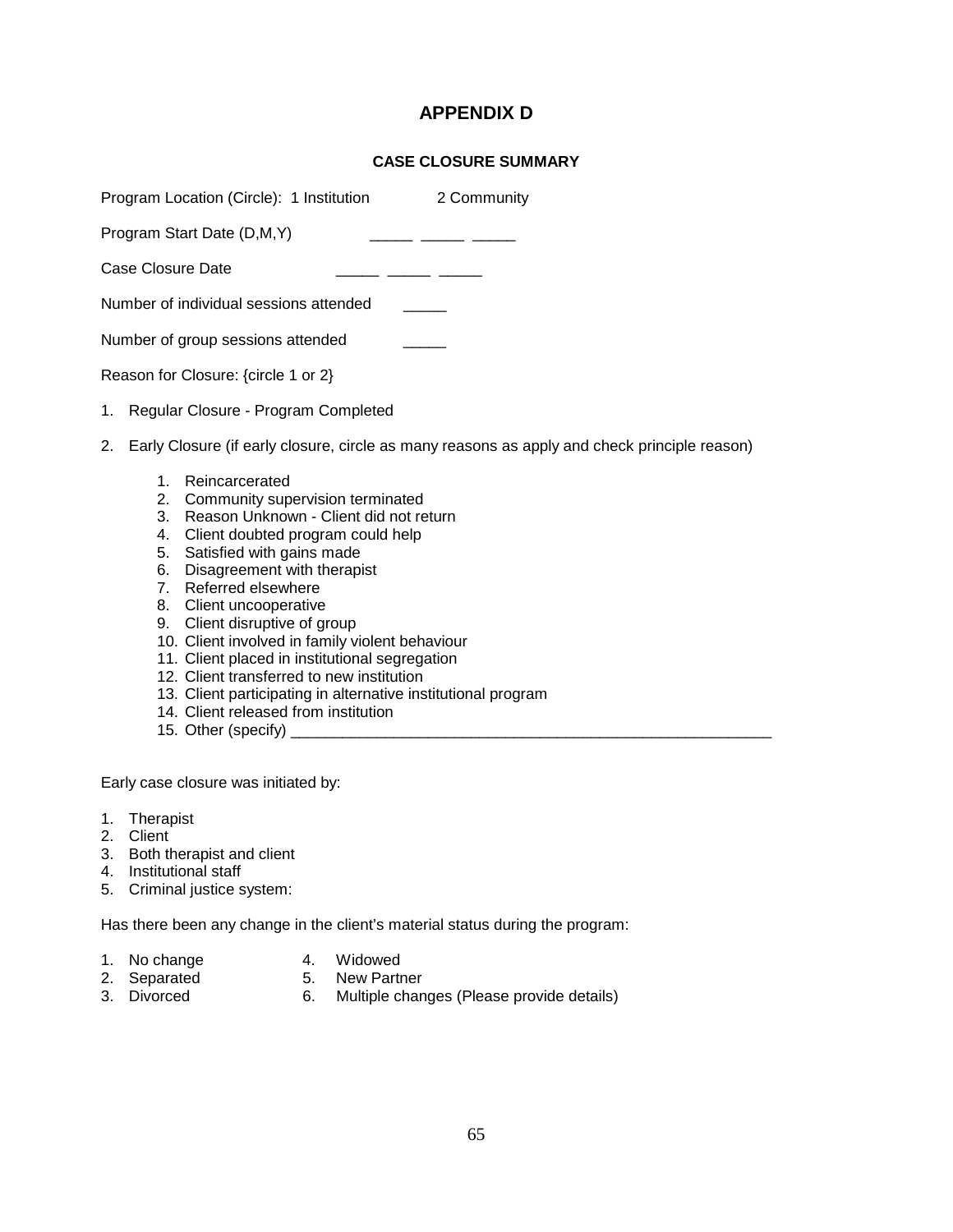# APPENDIX D

### CASE CLOSURE SUMMARY

Program Location (Circle): 1 Institution  2 Community

Program Start Date (D,M,Y)  _____ _____ _____

Case Closure Date  _____ _____ _____

Number of individual sessions attended  _____

Number of group sessions attended  _____

Reason for Closure: {circle 1 or 2}

1. Regular Closure - Program Completed
2. Early Closure (if early closure, circle as many reasons as apply and check principle reason)
    1. Reincarcerated
    2. Community supervision terminated
    3. Reason Unknown - Client did not return
    4. Client doubted program could help
    5. Satisfied with gains made
    6. Disagreement with therapist
    7. Referred elsewhere
    8. Client uncooperative
    9. Client disruptive of group
    10. Client involved in family violent behaviour
    11. Client placed in institutional segregation
    12. Client transferred to new institution
    13. Client participating in alternative institutional program
    14. Client released from institution
    15. Other (specify) ___________________________________________________________

Early case closure was initiated by:

1. Therapist
2. Client
3. Both therapist and client
4. Institutional staff
5. Criminal justice system:

Has there been any change in the client's material status during the program:

1. No change
2. Separated
3. Divorced
4. Widowed
5. New Partner
6. Multiple changes (Please provide details)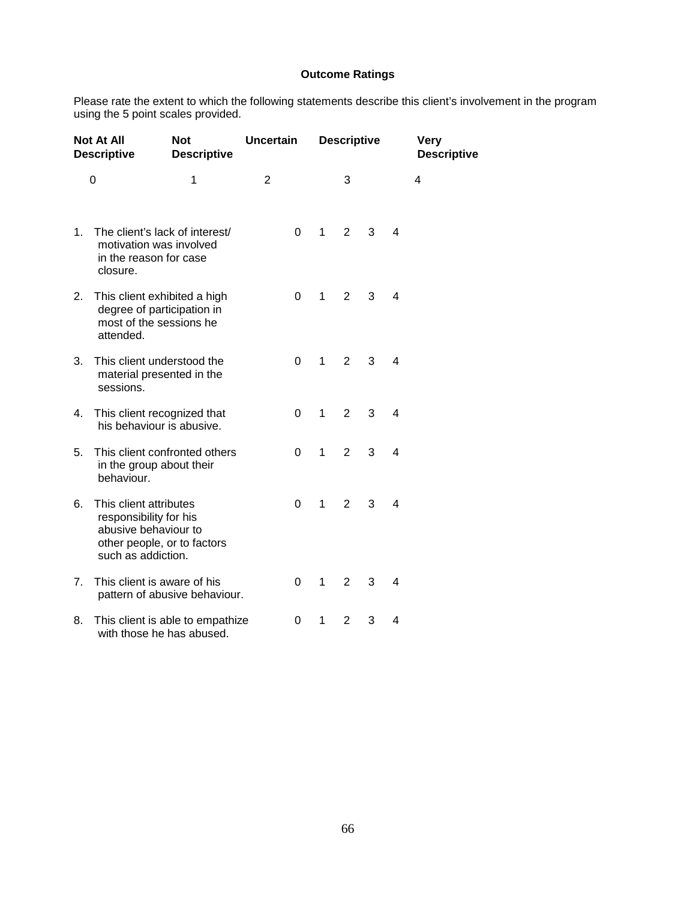# Outcome Ratings

Please rate the extent to which the following statements describe this client's involvement in the program using the 5 point scales provided.

| Not At All Descriptive | Not Descriptive | Uncertain | Descriptive | Very Descriptive |
|---|---|---|---|---|
| 0 | 1 | 2 | 3 | 4 |

| | Statement | | | | | |
|---|---|---|---|---|---|---|
| 1. | The client's lack of interest/ motivation was involved in the reason for case closure. | 0 | 1 | 2 | 3 | 4 |
| 2. | This client exhibited a high degree of participation in most of the sessions he attended. | 0 | 1 | 2 | 3 | 4 |
| 3. | This client understood the material presented in the sessions. | 0 | 1 | 2 | 3 | 4 |
| 4. | This client recognized that his behaviour is abusive. | 0 | 1 | 2 | 3 | 4 |
| 5. | This client confronted others in the group about their behaviour. | 0 | 1 | 2 | 3 | 4 |
| 6. | This client attributes responsibility for his abusive behaviour to other people, or to factors such as addiction. | 0 | 1 | 2 | 3 | 4 |
| 7. | This client is aware of his pattern of abusive behaviour. | 0 | 1 | 2 | 3 | 4 |
| 8. | This client is able to empathize with those he has abused. | 0 | 1 | 2 | 3 | 4 |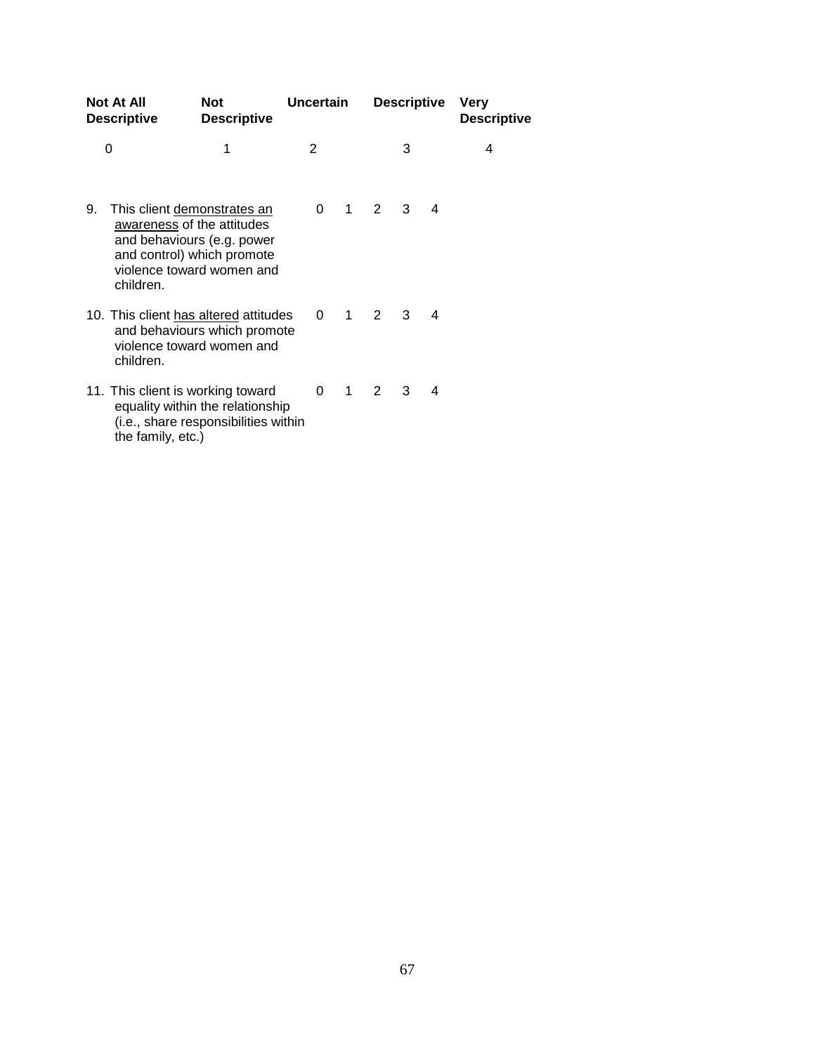| Not At All Descriptive | Not Descriptive | Uncertain | Descriptive | Very Descriptive |
|---|---|---|---|---|
| 0 | 1 | 2 | 3 | 4 |

| | | | | | |
|---|---|---|---|---|---|
| 9. This client demonstrates an awareness of the attitudes and behaviours (e.g. power and control) which promote violence toward women and children. | 0 | 1 | 2 | 3 | 4 |
| 10. This client has altered attitudes and behaviours which promote violence toward women and children. | 0 | 1 | 2 | 3 | 4 |
| 11. This client is working toward equality within the relationship (i.e., share responsibilities within the family, etc.) | 0 | 1 | 2 | 3 | 4 |